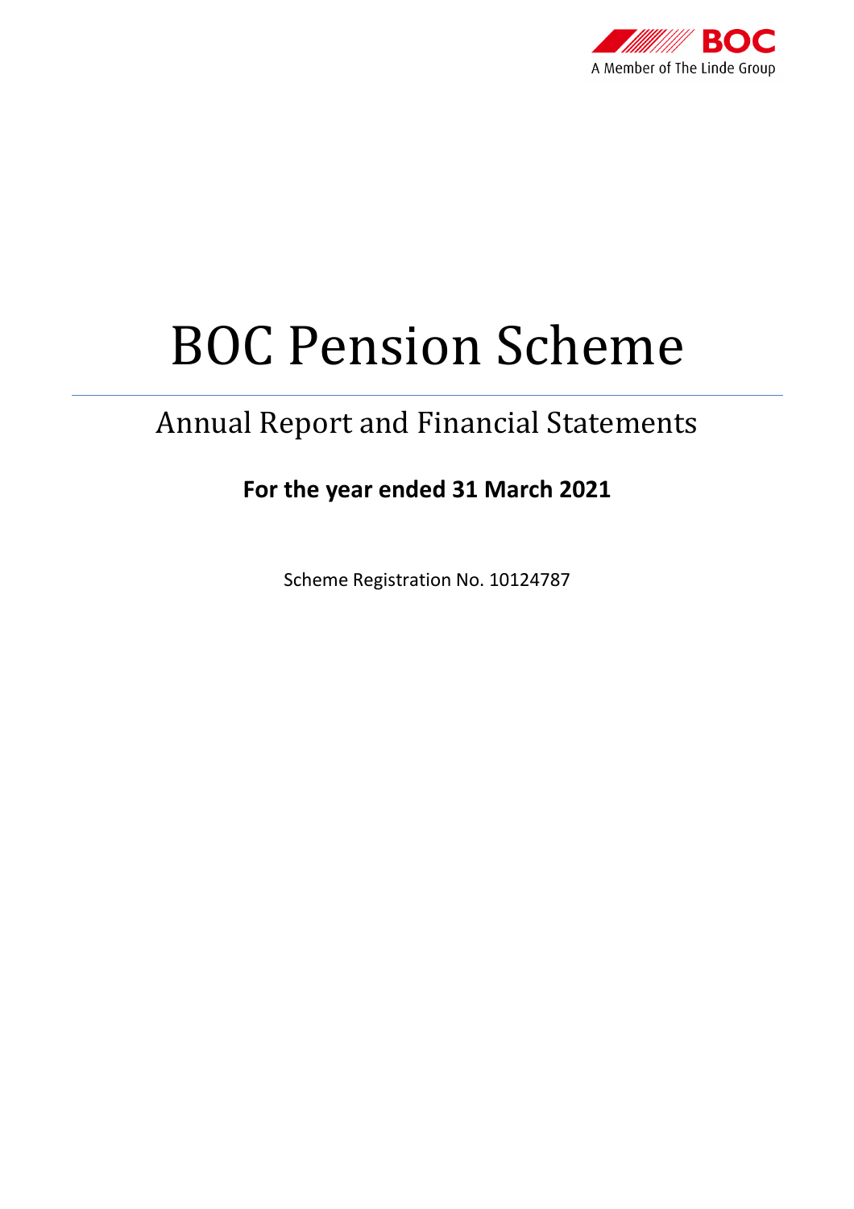BOC

A Member of The Linde Group

# BOC Pension Scheme

## Annual Report and Financial Statements

**For the year ended 31 March 2021**

Scheme Registration No. 10124787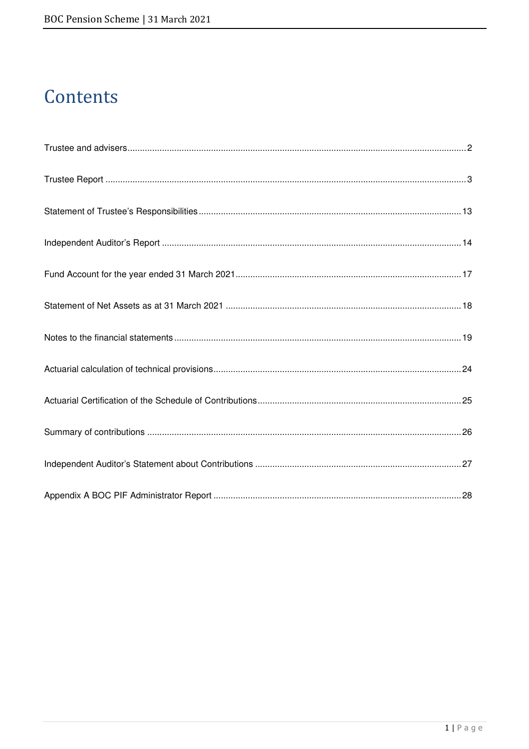# Contents

| | |
|---|---|
| Trustee and advisers | 2 |
| Trustee Report | 3 |
| Statement of Trustee's Responsibilities | 13 |
| Independent Auditor's Report | 14 |
| Fund Account for the year ended 31 March 2021 | 17 |
| Statement of Net Assets as at 31 March 2021 | 18 |
| Notes to the financial statements | 19 |
| Actuarial calculation of technical provisions | 24 |
| Actuarial Certification of the Schedule of Contributions | 25 |
| Summary of contributions | 26 |
| Independent Auditor's Statement about Contributions | 27 |
| Appendix A BOC PIF Administrator Report | 28 |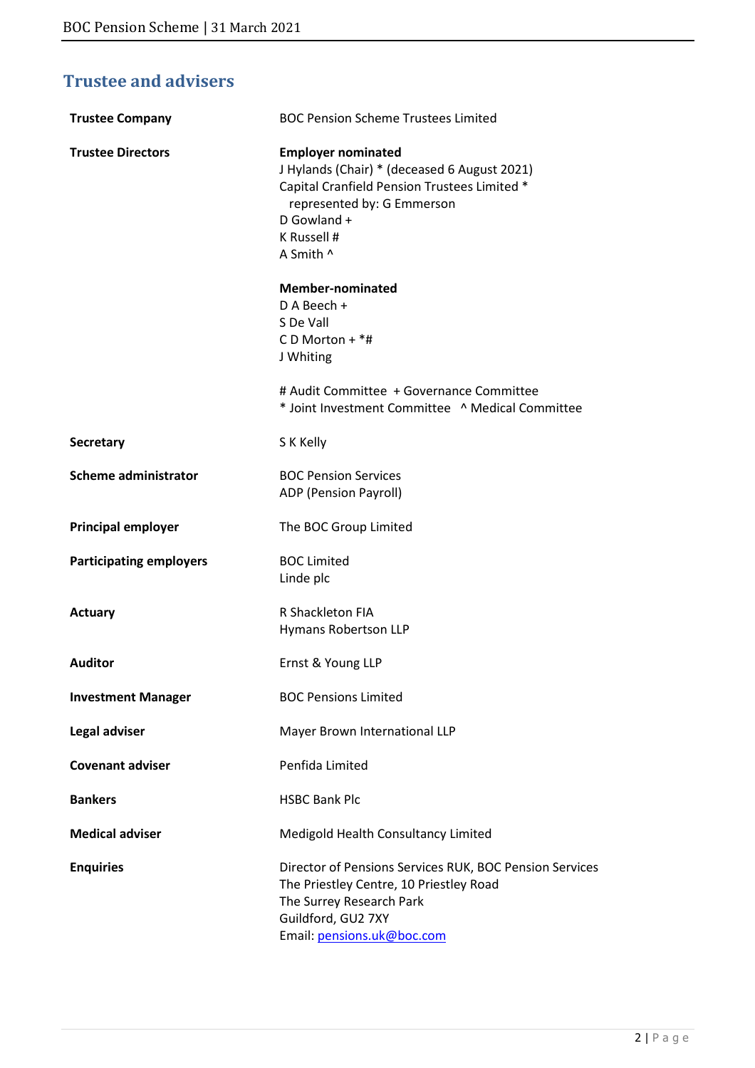## Trustee and advisers

| | |
|---|---|
| **Trustee Company** | BOC Pension Scheme Trustees Limited |
| **Trustee Directors** | **Employer nominated**<br>J Hylands (Chair) * (deceased 6 August 2021)<br>Capital Cranfield Pension Trustees Limited *<br>represented by: G Emmerson<br>D Gowland +<br>K Russell #<br>A Smith ^<br><br>**Member-nominated**<br>D A Beech +<br>S De Vall<br>C D Morton + *#<br>J Whiting<br><br># Audit Committee + Governance Committee<br>* Joint Investment Committee ^ Medical Committee |
| **Secretary** | S K Kelly |
| **Scheme administrator** | BOC Pension Services<br>ADP (Pension Payroll) |
| **Principal employer** | The BOC Group Limited |
| **Participating employers** | BOC Limited<br>Linde plc |
| **Actuary** | R Shackleton FIA<br>Hymans Robertson LLP |
| **Auditor** | Ernst & Young LLP |
| **Investment Manager** | BOC Pensions Limited |
| **Legal adviser** | Mayer Brown International LLP |
| **Covenant adviser** | Penfida Limited |
| **Bankers** | HSBC Bank Plc |
| **Medical adviser** | Medigold Health Consultancy Limited |
| **Enquiries** | Director of Pensions Services RUK, BOC Pension Services<br>The Priestley Centre, 10 Priestley Road<br>The Surrey Research Park<br>Guildford, GU2 7XY<br>Email: pensions.uk@boc.com |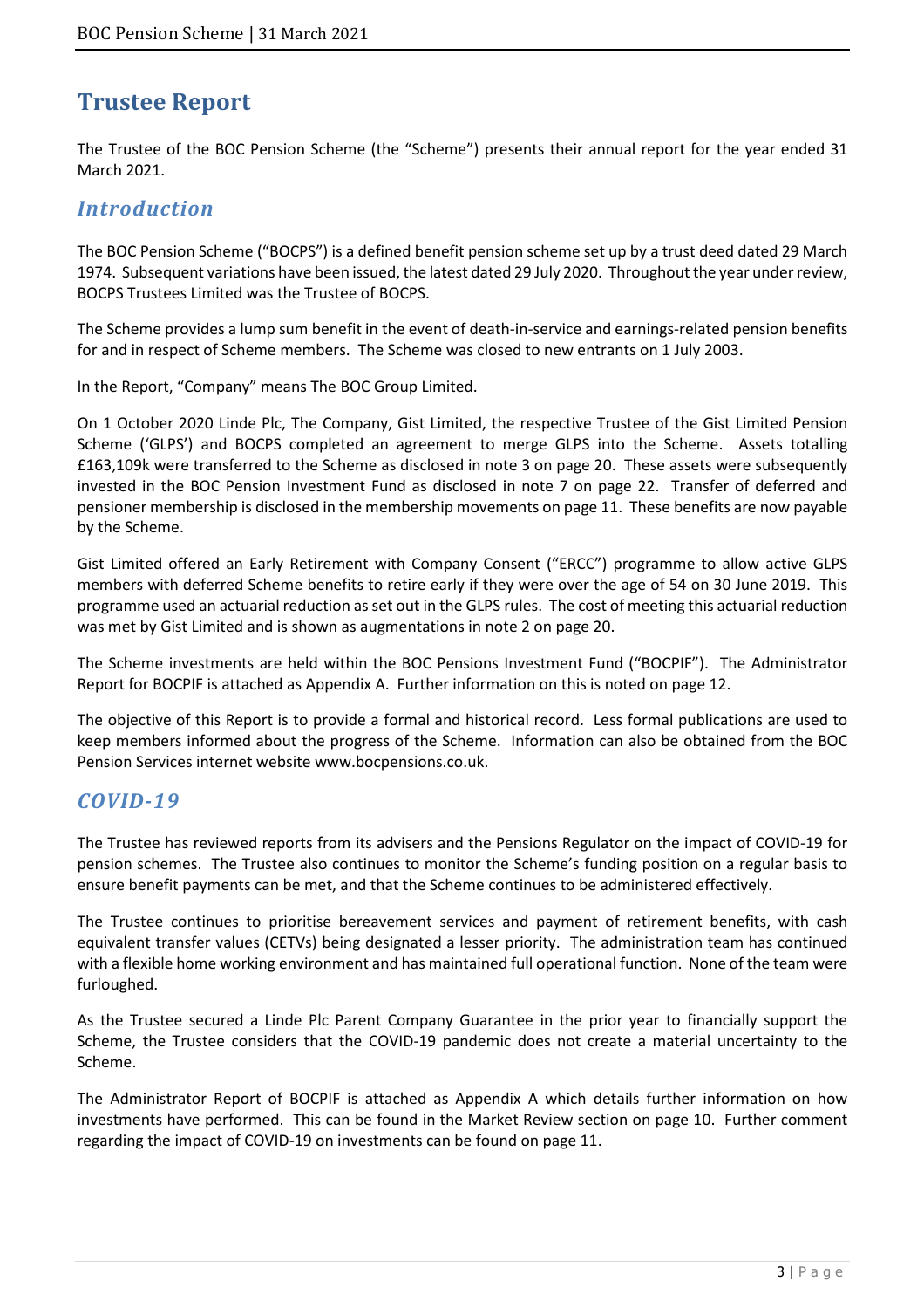# Trustee Report

The Trustee of the BOC Pension Scheme (the "Scheme") presents their annual report for the year ended 31 March 2021.

## *Introduction*

The BOC Pension Scheme ("BOCPS") is a defined benefit pension scheme set up by a trust deed dated 29 March 1974. Subsequent variations have been issued, the latest dated 29 July 2020. Throughout the year under review, BOCPS Trustees Limited was the Trustee of BOCPS.

The Scheme provides a lump sum benefit in the event of death-in-service and earnings-related pension benefits for and in respect of Scheme members. The Scheme was closed to new entrants on 1 July 2003.

In the Report, "Company" means The BOC Group Limited.

On 1 October 2020 Linde Plc, The Company, Gist Limited, the respective Trustee of the Gist Limited Pension Scheme ('GLPS') and BOCPS completed an agreement to merge GLPS into the Scheme. Assets totalling £163,109k were transferred to the Scheme as disclosed in note 3 on page 20. These assets were subsequently invested in the BOC Pension Investment Fund as disclosed in note 7 on page 22. Transfer of deferred and pensioner membership is disclosed in the membership movements on page 11. These benefits are now payable by the Scheme.

Gist Limited offered an Early Retirement with Company Consent ("ERCC") programme to allow active GLPS members with deferred Scheme benefits to retire early if they were over the age of 54 on 30 June 2019. This programme used an actuarial reduction as set out in the GLPS rules. The cost of meeting this actuarial reduction was met by Gist Limited and is shown as augmentations in note 2 on page 20.

The Scheme investments are held within the BOC Pensions Investment Fund ("BOCPIF"). The Administrator Report for BOCPIF is attached as Appendix A. Further information on this is noted on page 12.

The objective of this Report is to provide a formal and historical record. Less formal publications are used to keep members informed about the progress of the Scheme. Information can also be obtained from the BOC Pension Services internet website www.bocpensions.co.uk.

## *COVID-19*

The Trustee has reviewed reports from its advisers and the Pensions Regulator on the impact of COVID-19 for pension schemes. The Trustee also continues to monitor the Scheme's funding position on a regular basis to ensure benefit payments can be met, and that the Scheme continues to be administered effectively.

The Trustee continues to prioritise bereavement services and payment of retirement benefits, with cash equivalent transfer values (CETVs) being designated a lesser priority. The administration team has continued with a flexible home working environment and has maintained full operational function. None of the team were furloughed.

As the Trustee secured a Linde Plc Parent Company Guarantee in the prior year to financially support the Scheme, the Trustee considers that the COVID-19 pandemic does not create a material uncertainty to the Scheme.

The Administrator Report of BOCPIF is attached as Appendix A which details further information on how investments have performed. This can be found in the Market Review section on page 10. Further comment regarding the impact of COVID-19 on investments can be found on page 11.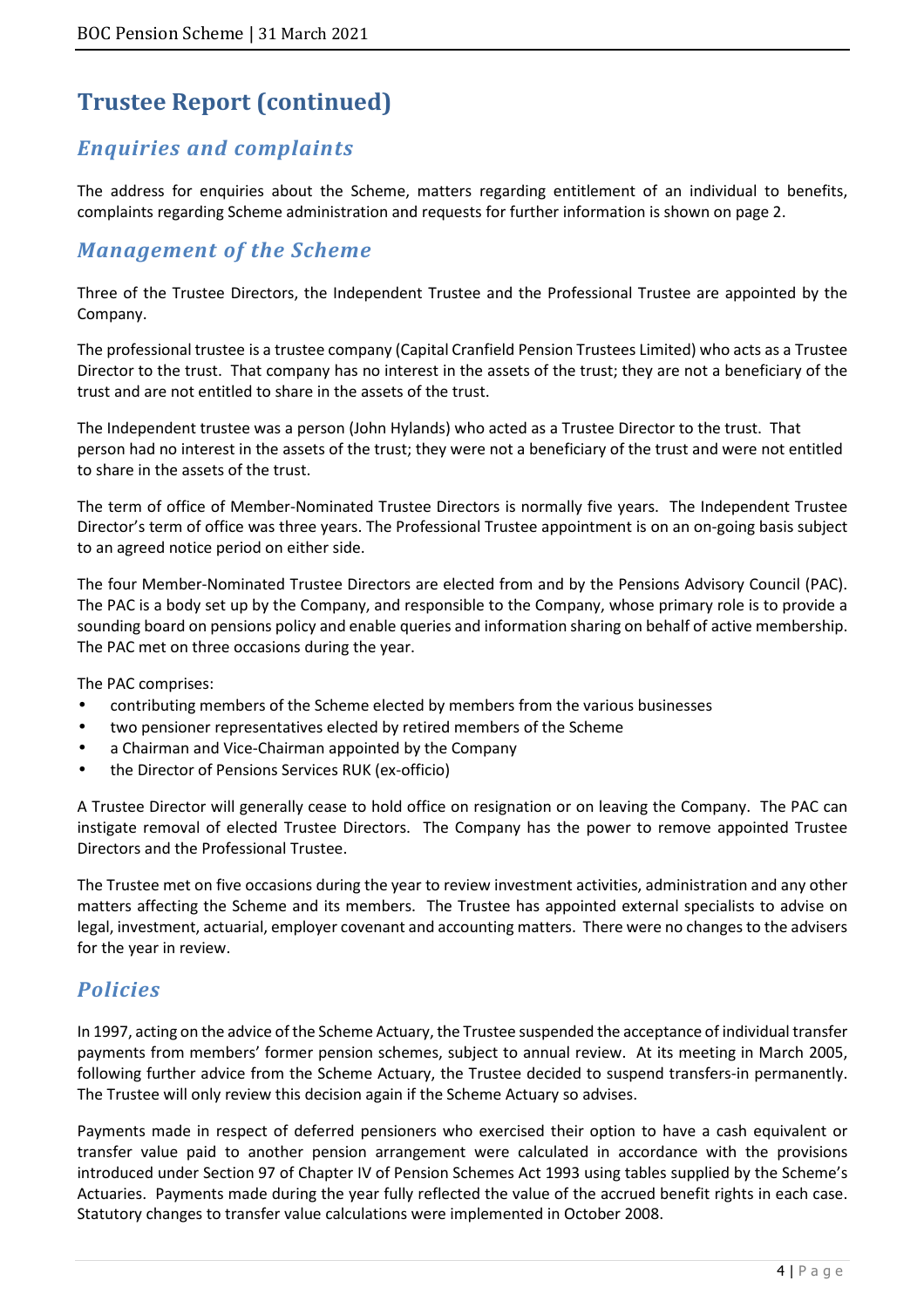# Trustee Report (continued)

## *Enquiries and complaints*

The address for enquiries about the Scheme, matters regarding entitlement of an individual to benefits, complaints regarding Scheme administration and requests for further information is shown on page 2.

## *Management of the Scheme*

Three of the Trustee Directors, the Independent Trustee and the Professional Trustee are appointed by the Company.

The professional trustee is a trustee company (Capital Cranfield Pension Trustees Limited) who acts as a Trustee Director to the trust. That company has no interest in the assets of the trust; they are not a beneficiary of the trust and are not entitled to share in the assets of the trust.

The Independent trustee was a person (John Hylands) who acted as a Trustee Director to the trust. That person had no interest in the assets of the trust; they were not a beneficiary of the trust and were not entitled to share in the assets of the trust.

The term of office of Member-Nominated Trustee Directors is normally five years. The Independent Trustee Director's term of office was three years. The Professional Trustee appointment is on an on-going basis subject to an agreed notice period on either side.

The four Member-Nominated Trustee Directors are elected from and by the Pensions Advisory Council (PAC). The PAC is a body set up by the Company, and responsible to the Company, whose primary role is to provide a sounding board on pensions policy and enable queries and information sharing on behalf of active membership. The PAC met on three occasions during the year.

The PAC comprises:

- contributing members of the Scheme elected by members from the various businesses
- two pensioner representatives elected by retired members of the Scheme
- a Chairman and Vice-Chairman appointed by the Company
- the Director of Pensions Services RUK (ex-officio)

A Trustee Director will generally cease to hold office on resignation or on leaving the Company. The PAC can instigate removal of elected Trustee Directors. The Company has the power to remove appointed Trustee Directors and the Professional Trustee.

The Trustee met on five occasions during the year to review investment activities, administration and any other matters affecting the Scheme and its members. The Trustee has appointed external specialists to advise on legal, investment, actuarial, employer covenant and accounting matters. There were no changes to the advisers for the year in review.

## *Policies*

In 1997, acting on the advice of the Scheme Actuary, the Trustee suspended the acceptance of individual transfer payments from members' former pension schemes, subject to annual review. At its meeting in March 2005, following further advice from the Scheme Actuary, the Trustee decided to suspend transfers-in permanently. The Trustee will only review this decision again if the Scheme Actuary so advises.

Payments made in respect of deferred pensioners who exercised their option to have a cash equivalent or transfer value paid to another pension arrangement were calculated in accordance with the provisions introduced under Section 97 of Chapter IV of Pension Schemes Act 1993 using tables supplied by the Scheme's Actuaries. Payments made during the year fully reflected the value of the accrued benefit rights in each case. Statutory changes to transfer value calculations were implemented in October 2008.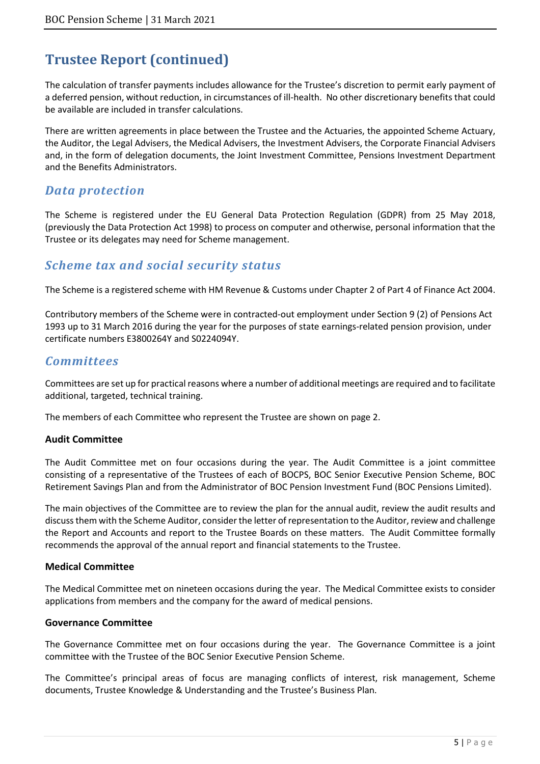# Trustee Report (continued)

The calculation of transfer payments includes allowance for the Trustee's discretion to permit early payment of a deferred pension, without reduction, in circumstances of ill-health. No other discretionary benefits that could be available are included in transfer calculations.

There are written agreements in place between the Trustee and the Actuaries, the appointed Scheme Actuary, the Auditor, the Legal Advisers, the Medical Advisers, the Investment Advisers, the Corporate Financial Advisers and, in the form of delegation documents, the Joint Investment Committee, Pensions Investment Department and the Benefits Administrators.

## *Data protection*

The Scheme is registered under the EU General Data Protection Regulation (GDPR) from 25 May 2018, (previously the Data Protection Act 1998) to process on computer and otherwise, personal information that the Trustee or its delegates may need for Scheme management.

## *Scheme tax and social security status*

The Scheme is a registered scheme with HM Revenue & Customs under Chapter 2 of Part 4 of Finance Act 2004.

Contributory members of the Scheme were in contracted-out employment under Section 9 (2) of Pensions Act 1993 up to 31 March 2016 during the year for the purposes of state earnings-related pension provision, under certificate numbers E3800264Y and S0224094Y.

## *Committees*

Committees are set up for practical reasons where a number of additional meetings are required and to facilitate additional, targeted, technical training.

The members of each Committee who represent the Trustee are shown on page 2.

### Audit Committee

The Audit Committee met on four occasions during the year. The Audit Committee is a joint committee consisting of a representative of the Trustees of each of BOCPS, BOC Senior Executive Pension Scheme, BOC Retirement Savings Plan and from the Administrator of BOC Pension Investment Fund (BOC Pensions Limited).

The main objectives of the Committee are to review the plan for the annual audit, review the audit results and discuss them with the Scheme Auditor, consider the letter of representation to the Auditor, review and challenge the Report and Accounts and report to the Trustee Boards on these matters. The Audit Committee formally recommends the approval of the annual report and financial statements to the Trustee.

### Medical Committee

The Medical Committee met on nineteen occasions during the year. The Medical Committee exists to consider applications from members and the company for the award of medical pensions.

### Governance Committee

The Governance Committee met on four occasions during the year. The Governance Committee is a joint committee with the Trustee of the BOC Senior Executive Pension Scheme.

The Committee's principal areas of focus are managing conflicts of interest, risk management, Scheme documents, Trustee Knowledge & Understanding and the Trustee's Business Plan.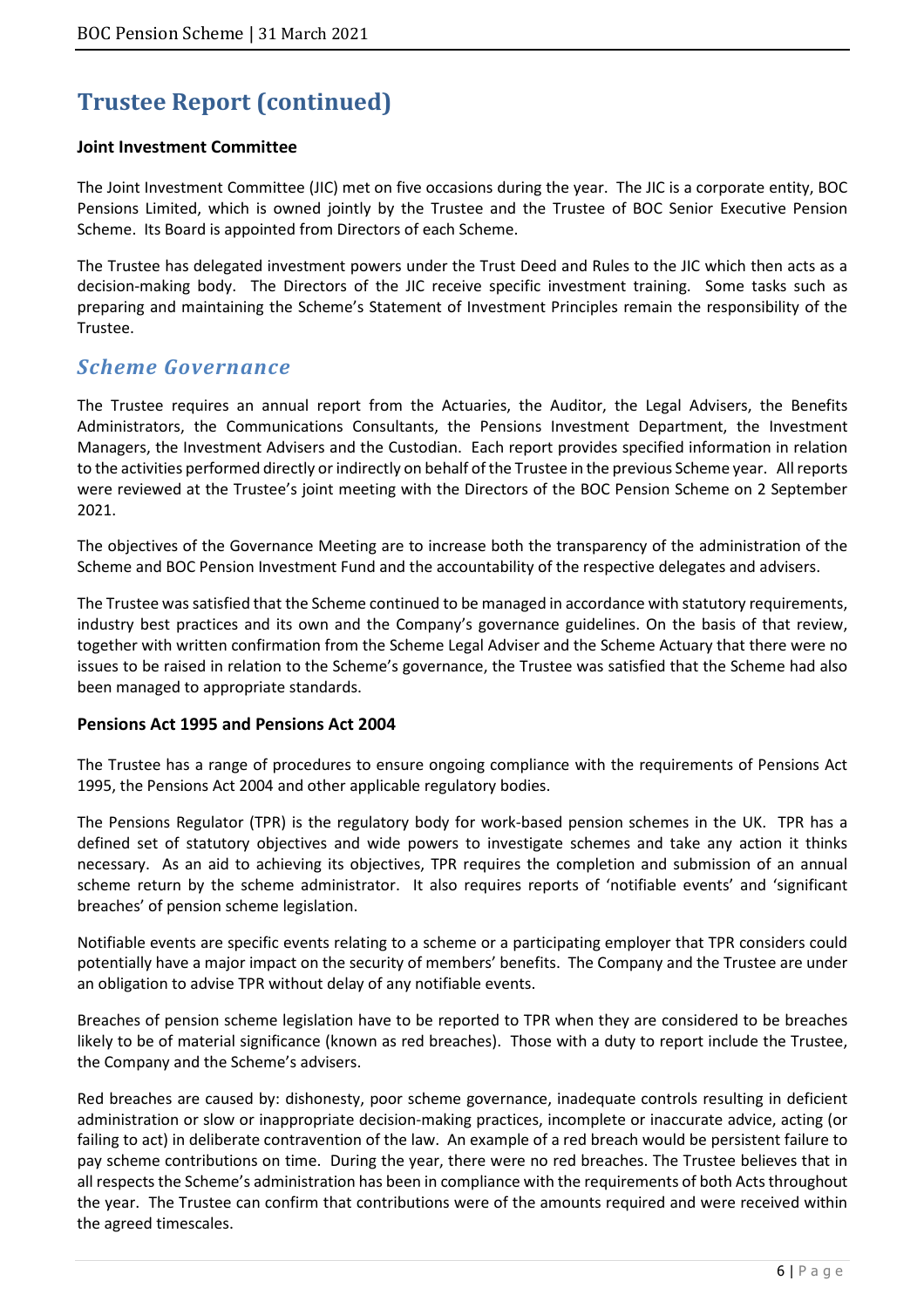# Trustee Report (continued)

### Joint Investment Committee

The Joint Investment Committee (JIC) met on five occasions during the year. The JIC is a corporate entity, BOC Pensions Limited, which is owned jointly by the Trustee and the Trustee of BOC Senior Executive Pension Scheme. Its Board is appointed from Directors of each Scheme.

The Trustee has delegated investment powers under the Trust Deed and Rules to the JIC which then acts as a decision-making body. The Directors of the JIC receive specific investment training. Some tasks such as preparing and maintaining the Scheme's Statement of Investment Principles remain the responsibility of the Trustee.

## *Scheme Governance*

The Trustee requires an annual report from the Actuaries, the Auditor, the Legal Advisers, the Benefits Administrators, the Communications Consultants, the Pensions Investment Department, the Investment Managers, the Investment Advisers and the Custodian. Each report provides specified information in relation to the activities performed directly or indirectly on behalf of the Trustee in the previous Scheme year. All reports were reviewed at the Trustee's joint meeting with the Directors of the BOC Pension Scheme on 2 September 2021.

The objectives of the Governance Meeting are to increase both the transparency of the administration of the Scheme and BOC Pension Investment Fund and the accountability of the respective delegates and advisers.

The Trustee was satisfied that the Scheme continued to be managed in accordance with statutory requirements, industry best practices and its own and the Company's governance guidelines. On the basis of that review, together with written confirmation from the Scheme Legal Adviser and the Scheme Actuary that there were no issues to be raised in relation to the Scheme's governance, the Trustee was satisfied that the Scheme had also been managed to appropriate standards.

### Pensions Act 1995 and Pensions Act 2004

The Trustee has a range of procedures to ensure ongoing compliance with the requirements of Pensions Act 1995, the Pensions Act 2004 and other applicable regulatory bodies.

The Pensions Regulator (TPR) is the regulatory body for work-based pension schemes in the UK. TPR has a defined set of statutory objectives and wide powers to investigate schemes and take any action it thinks necessary. As an aid to achieving its objectives, TPR requires the completion and submission of an annual scheme return by the scheme administrator. It also requires reports of 'notifiable events' and 'significant breaches' of pension scheme legislation.

Notifiable events are specific events relating to a scheme or a participating employer that TPR considers could potentially have a major impact on the security of members' benefits. The Company and the Trustee are under an obligation to advise TPR without delay of any notifiable events.

Breaches of pension scheme legislation have to be reported to TPR when they are considered to be breaches likely to be of material significance (known as red breaches). Those with a duty to report include the Trustee, the Company and the Scheme's advisers.

Red breaches are caused by: dishonesty, poor scheme governance, inadequate controls resulting in deficient administration or slow or inappropriate decision-making practices, incomplete or inaccurate advice, acting (or failing to act) in deliberate contravention of the law. An example of a red breach would be persistent failure to pay scheme contributions on time. During the year, there were no red breaches. The Trustee believes that in all respects the Scheme's administration has been in compliance with the requirements of both Acts throughout the year. The Trustee can confirm that contributions were of the amounts required and were received within the agreed timescales.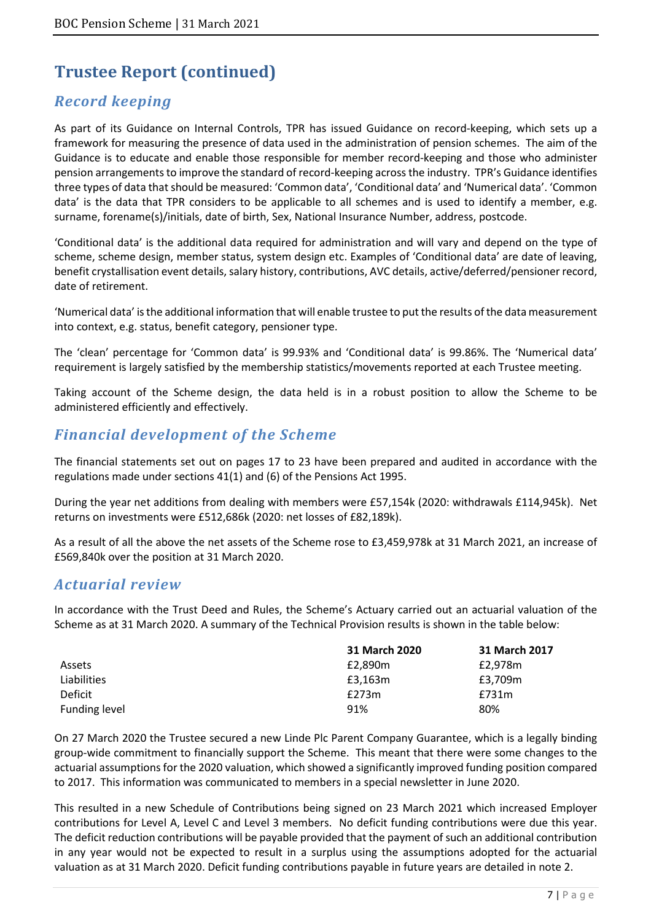# Trustee Report (continued)

## *Record keeping*

As part of its Guidance on Internal Controls, TPR has issued Guidance on record-keeping, which sets up a framework for measuring the presence of data used in the administration of pension schemes. The aim of the Guidance is to educate and enable those responsible for member record-keeping and those who administer pension arrangements to improve the standard of record-keeping across the industry. TPR's Guidance identifies three types of data that should be measured: 'Common data', 'Conditional data' and 'Numerical data'. 'Common data' is the data that TPR considers to be applicable to all schemes and is used to identify a member, e.g. surname, forename(s)/initials, date of birth, Sex, National Insurance Number, address, postcode.

'Conditional data' is the additional data required for administration and will vary and depend on the type of scheme, scheme design, member status, system design etc. Examples of 'Conditional data' are date of leaving, benefit crystallisation event details, salary history, contributions, AVC details, active/deferred/pensioner record, date of retirement.

'Numerical data' is the additional information that will enable trustee to put the results of the data measurement into context, e.g. status, benefit category, pensioner type.

The 'clean' percentage for 'Common data' is 99.93% and 'Conditional data' is 99.86%. The 'Numerical data' requirement is largely satisfied by the membership statistics/movements reported at each Trustee meeting.

Taking account of the Scheme design, the data held is in a robust position to allow the Scheme to be administered efficiently and effectively.

## *Financial development of the Scheme*

The financial statements set out on pages 17 to 23 have been prepared and audited in accordance with the regulations made under sections 41(1) and (6) of the Pensions Act 1995.

During the year net additions from dealing with members were £57,154k (2020: withdrawals £114,945k). Net returns on investments were £512,686k (2020: net losses of £82,189k).

As a result of all the above the net assets of the Scheme rose to £3,459,978k at 31 March 2021, an increase of £569,840k over the position at 31 March 2020.

## *Actuarial review*

In accordance with the Trust Deed and Rules, the Scheme's Actuary carried out an actuarial valuation of the Scheme as at 31 March 2020. A summary of the Technical Provision results is shown in the table below:

| | **31 March 2020** | **31 March 2017** |
|---|---|---|
| Assets | £2,890m | £2,978m |
| Liabilities | £3,163m | £3,709m |
| Deficit | £273m | £731m |
| Funding level | 91% | 80% |

On 27 March 2020 the Trustee secured a new Linde Plc Parent Company Guarantee, which is a legally binding group-wide commitment to financially support the Scheme. This meant that there were some changes to the actuarial assumptions for the 2020 valuation, which showed a significantly improved funding position compared to 2017. This information was communicated to members in a special newsletter in June 2020.

This resulted in a new Schedule of Contributions being signed on 23 March 2021 which increased Employer contributions for Level A, Level C and Level 3 members. No deficit funding contributions were due this year. The deficit reduction contributions will be payable provided that the payment of such an additional contribution in any year would not be expected to result in a surplus using the assumptions adopted for the actuarial valuation as at 31 March 2020. Deficit funding contributions payable in future years are detailed in note 2.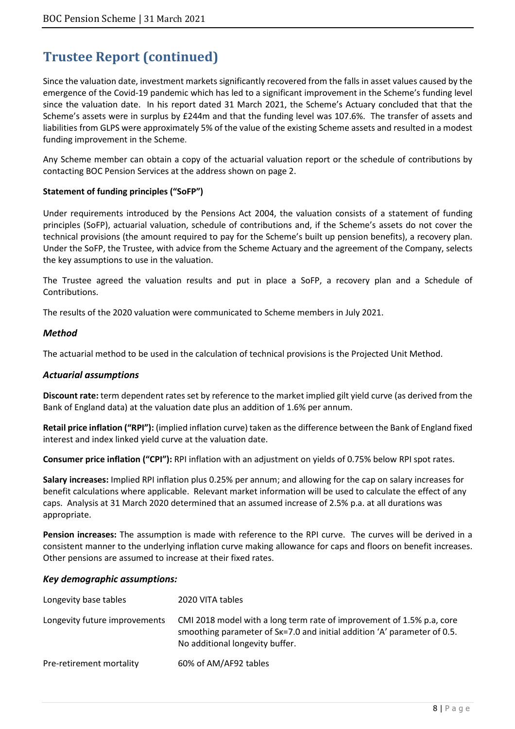## Trustee Report (continued)

Since the valuation date, investment markets significantly recovered from the falls in asset values caused by the emergence of the Covid-19 pandemic which has led to a significant improvement in the Scheme's funding level since the valuation date. In his report dated 31 March 2021, the Scheme's Actuary concluded that that the Scheme's assets were in surplus by £244m and that the funding level was 107.6%. The transfer of assets and liabilities from GLPS were approximately 5% of the value of the existing Scheme assets and resulted in a modest funding improvement in the Scheme.

Any Scheme member can obtain a copy of the actuarial valuation report or the schedule of contributions by contacting BOC Pension Services at the address shown on page 2.

**Statement of funding principles ("SoFP")**

Under requirements introduced by the Pensions Act 2004, the valuation consists of a statement of funding principles (SoFP), actuarial valuation, schedule of contributions and, if the Scheme's assets do not cover the technical provisions (the amount required to pay for the Scheme's built up pension benefits), a recovery plan. Under the SoFP, the Trustee, with advice from the Scheme Actuary and the agreement of the Company, selects the key assumptions to use in the valuation.

The Trustee agreed the valuation results and put in place a SoFP, a recovery plan and a Schedule of Contributions.

The results of the 2020 valuation were communicated to Scheme members in July 2021.

### *Method*

The actuarial method to be used in the calculation of technical provisions is the Projected Unit Method.

### *Actuarial assumptions*

**Discount rate:** term dependent rates set by reference to the market implied gilt yield curve (as derived from the Bank of England data) at the valuation date plus an addition of 1.6% per annum.

**Retail price inflation ("RPI"):** (implied inflation curve) taken as the difference between the Bank of England fixed interest and index linked yield curve at the valuation date.

**Consumer price inflation ("CPI"):** RPI inflation with an adjustment on yields of 0.75% below RPI spot rates.

**Salary increases:** Implied RPI inflation plus 0.25% per annum; and allowing for the cap on salary increases for benefit calculations where applicable. Relevant market information will be used to calculate the effect of any caps. Analysis at 31 March 2020 determined that an assumed increase of 2.5% p.a. at all durations was appropriate.

**Pension increases:** The assumption is made with reference to the RPI curve. The curves will be derived in a consistent manner to the underlying inflation curve making allowance for caps and floors on benefit increases. Other pensions are assumed to increase at their fixed rates.

### *Key demographic assumptions:*

| | |
|---|---|
| Longevity base tables | 2020 VITA tables |
| Longevity future improvements | CMI 2018 model with a long term rate of improvement of 1.5% p.a, core smoothing parameter of $S_K$=7.0 and initial addition 'A' parameter of 0.5. No additional longevity buffer. |
| Pre-retirement mortality | 60% of AM/AF92 tables |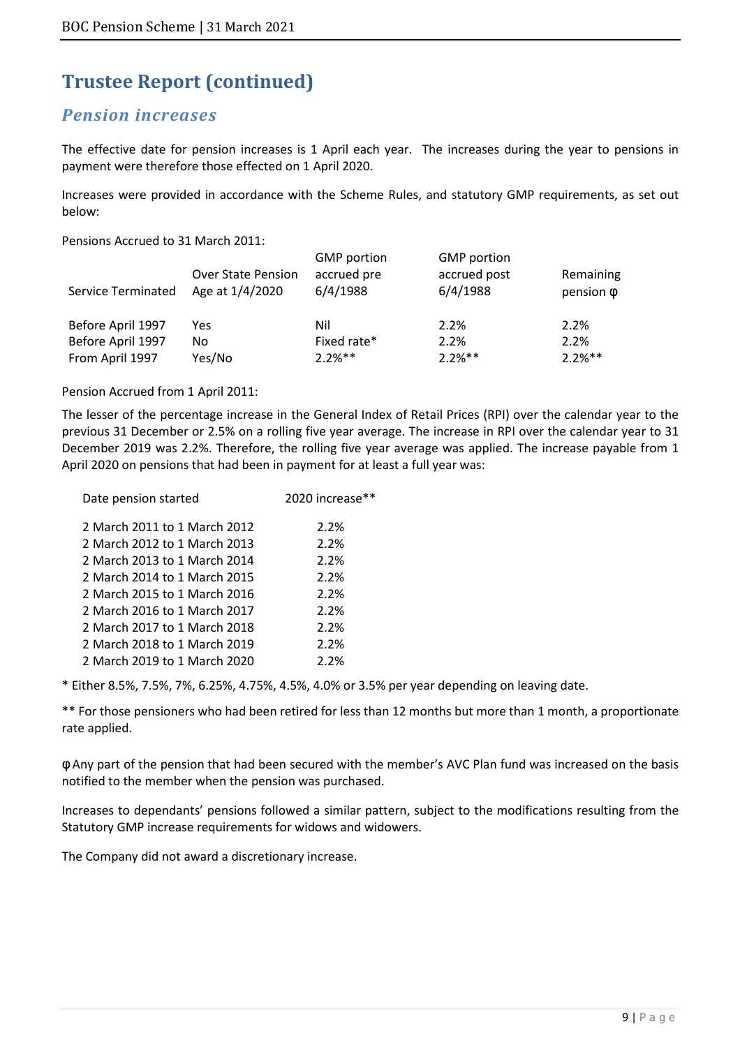# Trustee Report (continued)

## *Pension increases*

The effective date for pension increases is 1 April each year. The increases during the year to pensions in payment were therefore those effected on 1 April 2020.

Increases were provided in accordance with the Scheme Rules, and statutory GMP requirements, as set out below:

Pensions Accrued to 31 March 2011:

| Service Terminated | Over State Pension Age at 1/4/2020 | GMP portion accrued pre 6/4/1988 | GMP portion accrued post 6/4/1988 | Remaining pension φ |
|---|---|---|---|---|
| Before April 1997 | Yes | Nil | 2.2% | 2.2% |
| Before April 1997 | No | Fixed rate* | 2.2% | 2.2% |
| From April 1997 | Yes/No | 2.2%** | 2.2%** | 2.2%** |

Pension Accrued from 1 April 2011:

The lesser of the percentage increase in the General Index of Retail Prices (RPI) over the calendar year to the previous 31 December or 2.5% on a rolling five year average. The increase in RPI over the calendar year to 31 December 2019 was 2.2%. Therefore, the rolling five year average was applied. The increase payable from 1 April 2020 on pensions that had been in payment for at least a full year was:

| Date pension started | 2020 increase** |
|---|---|
| 2 March 2011 to 1 March 2012 | 2.2% |
| 2 March 2012 to 1 March 2013 | 2.2% |
| 2 March 2013 to 1 March 2014 | 2.2% |
| 2 March 2014 to 1 March 2015 | 2.2% |
| 2 March 2015 to 1 March 2016 | 2.2% |
| 2 March 2016 to 1 March 2017 | 2.2% |
| 2 March 2017 to 1 March 2018 | 2.2% |
| 2 March 2018 to 1 March 2019 | 2.2% |
| 2 March 2019 to 1 March 2020 | 2.2% |

* Either 8.5%, 7.5%, 7%, 6.25%, 4.75%, 4.5%, 4.0% or 3.5% per year depending on leaving date.

** For those pensioners who had been retired for less than 12 months but more than 1 month, a proportionate rate applied.

φ Any part of the pension that had been secured with the member's AVC Plan fund was increased on the basis notified to the member when the pension was purchased.

Increases to dependants' pensions followed a similar pattern, subject to the modifications resulting from the Statutory GMP increase requirements for widows and widowers.

The Company did not award a discretionary increase.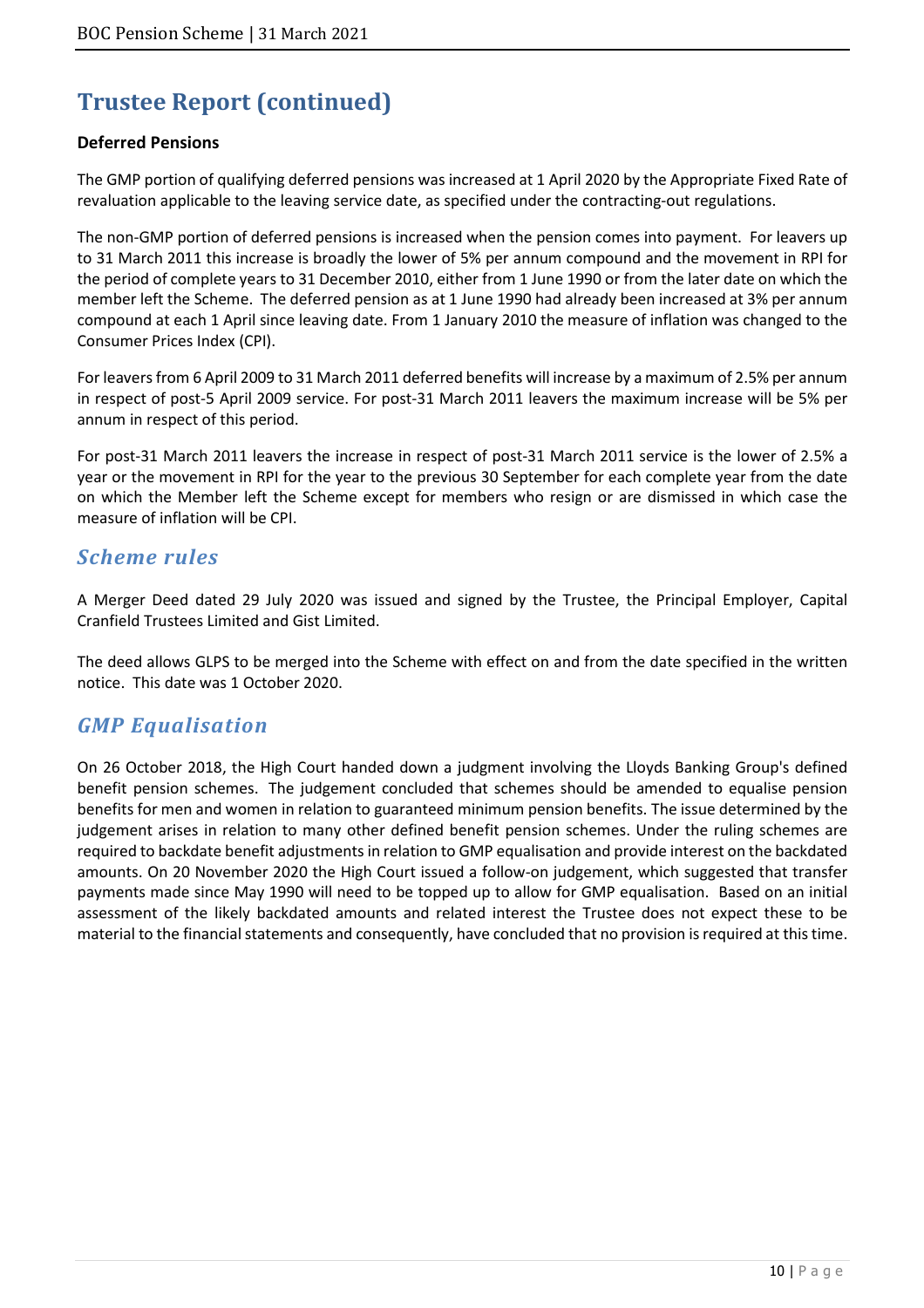# Trustee Report (continued)

**Deferred Pensions**

The GMP portion of qualifying deferred pensions was increased at 1 April 2020 by the Appropriate Fixed Rate of revaluation applicable to the leaving service date, as specified under the contracting-out regulations.

The non-GMP portion of deferred pensions is increased when the pension comes into payment. For leavers up to 31 March 2011 this increase is broadly the lower of 5% per annum compound and the movement in RPI for the period of complete years to 31 December 2010, either from 1 June 1990 or from the later date on which the member left the Scheme. The deferred pension as at 1 June 1990 had already been increased at 3% per annum compound at each 1 April since leaving date. From 1 January 2010 the measure of inflation was changed to the Consumer Prices Index (CPI).

For leavers from 6 April 2009 to 31 March 2011 deferred benefits will increase by a maximum of 2.5% per annum in respect of post-5 April 2009 service. For post-31 March 2011 leavers the maximum increase will be 5% per annum in respect of this period.

For post-31 March 2011 leavers the increase in respect of post-31 March 2011 service is the lower of 2.5% a year or the movement in RPI for the year to the previous 30 September for each complete year from the date on which the Member left the Scheme except for members who resign or are dismissed in which case the measure of inflation will be CPI.

## *Scheme rules*

A Merger Deed dated 29 July 2020 was issued and signed by the Trustee, the Principal Employer, Capital Cranfield Trustees Limited and Gist Limited.

The deed allows GLPS to be merged into the Scheme with effect on and from the date specified in the written notice. This date was 1 October 2020.

## *GMP Equalisation*

On 26 October 2018, the High Court handed down a judgment involving the Lloyds Banking Group's defined benefit pension schemes. The judgement concluded that schemes should be amended to equalise pension benefits for men and women in relation to guaranteed minimum pension benefits. The issue determined by the judgement arises in relation to many other defined benefit pension schemes. Under the ruling schemes are required to backdate benefit adjustments in relation to GMP equalisation and provide interest on the backdated amounts. On 20 November 2020 the High Court issued a follow-on judgement, which suggested that transfer payments made since May 1990 will need to be topped up to allow for GMP equalisation. Based on an initial assessment of the likely backdated amounts and related interest the Trustee does not expect these to be material to the financial statements and consequently, have concluded that no provision is required at this time.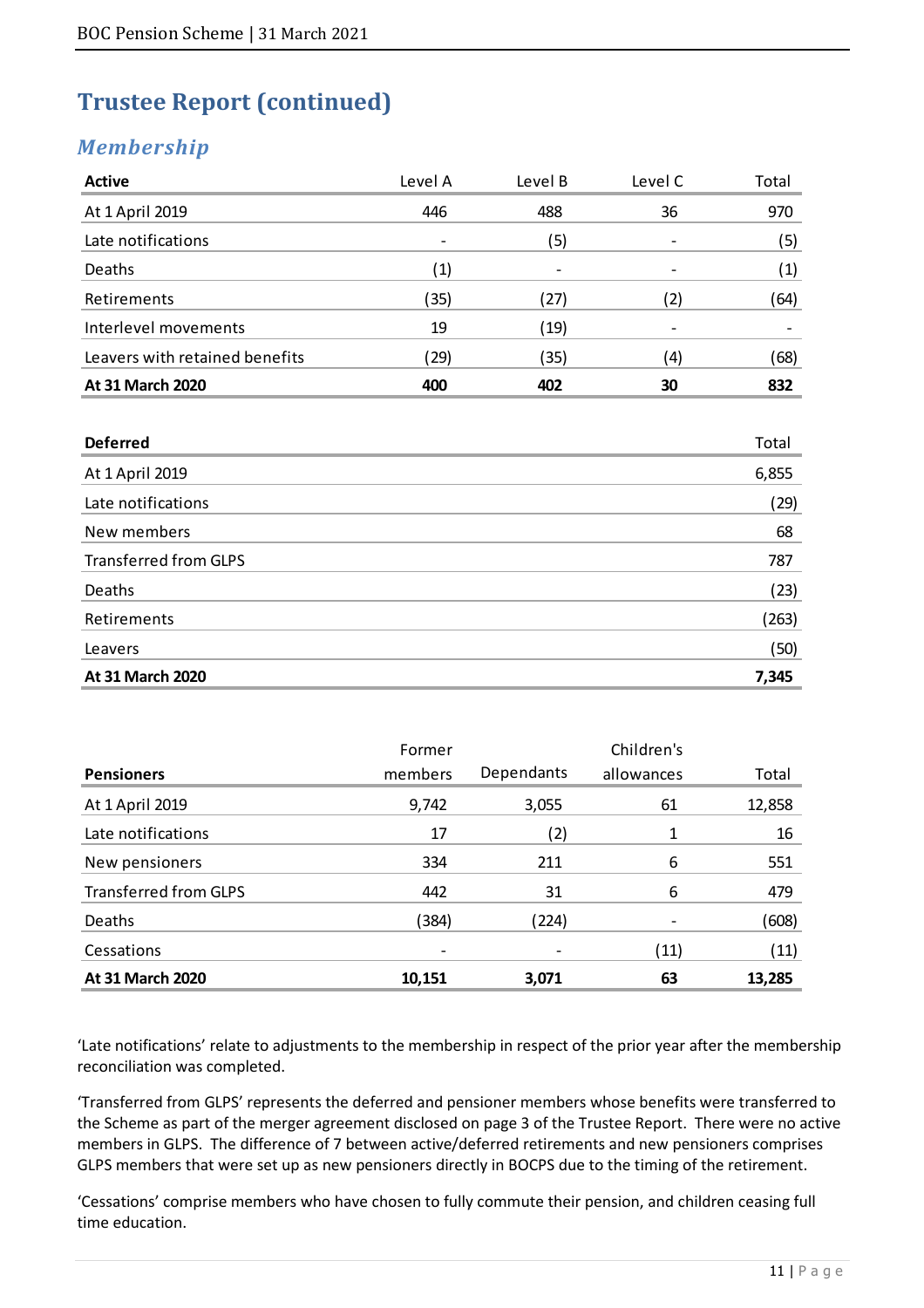# Trustee Report (continued)

## *Membership*

| **Active** | Level A | Level B | Level C | Total |
|---|---|---|---|---|
| At 1 April 2019 | 446 | 488 | 36 | 970 |
| Late notifications | - | (5) | - | (5) |
| Deaths | (1) | - | - | (1) |
| Retirements | (35) | (27) | (2) | (64) |
| Interlevel movements | 19 | (19) | - | - |
| Leavers with retained benefits | (29) | (35) | (4) | (68) |
| **At 31 March 2020** | **400** | **402** | **30** | **832** |

| **Deferred** | Total |
|---|---|
| At 1 April 2019 | 6,855 |
| Late notifications | (29) |
| New members | 68 |
| Transferred from GLPS | 787 |
| Deaths | (23) |
| Retirements | (263) |
| Leavers | (50) |
| **At 31 March 2020** | **7,345** |

| **Pensioners** | Former members | Dependants | Children's allowances | Total |
|---|---|---|---|---|
| At 1 April 2019 | 9,742 | 3,055 | 61 | 12,858 |
| Late notifications | 17 | (2) | 1 | 16 |
| New pensioners | 334 | 211 | 6 | 551 |
| Transferred from GLPS | 442 | 31 | 6 | 479 |
| Deaths | (384) | (224) | - | (608) |
| Cessations | - | - | (11) | (11) |
| **At 31 March 2020** | **10,151** | **3,071** | **63** | **13,285** |

'Late notifications' relate to adjustments to the membership in respect of the prior year after the membership reconciliation was completed.

'Transferred from GLPS' represents the deferred and pensioner members whose benefits were transferred to the Scheme as part of the merger agreement disclosed on page 3 of the Trustee Report. There were no active members in GLPS. The difference of 7 between active/deferred retirements and new pensioners comprises GLPS members that were set up as new pensioners directly in BOCPS due to the timing of the retirement.

'Cessations' comprise members who have chosen to fully commute their pension, and children ceasing full time education.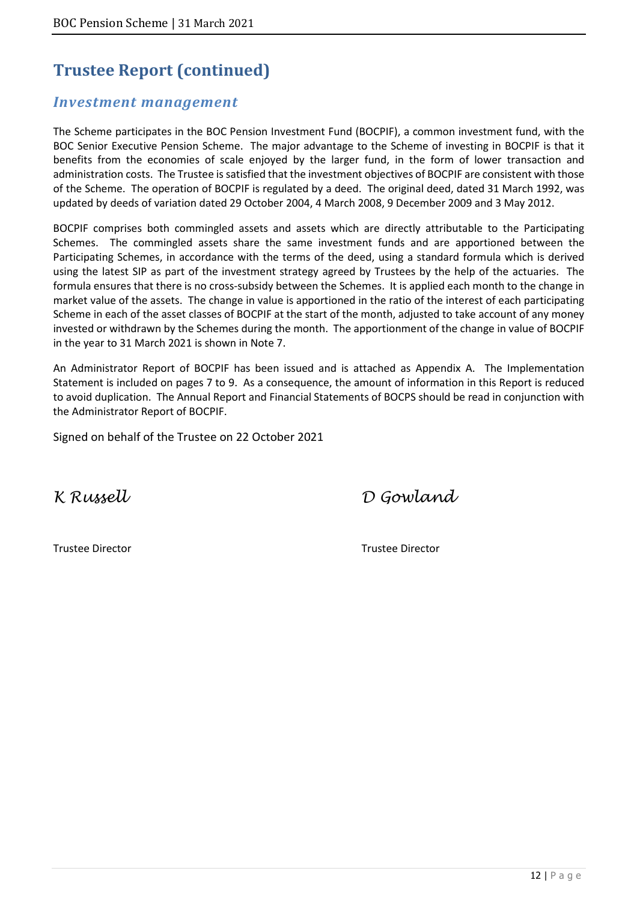# Trustee Report (continued)

## *Investment management*

The Scheme participates in the BOC Pension Investment Fund (BOCPIF), a common investment fund, with the BOC Senior Executive Pension Scheme. The major advantage to the Scheme of investing in BOCPIF is that it benefits from the economies of scale enjoyed by the larger fund, in the form of lower transaction and administration costs. The Trustee is satisfied that the investment objectives of BOCPIF are consistent with those of the Scheme. The operation of BOCPIF is regulated by a deed. The original deed, dated 31 March 1992, was updated by deeds of variation dated 29 October 2004, 4 March 2008, 9 December 2009 and 3 May 2012.

BOCPIF comprises both commingled assets and assets which are directly attributable to the Participating Schemes. The commingled assets share the same investment funds and are apportioned between the Participating Schemes, in accordance with the terms of the deed, using a standard formula which is derived using the latest SIP as part of the investment strategy agreed by Trustees by the help of the actuaries. The formula ensures that there is no cross-subsidy between the Schemes. It is applied each month to the change in market value of the assets. The change in value is apportioned in the ratio of the interest of each participating Scheme in each of the asset classes of BOCPIF at the start of the month, adjusted to take account of any money invested or withdrawn by the Schemes during the month. The apportionment of the change in value of BOCPIF in the year to 31 March 2021 is shown in Note 7.

An Administrator Report of BOCPIF has been issued and is attached as Appendix A. The Implementation Statement is included on pages 7 to 9. As a consequence, the amount of information in this Report is reduced to avoid duplication. The Annual Report and Financial Statements of BOCPS should be read in conjunction with the Administrator Report of BOCPIF.

Signed on behalf of the Trustee on 22 October 2021

*K Russell* — Trustee Director

*D Gowland* — Trustee Director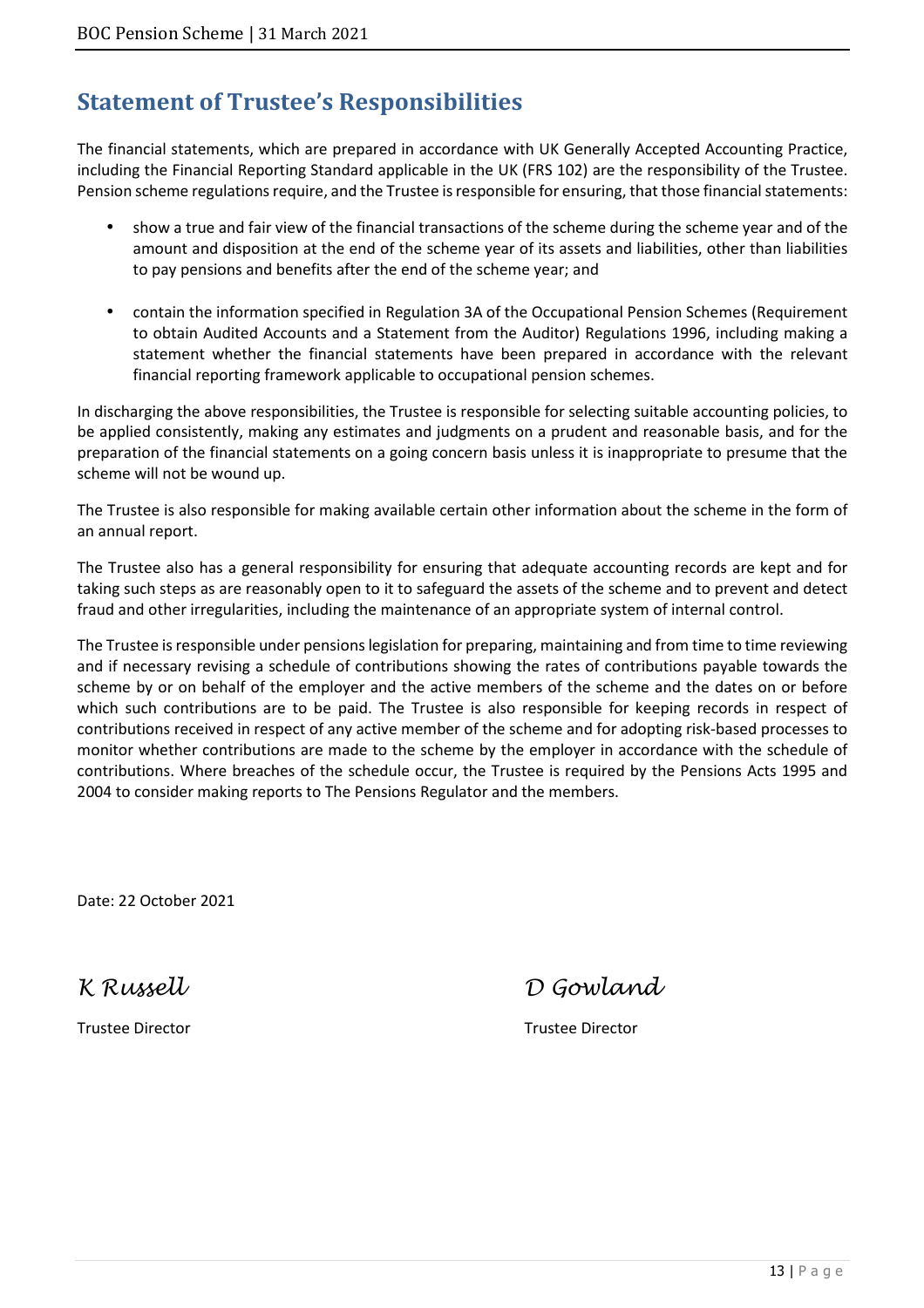# Statement of Trustee's Responsibilities

The financial statements, which are prepared in accordance with UK Generally Accepted Accounting Practice, including the Financial Reporting Standard applicable in the UK (FRS 102) are the responsibility of the Trustee. Pension scheme regulations require, and the Trustee is responsible for ensuring, that those financial statements:

- show a true and fair view of the financial transactions of the scheme during the scheme year and of the amount and disposition at the end of the scheme year of its assets and liabilities, other than liabilities to pay pensions and benefits after the end of the scheme year; and
- contain the information specified in Regulation 3A of the Occupational Pension Schemes (Requirement to obtain Audited Accounts and a Statement from the Auditor) Regulations 1996, including making a statement whether the financial statements have been prepared in accordance with the relevant financial reporting framework applicable to occupational pension schemes.

In discharging the above responsibilities, the Trustee is responsible for selecting suitable accounting policies, to be applied consistently, making any estimates and judgments on a prudent and reasonable basis, and for the preparation of the financial statements on a going concern basis unless it is inappropriate to presume that the scheme will not be wound up.

The Trustee is also responsible for making available certain other information about the scheme in the form of an annual report.

The Trustee also has a general responsibility for ensuring that adequate accounting records are kept and for taking such steps as are reasonably open to it to safeguard the assets of the scheme and to prevent and detect fraud and other irregularities, including the maintenance of an appropriate system of internal control.

The Trustee is responsible under pensions legislation for preparing, maintaining and from time to time reviewing and if necessary revising a schedule of contributions showing the rates of contributions payable towards the scheme by or on behalf of the employer and the active members of the scheme and the dates on or before which such contributions are to be paid. The Trustee is also responsible for keeping records in respect of contributions received in respect of any active member of the scheme and for adopting risk-based processes to monitor whether contributions are made to the scheme by the employer in accordance with the schedule of contributions. Where breaches of the schedule occur, the Trustee is required by the Pensions Acts 1995 and 2004 to consider making reports to The Pensions Regulator and the members.

Date: 22 October 2021

*K Russell*

Trustee Director

*D Gowland*

Trustee Director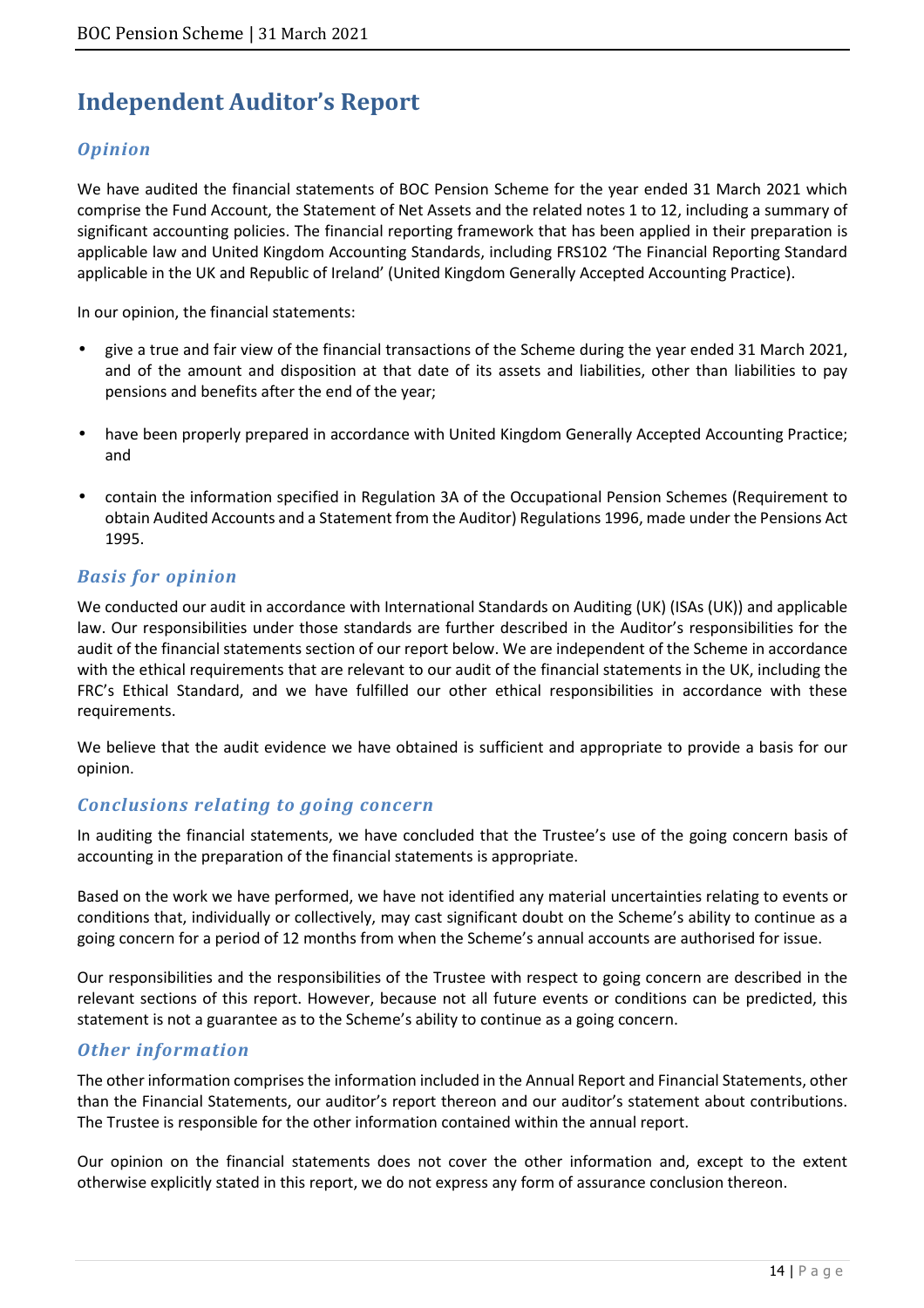# Independent Auditor's Report

## *Opinion*

We have audited the financial statements of BOC Pension Scheme for the year ended 31 March 2021 which comprise the Fund Account, the Statement of Net Assets and the related notes 1 to 12, including a summary of significant accounting policies. The financial reporting framework that has been applied in their preparation is applicable law and United Kingdom Accounting Standards, including FRS102 'The Financial Reporting Standard applicable in the UK and Republic of Ireland' (United Kingdom Generally Accepted Accounting Practice).

In our opinion, the financial statements:

- give a true and fair view of the financial transactions of the Scheme during the year ended 31 March 2021, and of the amount and disposition at that date of its assets and liabilities, other than liabilities to pay pensions and benefits after the end of the year;
- have been properly prepared in accordance with United Kingdom Generally Accepted Accounting Practice; and
- contain the information specified in Regulation 3A of the Occupational Pension Schemes (Requirement to obtain Audited Accounts and a Statement from the Auditor) Regulations 1996, made under the Pensions Act 1995.

## *Basis for opinion*

We conducted our audit in accordance with International Standards on Auditing (UK) (ISAs (UK)) and applicable law. Our responsibilities under those standards are further described in the Auditor's responsibilities for the audit of the financial statements section of our report below. We are independent of the Scheme in accordance with the ethical requirements that are relevant to our audit of the financial statements in the UK, including the FRC's Ethical Standard, and we have fulfilled our other ethical responsibilities in accordance with these requirements.

We believe that the audit evidence we have obtained is sufficient and appropriate to provide a basis for our opinion.

## *Conclusions relating to going concern*

In auditing the financial statements, we have concluded that the Trustee's use of the going concern basis of accounting in the preparation of the financial statements is appropriate.

Based on the work we have performed, we have not identified any material uncertainties relating to events or conditions that, individually or collectively, may cast significant doubt on the Scheme's ability to continue as a going concern for a period of 12 months from when the Scheme's annual accounts are authorised for issue.

Our responsibilities and the responsibilities of the Trustee with respect to going concern are described in the relevant sections of this report. However, because not all future events or conditions can be predicted, this statement is not a guarantee as to the Scheme's ability to continue as a going concern.

## *Other information*

The other information comprises the information included in the Annual Report and Financial Statements, other than the Financial Statements, our auditor's report thereon and our auditor's statement about contributions. The Trustee is responsible for the other information contained within the annual report.

Our opinion on the financial statements does not cover the other information and, except to the extent otherwise explicitly stated in this report, we do not express any form of assurance conclusion thereon.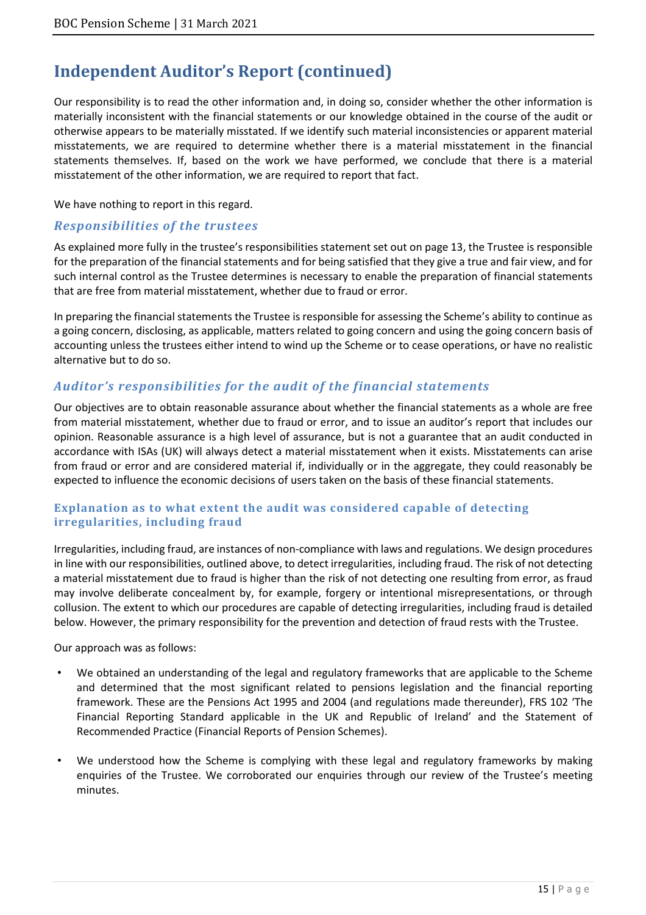# Independent Auditor's Report (continued)

Our responsibility is to read the other information and, in doing so, consider whether the other information is materially inconsistent with the financial statements or our knowledge obtained in the course of the audit or otherwise appears to be materially misstated. If we identify such material inconsistencies or apparent material misstatements, we are required to determine whether there is a material misstatement in the financial statements themselves. If, based on the work we have performed, we conclude that there is a material misstatement of the other information, we are required to report that fact.

We have nothing to report in this regard.

## *Responsibilities of the trustees*

As explained more fully in the trustee's responsibilities statement set out on page 13, the Trustee is responsible for the preparation of the financial statements and for being satisfied that they give a true and fair view, and for such internal control as the Trustee determines is necessary to enable the preparation of financial statements that are free from material misstatement, whether due to fraud or error.

In preparing the financial statements the Trustee is responsible for assessing the Scheme's ability to continue as a going concern, disclosing, as applicable, matters related to going concern and using the going concern basis of accounting unless the trustees either intend to wind up the Scheme or to cease operations, or have no realistic alternative but to do so.

## *Auditor's responsibilities for the audit of the financial statements*

Our objectives are to obtain reasonable assurance about whether the financial statements as a whole are free from material misstatement, whether due to fraud or error, and to issue an auditor's report that includes our opinion. Reasonable assurance is a high level of assurance, but is not a guarantee that an audit conducted in accordance with ISAs (UK) will always detect a material misstatement when it exists. Misstatements can arise from fraud or error and are considered material if, individually or in the aggregate, they could reasonably be expected to influence the economic decisions of users taken on the basis of these financial statements.

### Explanation as to what extent the audit was considered capable of detecting irregularities, including fraud

Irregularities, including fraud, are instances of non-compliance with laws and regulations. We design procedures in line with our responsibilities, outlined above, to detect irregularities, including fraud. The risk of not detecting a material misstatement due to fraud is higher than the risk of not detecting one resulting from error, as fraud may involve deliberate concealment by, for example, forgery or intentional misrepresentations, or through collusion. The extent to which our procedures are capable of detecting irregularities, including fraud is detailed below. However, the primary responsibility for the prevention and detection of fraud rests with the Trustee.

Our approach was as follows:

- We obtained an understanding of the legal and regulatory frameworks that are applicable to the Scheme and determined that the most significant related to pensions legislation and the financial reporting framework. These are the Pensions Act 1995 and 2004 (and regulations made thereunder), FRS 102 'The Financial Reporting Standard applicable in the UK and Republic of Ireland' and the Statement of Recommended Practice (Financial Reports of Pension Schemes).

- We understood how the Scheme is complying with these legal and regulatory frameworks by making enquiries of the Trustee. We corroborated our enquiries through our review of the Trustee's meeting minutes.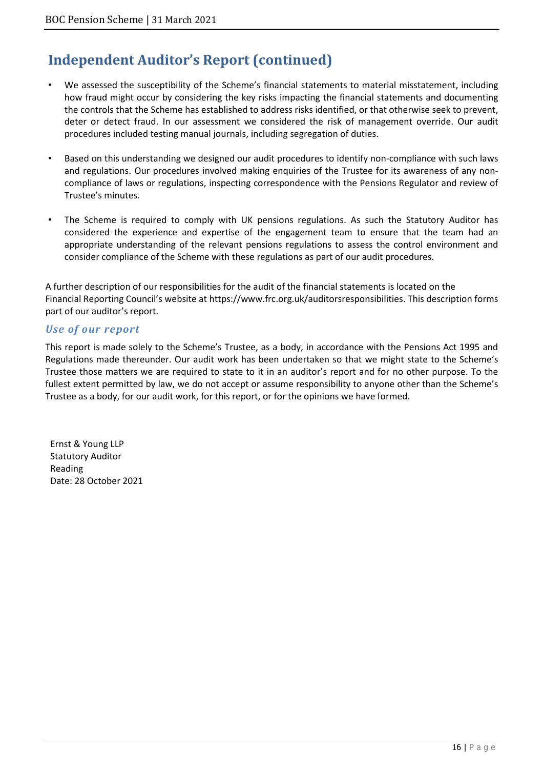# Independent Auditor's Report (continued)

- We assessed the susceptibility of the Scheme's financial statements to material misstatement, including how fraud might occur by considering the key risks impacting the financial statements and documenting the controls that the Scheme has established to address risks identified, or that otherwise seek to prevent, deter or detect fraud. In our assessment we considered the risk of management override. Our audit procedures included testing manual journals, including segregation of duties.

- Based on this understanding we designed our audit procedures to identify non-compliance with such laws and regulations. Our procedures involved making enquiries of the Trustee for its awareness of any non-compliance of laws or regulations, inspecting correspondence with the Pensions Regulator and review of Trustee's minutes.

- The Scheme is required to comply with UK pensions regulations. As such the Statutory Auditor has considered the experience and expertise of the engagement team to ensure that the team had an appropriate understanding of the relevant pensions regulations to assess the control environment and consider compliance of the Scheme with these regulations as part of our audit procedures.

A further description of our responsibilities for the audit of the financial statements is located on the Financial Reporting Council's website at https://www.frc.org.uk/auditorsresponsibilities. This description forms part of our auditor's report.

### *Use of our report*

This report is made solely to the Scheme's Trustee, as a body, in accordance with the Pensions Act 1995 and Regulations made thereunder. Our audit work has been undertaken so that we might state to the Scheme's Trustee those matters we are required to state to it in an auditor's report and for no other purpose. To the fullest extent permitted by law, we do not accept or assume responsibility to anyone other than the Scheme's Trustee as a body, for our audit work, for this report, or for the opinions we have formed.

Ernst & Young LLP
Statutory Auditor
Reading
Date: 28 October 2021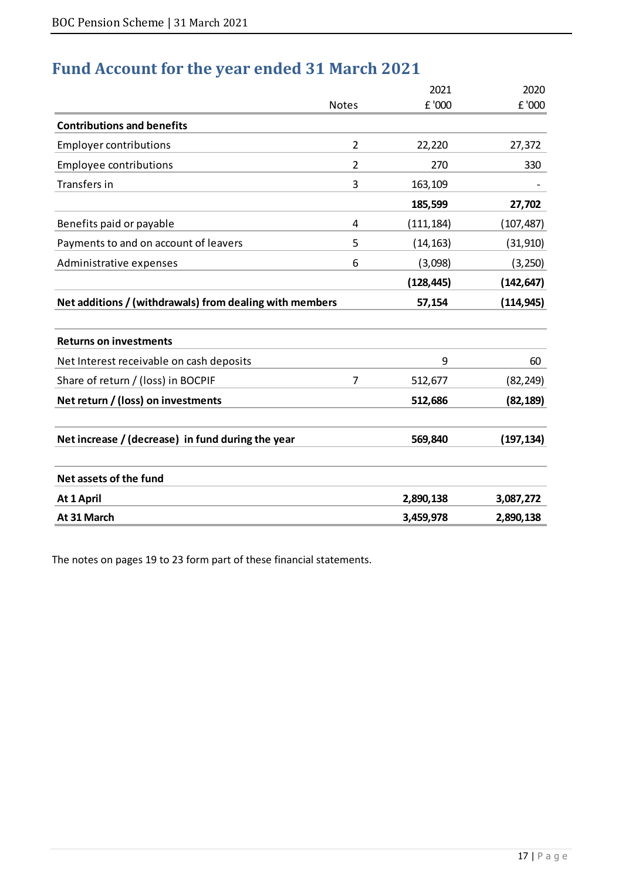# Fund Account for the year ended 31 March 2021

| | Notes | 2021<br>£ '000 | 2020<br>£ '000 |
|---|---|---|---|
| **Contributions and benefits** | | | |
| Employer contributions | 2 | 22,220 | 27,372 |
| Employee contributions | 2 | 270 | 330 |
| Transfers in | 3 | 163,109 | - |
| | | **185,599** | **27,702** |
| Benefits paid or payable | 4 | (111,184) | (107,487) |
| Payments to and on account of leavers | 5 | (14,163) | (31,910) |
| Administrative expenses | 6 | (3,098) | (3,250) |
| | | **(128,445)** | **(142,647)** |
| **Net additions / (withdrawals) from dealing with members** | | **57,154** | **(114,945)** |
| | | | |
| **Returns on investments** | | | |
| Net Interest receivable on cash deposits | | 9 | 60 |
| Share of return / (loss) in BOCPIF | 7 | 512,677 | (82,249) |
| **Net return / (loss) on investments** | | **512,686** | **(82,189)** |
| | | | |
| **Net increase / (decrease) in fund during the year** | | **569,840** | **(197,134)** |
| | | | |
| **Net assets of the fund** | | | |
| **At 1 April** | | **2,890,138** | **3,087,272** |
| **At 31 March** | | **3,459,978** | **2,890,138** |

The notes on pages 19 to 23 form part of these financial statements.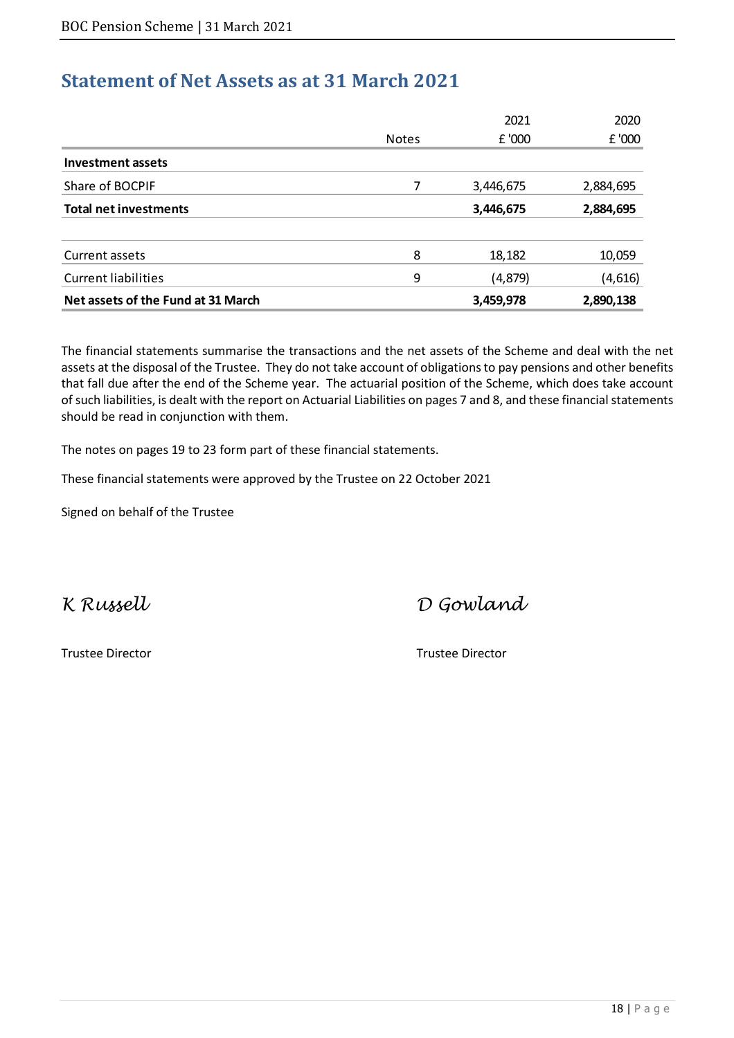# Statement of Net Assets as at 31 March 2021

| | Notes | 2021 £ '000 | 2020 £ '000 |
|---|---|---|---|
| **Investment assets** | | | |
| Share of BOCPIF | 7 | 3,446,675 | 2,884,695 |
| **Total net investments** | | **3,446,675** | **2,884,695** |
| | | | |
| Current assets | 8 | 18,182 | 10,059 |
| Current liabilities | 9 | (4,879) | (4,616) |
| **Net assets of the Fund at 31 March** | | **3,459,978** | **2,890,138** |

The financial statements summarise the transactions and the net assets of the Scheme and deal with the net assets at the disposal of the Trustee. They do not take account of obligations to pay pensions and other benefits that fall due after the end of the Scheme year. The actuarial position of the Scheme, which does take account of such liabilities, is dealt with the report on Actuarial Liabilities on pages 7 and 8, and these financial statements should be read in conjunction with them.

The notes on pages 19 to 23 form part of these financial statements.

These financial statements were approved by the Trustee on 22 October 2021

Signed on behalf of the Trustee

*K Russell*

Trustee Director

*D Gowland*

Trustee Director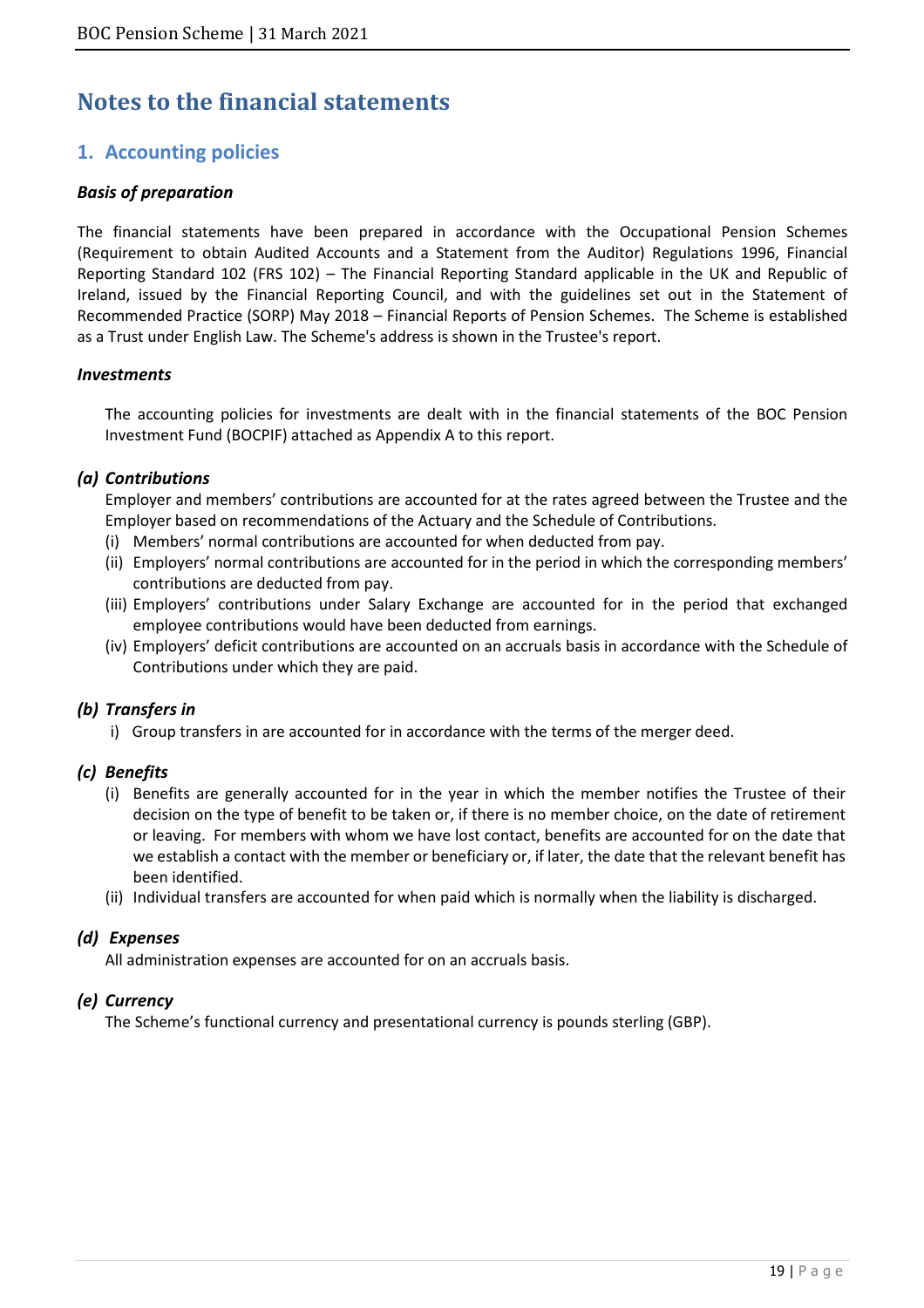# Notes to the financial statements

## 1. Accounting policies

### *Basis of preparation*

The financial statements have been prepared in accordance with the Occupational Pension Schemes (Requirement to obtain Audited Accounts and a Statement from the Auditor) Regulations 1996, Financial Reporting Standard 102 (FRS 102) – The Financial Reporting Standard applicable in the UK and Republic of Ireland, issued by the Financial Reporting Council, and with the guidelines set out in the Statement of Recommended Practice (SORP) May 2018 – Financial Reports of Pension Schemes. The Scheme is established as a Trust under English Law. The Scheme's address is shown in the Trustee's report.

### *Investments*

The accounting policies for investments are dealt with in the financial statements of the BOC Pension Investment Fund (BOCPIF) attached as Appendix A to this report.

### *(a) Contributions*

Employer and members' contributions are accounted for at the rates agreed between the Trustee and the Employer based on recommendations of the Actuary and the Schedule of Contributions.

(i) Members' normal contributions are accounted for when deducted from pay.
(ii) Employers' normal contributions are accounted for in the period in which the corresponding members' contributions are deducted from pay.
(iii) Employers' contributions under Salary Exchange are accounted for in the period that exchanged employee contributions would have been deducted from earnings.
(iv) Employers' deficit contributions are accounted on an accruals basis in accordance with the Schedule of Contributions under which they are paid.

### *(b) Transfers in*

i) Group transfers in are accounted for in accordance with the terms of the merger deed.

### *(c) Benefits*

(i) Benefits are generally accounted for in the year in which the member notifies the Trustee of their decision on the type of benefit to be taken or, if there is no member choice, on the date of retirement or leaving. For members with whom we have lost contact, benefits are accounted for on the date that we establish a contact with the member or beneficiary or, if later, the date that the relevant benefit has been identified.
(ii) Individual transfers are accounted for when paid which is normally when the liability is discharged.

### *(d) Expenses*

All administration expenses are accounted for on an accruals basis.

### *(e) Currency*

The Scheme's functional currency and presentational currency is pounds sterling (GBP).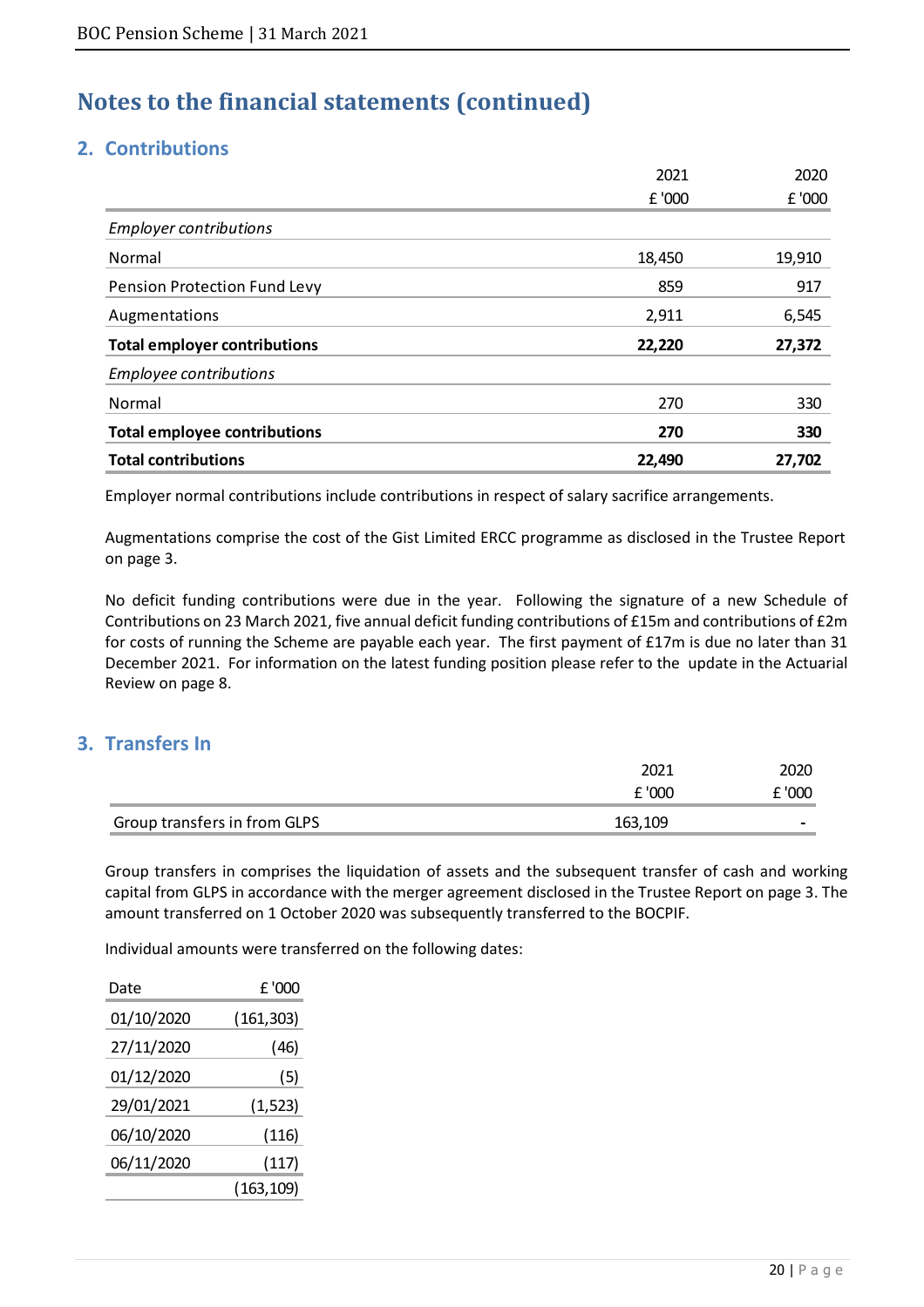# Notes to the financial statements (continued)

## 2. Contributions

| | 2021 | 2020 |
|---|---|---|
| | £ '000 | £ '000 |
| *Employer contributions* | | |
| Normal | 18,450 | 19,910 |
| Pension Protection Fund Levy | 859 | 917 |
| Augmentations | 2,911 | 6,545 |
| **Total employer contributions** | **22,220** | **27,372** |
| *Employee contributions* | | |
| Normal | 270 | 330 |
| **Total employee contributions** | **270** | **330** |
| **Total contributions** | **22,490** | **27,702** |

Employer normal contributions include contributions in respect of salary sacrifice arrangements.

Augmentations comprise the cost of the Gist Limited ERCC programme as disclosed in the Trustee Report on page 3.

No deficit funding contributions were due in the year. Following the signature of a new Schedule of Contributions on 23 March 2021, five annual deficit funding contributions of £15m and contributions of £2m for costs of running the Scheme are payable each year. The first payment of £17m is due no later than 31 December 2021. For information on the latest funding position please refer to the update in the Actuarial Review on page 8.

## 3. Transfers In

| | 2021 | 2020 |
|---|---|---|
| | £ '000 | £ '000 |
| Group transfers in from GLPS | 163,109 | - |

Group transfers in comprises the liquidation of assets and the subsequent transfer of cash and working capital from GLPS in accordance with the merger agreement disclosed in the Trustee Report on page 3. The amount transferred on 1 October 2020 was subsequently transferred to the BOCPIF.

Individual amounts were transferred on the following dates:

| Date | £ '000 |
|---|---|
| 01/10/2020 | (161,303) |
| 27/11/2020 | (46) |
| 01/12/2020 | (5) |
| 29/01/2021 | (1,523) |
| 06/10/2020 | (116) |
| 06/11/2020 | (117) |
| | (163,109) |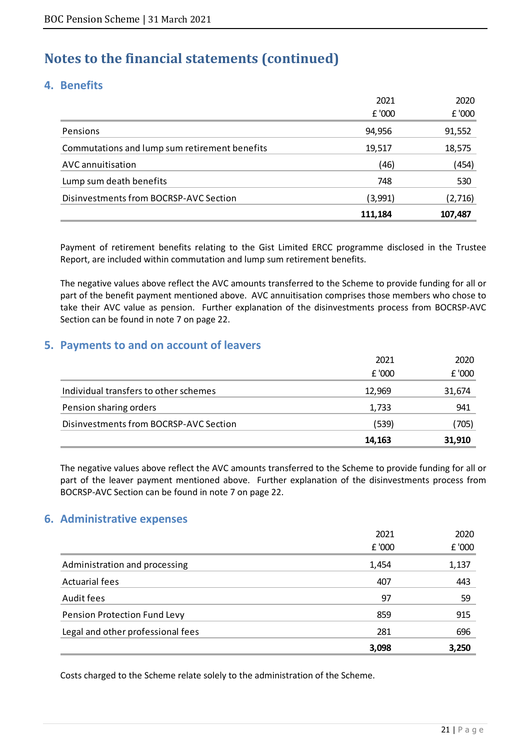# Notes to the financial statements (continued)

## 4. Benefits

| | 2021<br>£ '000 | 2020<br>£ '000 |
|---|---|---|
| Pensions | 94,956 | 91,552 |
| Commutations and lump sum retirement benefits | 19,517 | 18,575 |
| AVC annuitisation | (46) | (454) |
| Lump sum death benefits | 748 | 530 |
| Disinvestments from BOCRSP-AVC Section | (3,991) | (2,716) |
| | **111,184** | **107,487** |

Payment of retirement benefits relating to the Gist Limited ERCC programme disclosed in the Trustee Report, are included within commutation and lump sum retirement benefits.

The negative values above reflect the AVC amounts transferred to the Scheme to provide funding for all or part of the benefit payment mentioned above. AVC annuitisation comprises those members who chose to take their AVC value as pension. Further explanation of the disinvestments process from BOCRSP-AVC Section can be found in note 7 on page 22.

## 5. Payments to and on account of leavers

| | 2021<br>£ '000 | 2020<br>£ '000 |
|---|---|---|
| Individual transfers to other schemes | 12,969 | 31,674 |
| Pension sharing orders | 1,733 | 941 |
| Disinvestments from BOCRSP-AVC Section | (539) | (705) |
| | **14,163** | **31,910** |

The negative values above reflect the AVC amounts transferred to the Scheme to provide funding for all or part of the leaver payment mentioned above. Further explanation of the disinvestments process from BOCRSP-AVC Section can be found in note 7 on page 22.

## 6. Administrative expenses

| | 2021<br>£ '000 | 2020<br>£ '000 |
|---|---|---|
| Administration and processing | 1,454 | 1,137 |
| Actuarial fees | 407 | 443 |
| Audit fees | 97 | 59 |
| Pension Protection Fund Levy | 859 | 915 |
| Legal and other professional fees | 281 | 696 |
| | **3,098** | **3,250** |

Costs charged to the Scheme relate solely to the administration of the Scheme.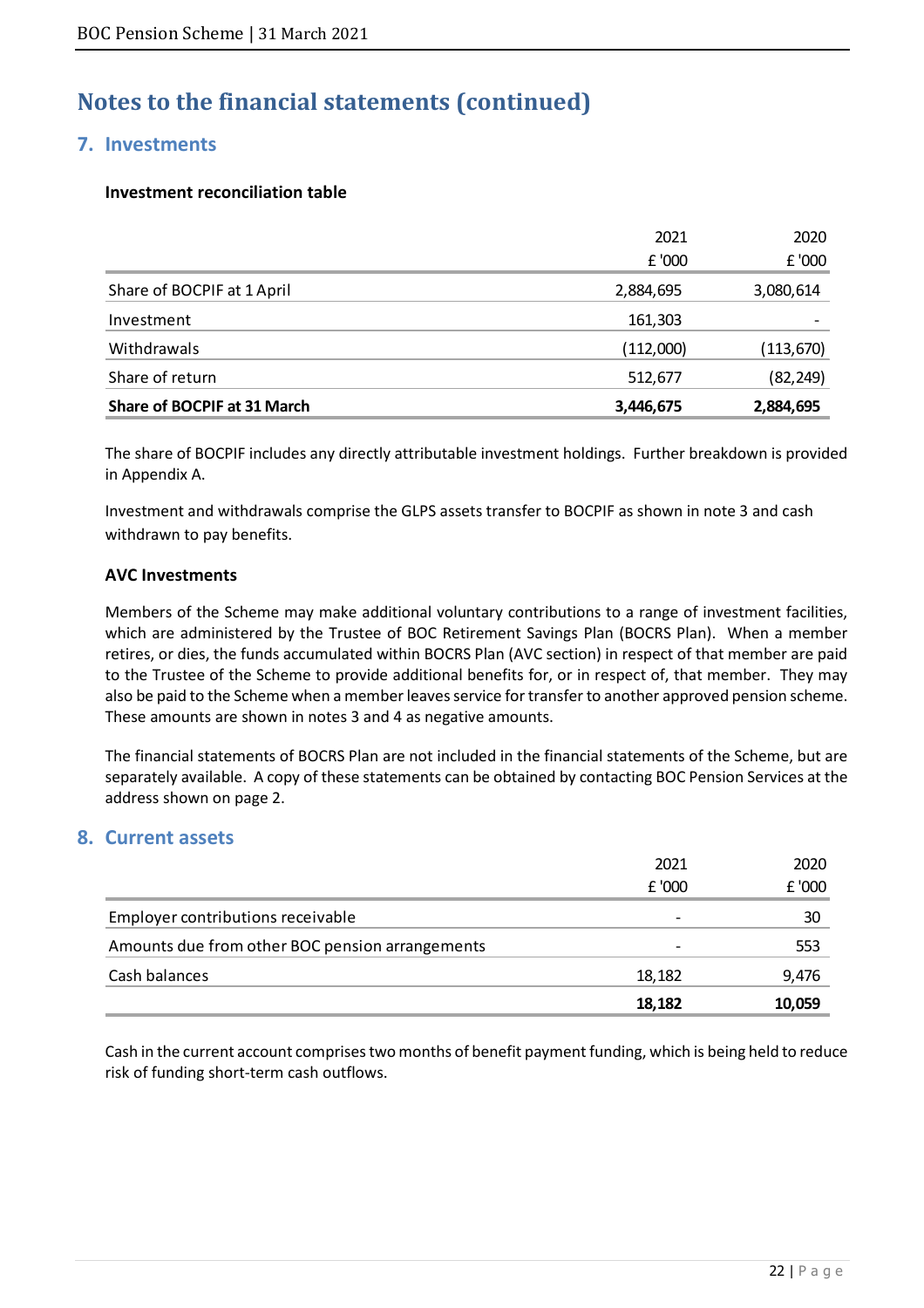# Notes to the financial statements (continued)

## 7. Investments

### Investment reconciliation table

| | 2021<br>£ '000 | 2020<br>£ '000 |
|---|---|---|
| Share of BOCPIF at 1 April | 2,884,695 | 3,080,614 |
| Investment | 161,303 | - |
| Withdrawals | (112,000) | (113,670) |
| Share of return | 512,677 | (82,249) |
| **Share of BOCPIF at 31 March** | **3,446,675** | **2,884,695** |

The share of BOCPIF includes any directly attributable investment holdings. Further breakdown is provided in Appendix A.

Investment and withdrawals comprise the GLPS assets transfer to BOCPIF as shown in note 3 and cash withdrawn to pay benefits.

### AVC Investments

Members of the Scheme may make additional voluntary contributions to a range of investment facilities, which are administered by the Trustee of BOC Retirement Savings Plan (BOCRS Plan). When a member retires, or dies, the funds accumulated within BOCRS Plan (AVC section) in respect of that member are paid to the Trustee of the Scheme to provide additional benefits for, or in respect of, that member. They may also be paid to the Scheme when a member leaves service for transfer to another approved pension scheme. These amounts are shown in notes 3 and 4 as negative amounts.

The financial statements of BOCRS Plan are not included in the financial statements of the Scheme, but are separately available. A copy of these statements can be obtained by contacting BOC Pension Services at the address shown on page 2.

## 8. Current assets

| | 2021<br>£ '000 | 2020<br>£ '000 |
|---|---|---|
| Employer contributions receivable | - | 30 |
| Amounts due from other BOC pension arrangements | - | 553 |
| Cash balances | 18,182 | 9,476 |
| | **18,182** | **10,059** |

Cash in the current account comprises two months of benefit payment funding, which is being held to reduce risk of funding short-term cash outflows.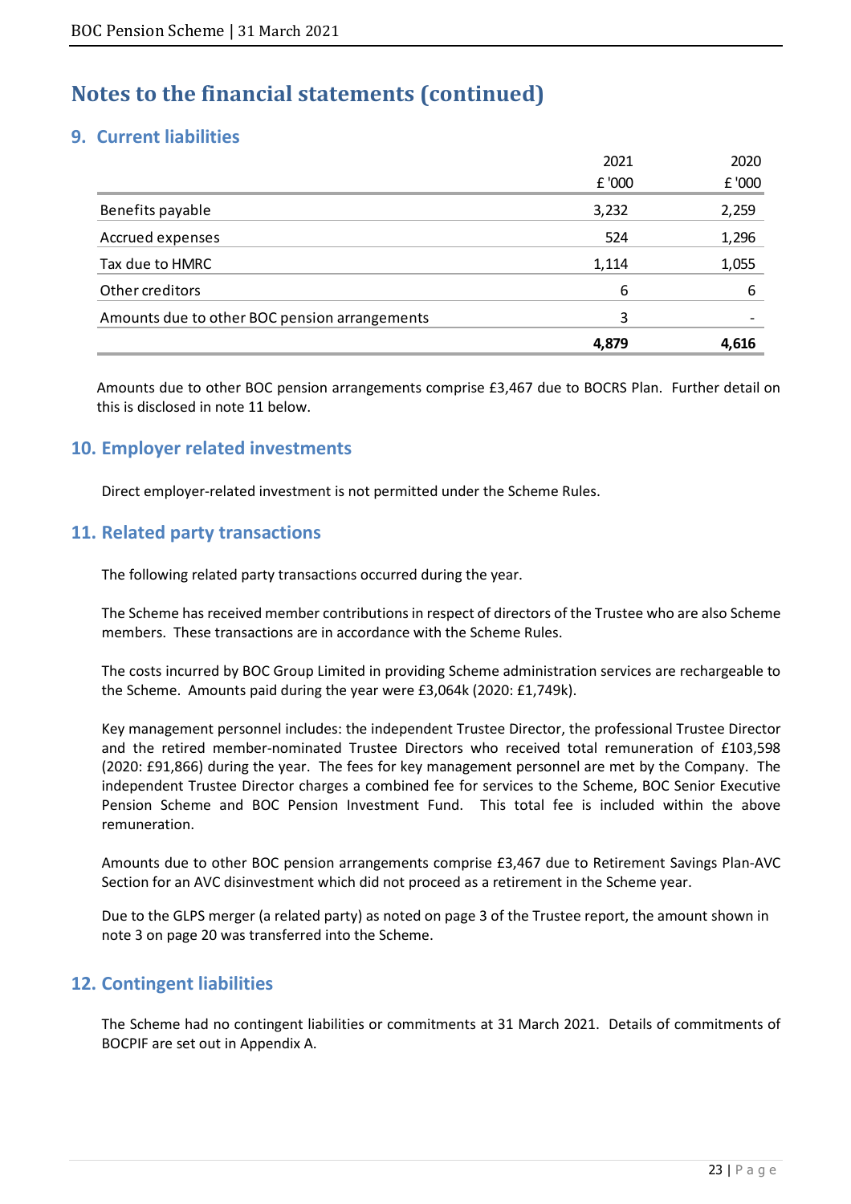# Notes to the financial statements (continued)

## 9. Current liabilities

| | 2021 | 2020 |
|---|---|---|
| | £ '000 | £ '000 |
| Benefits payable | 3,232 | 2,259 |
| Accrued expenses | 524 | 1,296 |
| Tax due to HMRC | 1,114 | 1,055 |
| Other creditors | 6 | 6 |
| Amounts due to other BOC pension arrangements | 3 | - |
| | **4,879** | **4,616** |

Amounts due to other BOC pension arrangements comprise £3,467 due to BOCRS Plan. Further detail on this is disclosed in note 11 below.

## 10. Employer related investments

Direct employer-related investment is not permitted under the Scheme Rules.

## 11. Related party transactions

The following related party transactions occurred during the year.

The Scheme has received member contributions in respect of directors of the Trustee who are also Scheme members. These transactions are in accordance with the Scheme Rules.

The costs incurred by BOC Group Limited in providing Scheme administration services are rechargeable to the Scheme. Amounts paid during the year were £3,064k (2020: £1,749k).

Key management personnel includes: the independent Trustee Director, the professional Trustee Director and the retired member-nominated Trustee Directors who received total remuneration of £103,598 (2020: £91,866) during the year. The fees for key management personnel are met by the Company. The independent Trustee Director charges a combined fee for services to the Scheme, BOC Senior Executive Pension Scheme and BOC Pension Investment Fund. This total fee is included within the above remuneration.

Amounts due to other BOC pension arrangements comprise £3,467 due to Retirement Savings Plan-AVC Section for an AVC disinvestment which did not proceed as a retirement in the Scheme year.

Due to the GLPS merger (a related party) as noted on page 3 of the Trustee report, the amount shown in note 3 on page 20 was transferred into the Scheme.

## 12. Contingent liabilities

The Scheme had no contingent liabilities or commitments at 31 March 2021. Details of commitments of BOCPIF are set out in Appendix A.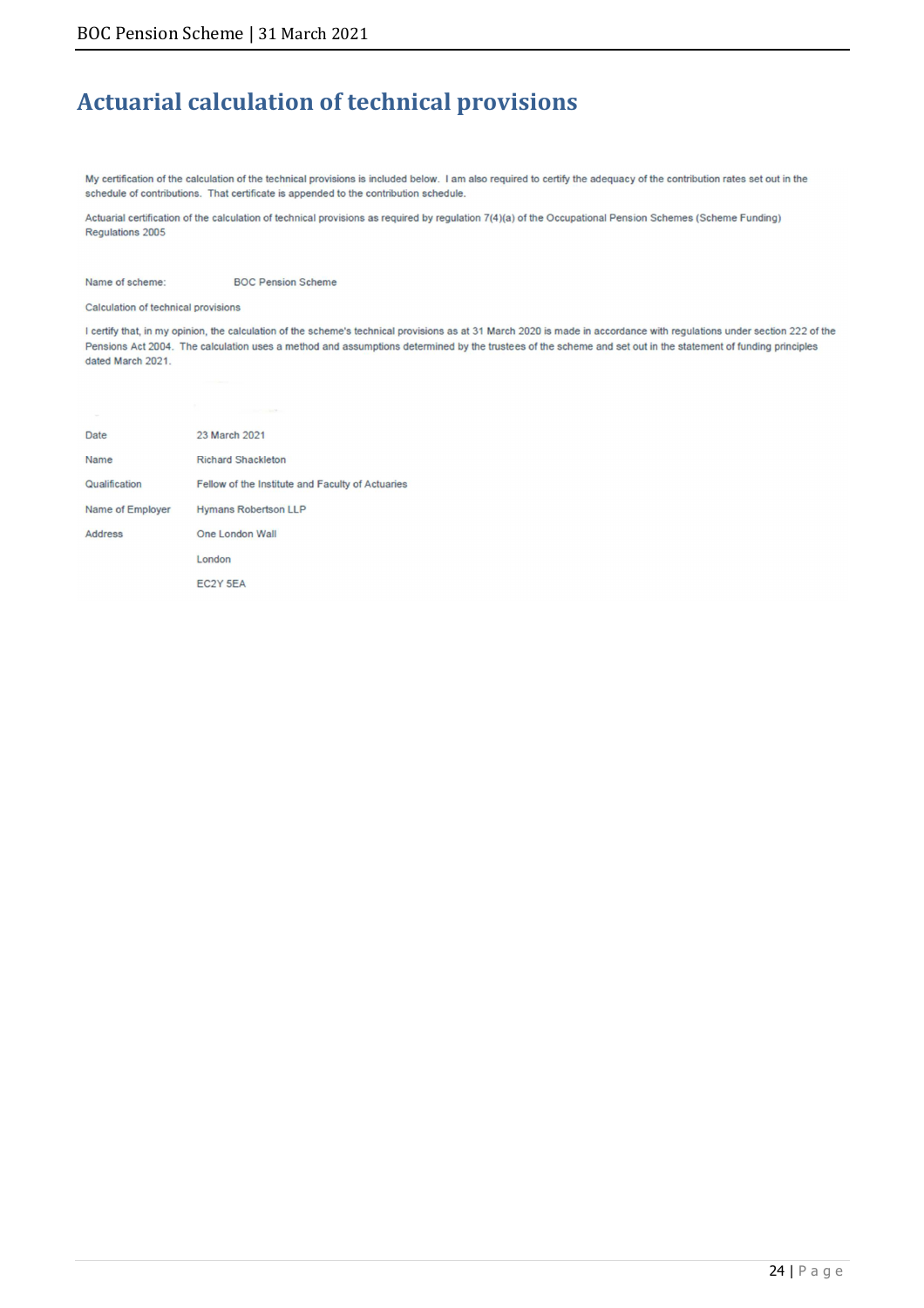# Actuarial calculation of technical provisions

My certification of the calculation of the technical provisions is included below. I am also required to certify the adequacy of the contribution rates set out in the schedule of contributions. That certificate is appended to the contribution schedule.

Actuarial certification of the calculation of technical provisions as required by regulation 7(4)(a) of the Occupational Pension Schemes (Scheme Funding) Regulations 2005

Name of scheme: BOC Pension Scheme

Calculation of technical provisions

I certify that, in my opinion, the calculation of the scheme's technical provisions as at 31 March 2020 is made in accordance with regulations under section 222 of the Pensions Act 2004. The calculation uses a method and assumptions determined by the trustees of the scheme and set out in the statement of funding principles dated March 2021.

| | |
|---|---|
| Date | 23 March 2021 |
| Name | Richard Shackleton |
| Qualification | Fellow of the Institute and Faculty of Actuaries |
| Name of Employer | Hymans Robertson LLP |
| Address | One London Wall |
| | London |
| | EC2Y 5EA |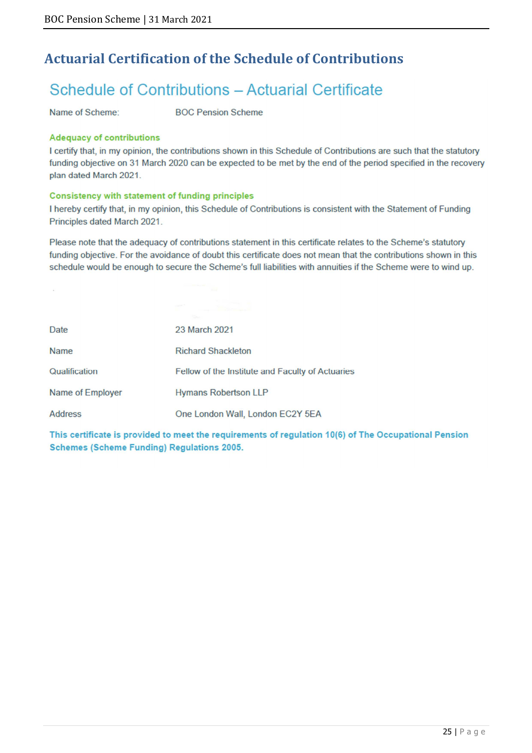# Actuarial Certification of the Schedule of Contributions

## Schedule of Contributions – Actuarial Certificate

Name of Scheme: BOC Pension Scheme

### Adequacy of contributions

I certify that, in my opinion, the contributions shown in this Schedule of Contributions are such that the statutory funding objective on 31 March 2020 can be expected to be met by the end of the period specified in the recovery plan dated March 2021.

### Consistency with statement of funding principles

I hereby certify that, in my opinion, this Schedule of Contributions is consistent with the Statement of Funding Principles dated March 2021.

Please note that the adequacy of contributions statement in this certificate relates to the Scheme's statutory funding objective. For the avoidance of doubt this certificate does not mean that the contributions shown in this schedule would be enough to secure the Scheme's full liabilities with annuities if the Scheme were to wind up.

| | |
|---|---|
| Date | 23 March 2021 |
| Name | Richard Shackleton |
| Qualification | Fellow of the Institute and Faculty of Actuaries |
| Name of Employer | Hymans Robertson LLP |
| Address | One London Wall, London EC2Y 5EA |

**This certificate is provided to meet the requirements of regulation 10(6) of The Occupational Pension Schemes (Scheme Funding) Regulations 2005.**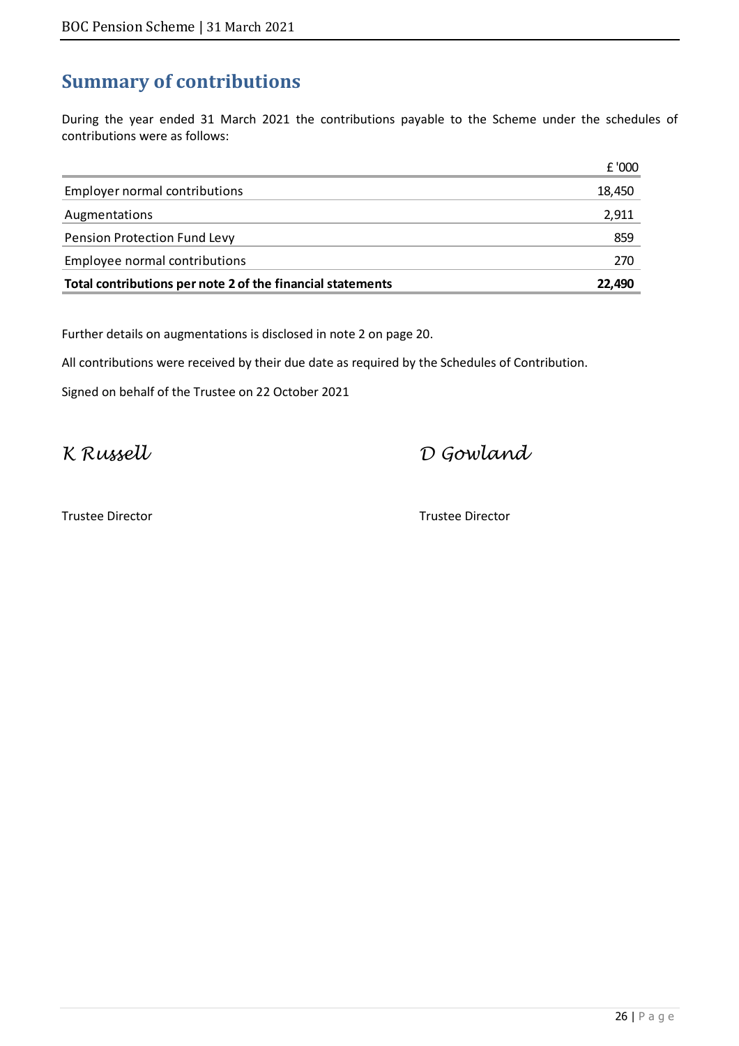## Summary of contributions

During the year ended 31 March 2021 the contributions payable to the Scheme under the schedules of contributions were as follows:

| | £ '000 |
|---|---|
| Employer normal contributions | 18,450 |
| Augmentations | 2,911 |
| Pension Protection Fund Levy | 859 |
| Employee normal contributions | 270 |
| **Total contributions per note 2 of the financial statements** | **22,490** |

Further details on augmentations is disclosed in note 2 on page 20.

All contributions were received by their due date as required by the Schedules of Contribution.

Signed on behalf of the Trustee on 22 October 2021

*K Russell*

Trustee Director

*D Gowland*

Trustee Director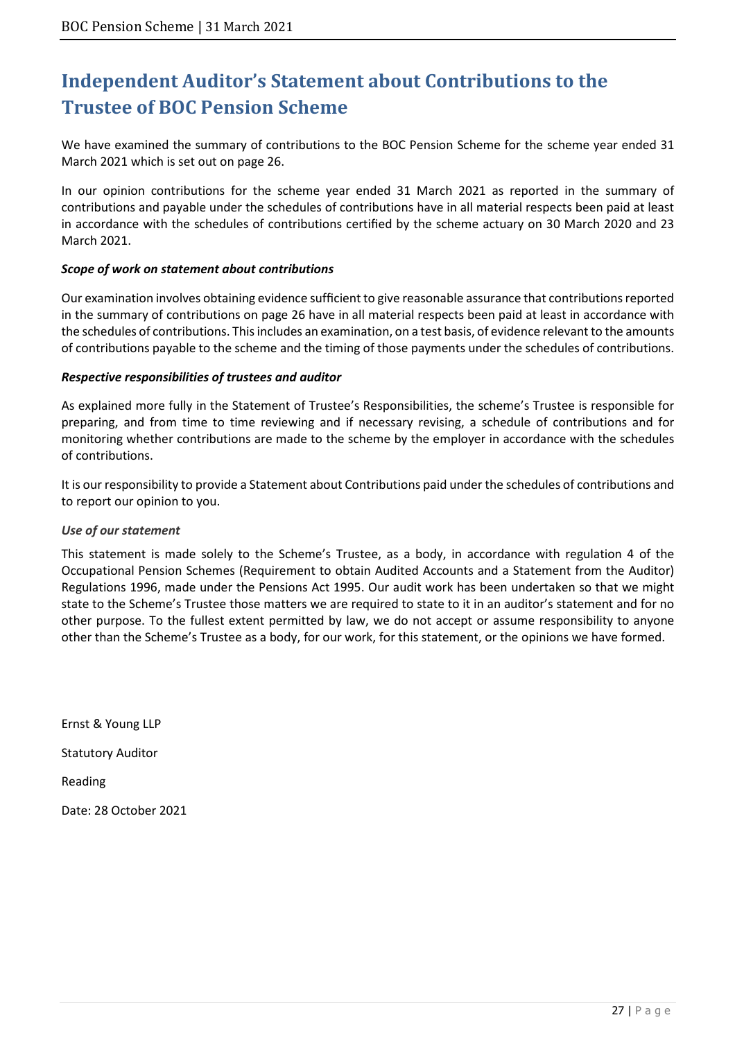# Independent Auditor's Statement about Contributions to the Trustee of BOC Pension Scheme

We have examined the summary of contributions to the BOC Pension Scheme for the scheme year ended 31 March 2021 which is set out on page 26.

In our opinion contributions for the scheme year ended 31 March 2021 as reported in the summary of contributions and payable under the schedules of contributions have in all material respects been paid at least in accordance with the schedules of contributions certified by the scheme actuary on 30 March 2020 and 23 March 2021.

***Scope of work on statement about contributions***

Our examination involves obtaining evidence sufficient to give reasonable assurance that contributions reported in the summary of contributions on page 26 have in all material respects been paid at least in accordance with the schedules of contributions. This includes an examination, on a test basis, of evidence relevant to the amounts of contributions payable to the scheme and the timing of those payments under the schedules of contributions.

***Respective responsibilities of trustees and auditor***

As explained more fully in the Statement of Trustee's Responsibilities, the scheme's Trustee is responsible for preparing, and from time to time reviewing and if necessary revising, a schedule of contributions and for monitoring whether contributions are made to the scheme by the employer in accordance with the schedules of contributions.

It is our responsibility to provide a Statement about Contributions paid under the schedules of contributions and to report our opinion to you.

*Use of our statement*

This statement is made solely to the Scheme's Trustee, as a body, in accordance with regulation 4 of the Occupational Pension Schemes (Requirement to obtain Audited Accounts and a Statement from the Auditor) Regulations 1996, made under the Pensions Act 1995. Our audit work has been undertaken so that we might state to the Scheme's Trustee those matters we are required to state to it in an auditor's statement and for no other purpose. To the fullest extent permitted by law, we do not accept or assume responsibility to anyone other than the Scheme's Trustee as a body, for our work, for this statement, or the opinions we have formed.

Ernst & Young LLP

Statutory Auditor

Reading

Date: 28 October 2021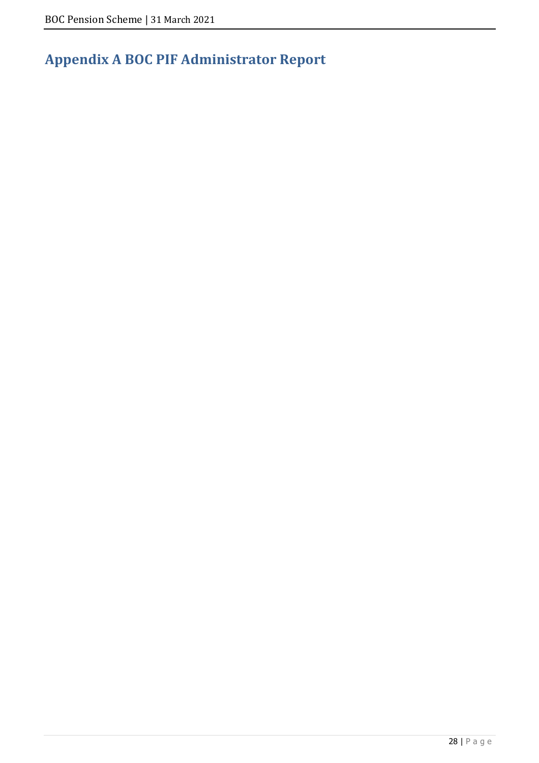# Appendix A BOC PIF Administrator Report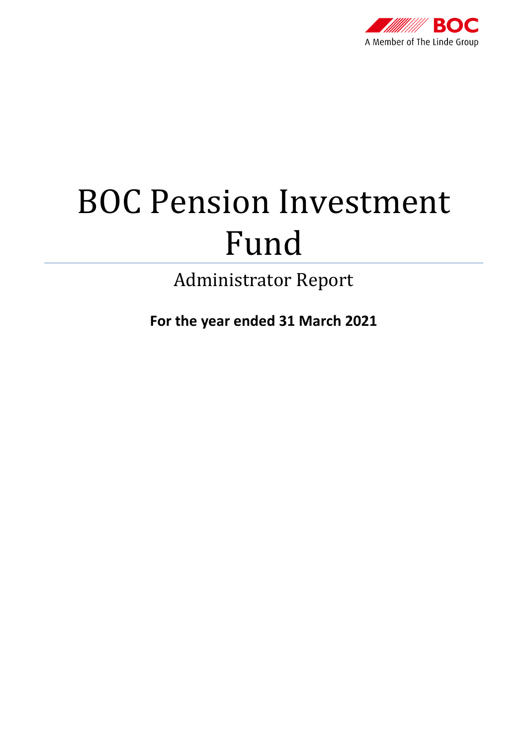# BOC Pension Investment Fund

## Administrator Report

**For the year ended 31 March 2021**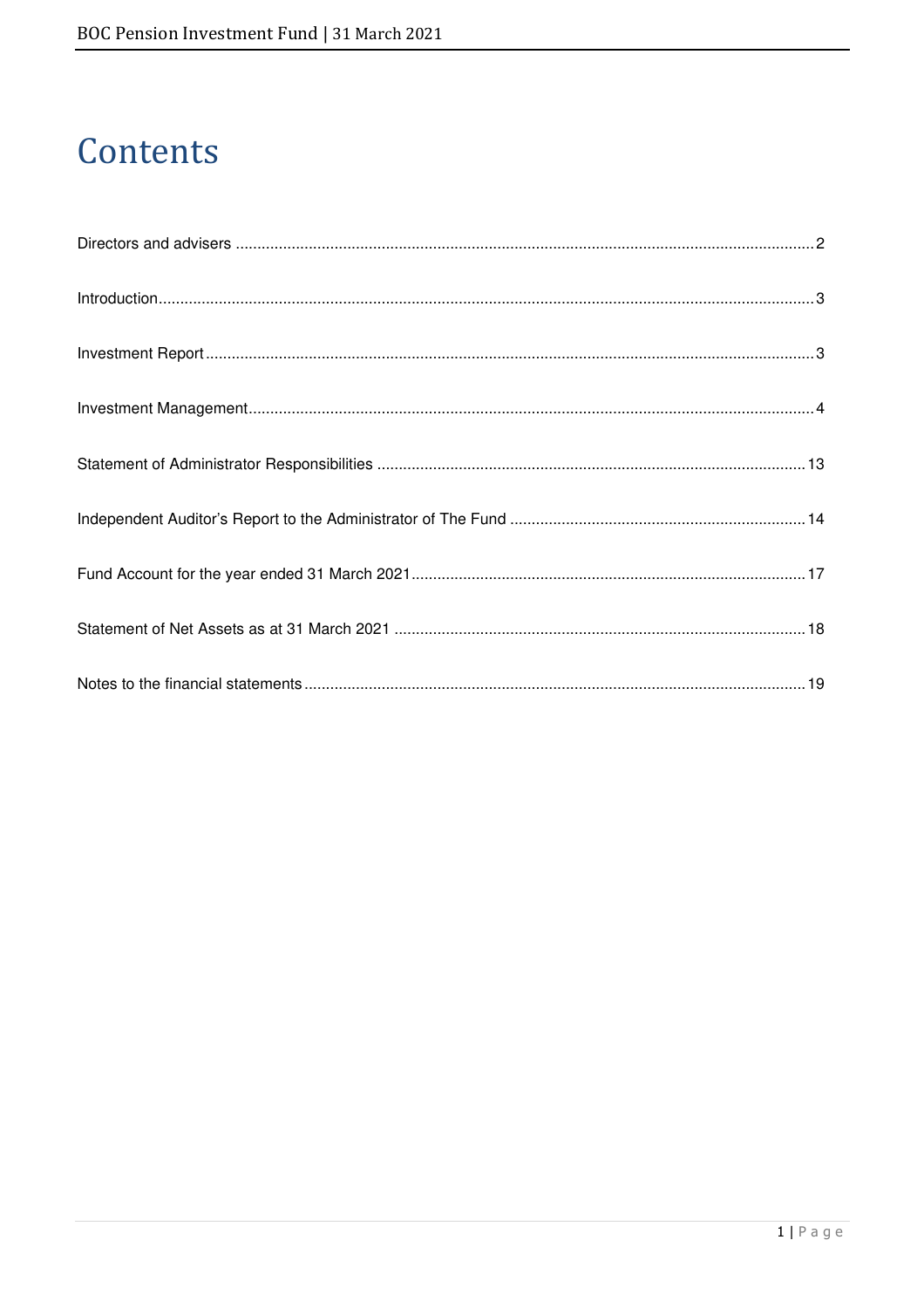# Contents

Directors and advisers .......... 2

Introduction .......... 3

Investment Report .......... 3

Investment Management .......... 4

Statement of Administrator Responsibilities .......... 13

Independent Auditor's Report to the Administrator of The Fund .......... 14

Fund Account for the year ended 31 March 2021 .......... 17

Statement of Net Assets as at 31 March 2021 .......... 18

Notes to the financial statements .......... 19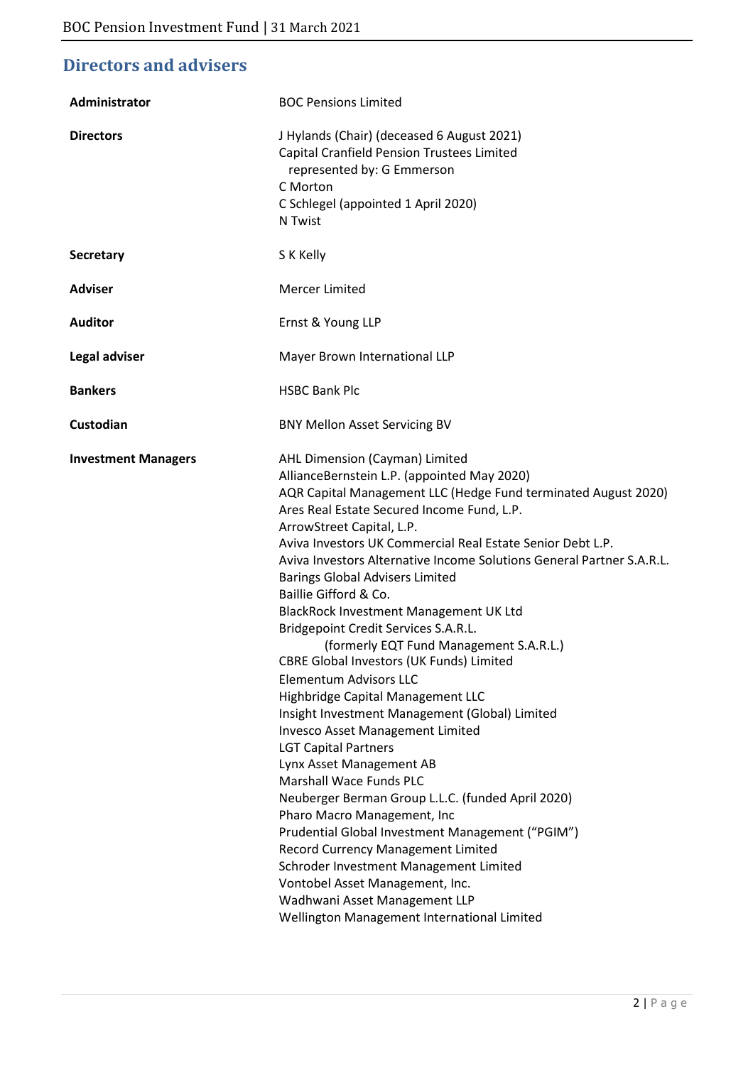## Directors and advisers

| | |
|---|---|
| **Administrator** | BOC Pensions Limited |
| **Directors** | J Hylands (Chair) (deceased 6 August 2021)<br>Capital Cranfield Pension Trustees Limited<br>represented by: G Emmerson<br>C Morton<br>C Schlegel (appointed 1 April 2020)<br>N Twist |
| **Secretary** | S K Kelly |
| **Adviser** | Mercer Limited |
| **Auditor** | Ernst & Young LLP |
| **Legal adviser** | Mayer Brown International LLP |
| **Bankers** | HSBC Bank Plc |
| **Custodian** | BNY Mellon Asset Servicing BV |
| **Investment Managers** | AHL Dimension (Cayman) Limited<br>AllianceBernstein L.P. (appointed May 2020)<br>AQR Capital Management LLC (Hedge Fund terminated August 2020)<br>Ares Real Estate Secured Income Fund, L.P.<br>ArrowStreet Capital, L.P.<br>Aviva Investors UK Commercial Real Estate Senior Debt L.P.<br>Aviva Investors Alternative Income Solutions General Partner S.A.R.L.<br>Barings Global Advisers Limited<br>Baillie Gifford & Co.<br>BlackRock Investment Management UK Ltd<br>Bridgepoint Credit Services S.A.R.L.<br>(formerly EQT Fund Management S.A.R.L.)<br>CBRE Global Investors (UK Funds) Limited<br>Elementum Advisors LLC<br>Highbridge Capital Management LLC<br>Insight Investment Management (Global) Limited<br>Invesco Asset Management Limited<br>LGT Capital Partners<br>Lynx Asset Management AB<br>Marshall Wace Funds PLC<br>Neuberger Berman Group L.L.C. (funded April 2020)<br>Pharo Macro Management, Inc<br>Prudential Global Investment Management ("PGIM")<br>Record Currency Management Limited<br>Schroder Investment Management Limited<br>Vontobel Asset Management, Inc.<br>Wadhwani Asset Management LLP<br>Wellington Management International Limited |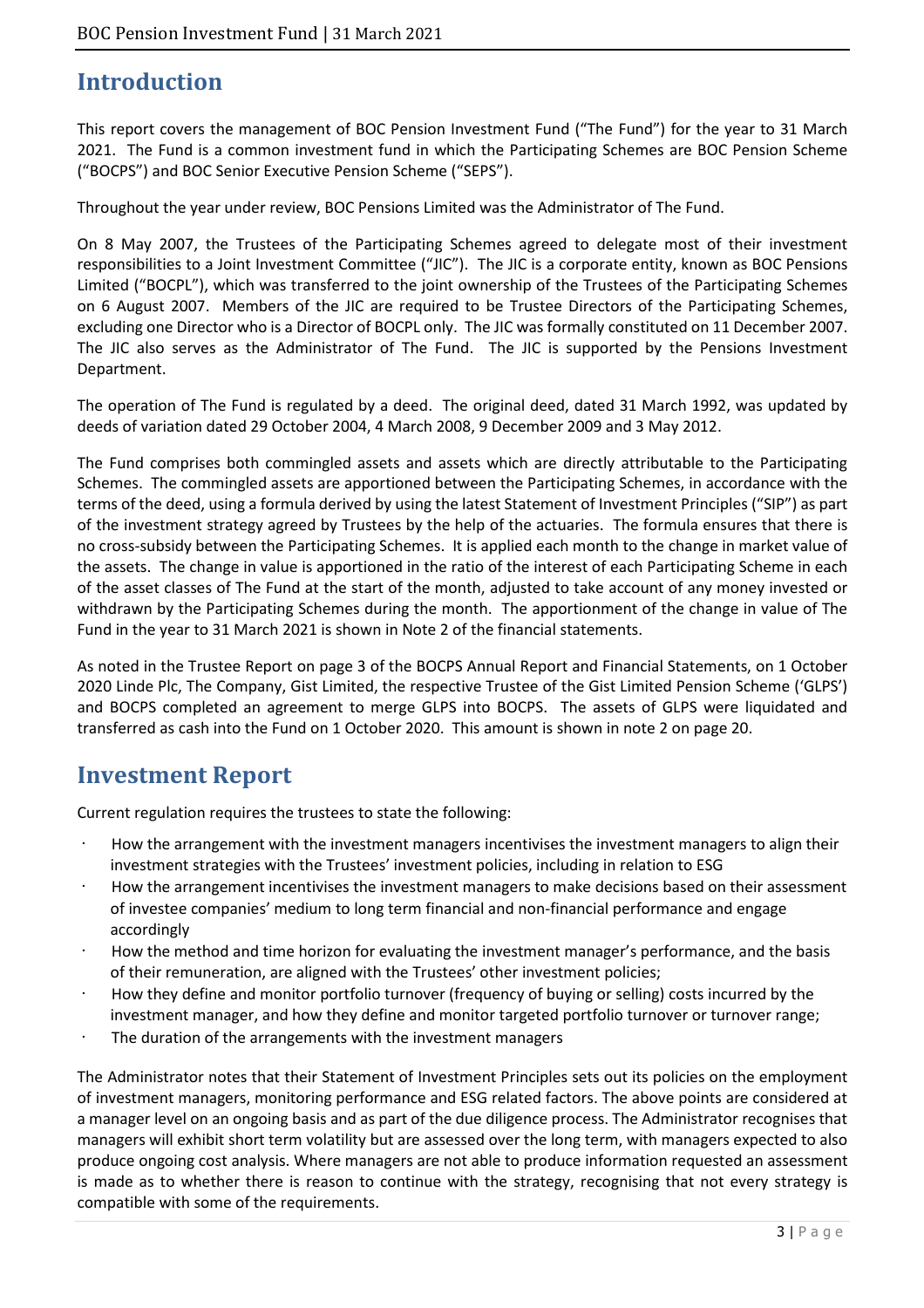# Introduction

This report covers the management of BOC Pension Investment Fund ("The Fund") for the year to 31 March 2021. The Fund is a common investment fund in which the Participating Schemes are BOC Pension Scheme ("BOCPS") and BOC Senior Executive Pension Scheme ("SEPS").

Throughout the year under review, BOC Pensions Limited was the Administrator of The Fund.

On 8 May 2007, the Trustees of the Participating Schemes agreed to delegate most of their investment responsibilities to a Joint Investment Committee ("JIC"). The JIC is a corporate entity, known as BOC Pensions Limited ("BOCPL"), which was transferred to the joint ownership of the Trustees of the Participating Schemes on 6 August 2007. Members of the JIC are required to be Trustee Directors of the Participating Schemes, excluding one Director who is a Director of BOCPL only. The JIC was formally constituted on 11 December 2007. The JIC also serves as the Administrator of The Fund. The JIC is supported by the Pensions Investment Department.

The operation of The Fund is regulated by a deed. The original deed, dated 31 March 1992, was updated by deeds of variation dated 29 October 2004, 4 March 2008, 9 December 2009 and 3 May 2012.

The Fund comprises both commingled assets and assets which are directly attributable to the Participating Schemes. The commingled assets are apportioned between the Participating Schemes, in accordance with the terms of the deed, using a formula derived by using the latest Statement of Investment Principles ("SIP") as part of the investment strategy agreed by Trustees by the help of the actuaries. The formula ensures that there is no cross-subsidy between the Participating Schemes. It is applied each month to the change in market value of the assets. The change in value is apportioned in the ratio of the interest of each Participating Scheme in each of the asset classes of The Fund at the start of the month, adjusted to take account of any money invested or withdrawn by the Participating Schemes during the month. The apportionment of the change in value of The Fund in the year to 31 March 2021 is shown in Note 2 of the financial statements.

As noted in the Trustee Report on page 3 of the BOCPS Annual Report and Financial Statements, on 1 October 2020 Linde Plc, The Company, Gist Limited, the respective Trustee of the Gist Limited Pension Scheme ('GLPS') and BOCPS completed an agreement to merge GLPS into BOCPS. The assets of GLPS were liquidated and transferred as cash into the Fund on 1 October 2020. This amount is shown in note 2 on page 20.

# Investment Report

Current regulation requires the trustees to state the following:

- How the arrangement with the investment managers incentivises the investment managers to align their investment strategies with the Trustees' investment policies, including in relation to ESG
- How the arrangement incentivises the investment managers to make decisions based on their assessment of investee companies' medium to long term financial and non-financial performance and engage accordingly
- How the method and time horizon for evaluating the investment manager's performance, and the basis of their remuneration, are aligned with the Trustees' other investment policies;
- How they define and monitor portfolio turnover (frequency of buying or selling) costs incurred by the investment manager, and how they define and monitor targeted portfolio turnover or turnover range;
- The duration of the arrangements with the investment managers

The Administrator notes that their Statement of Investment Principles sets out its policies on the employment of investment managers, monitoring performance and ESG related factors. The above points are considered at a manager level on an ongoing basis and as part of the due diligence process. The Administrator recognises that managers will exhibit short term volatility but are assessed over the long term, with managers expected to also produce ongoing cost analysis. Where managers are not able to produce information requested an assessment is made as to whether there is reason to continue with the strategy, recognising that not every strategy is compatible with some of the requirements.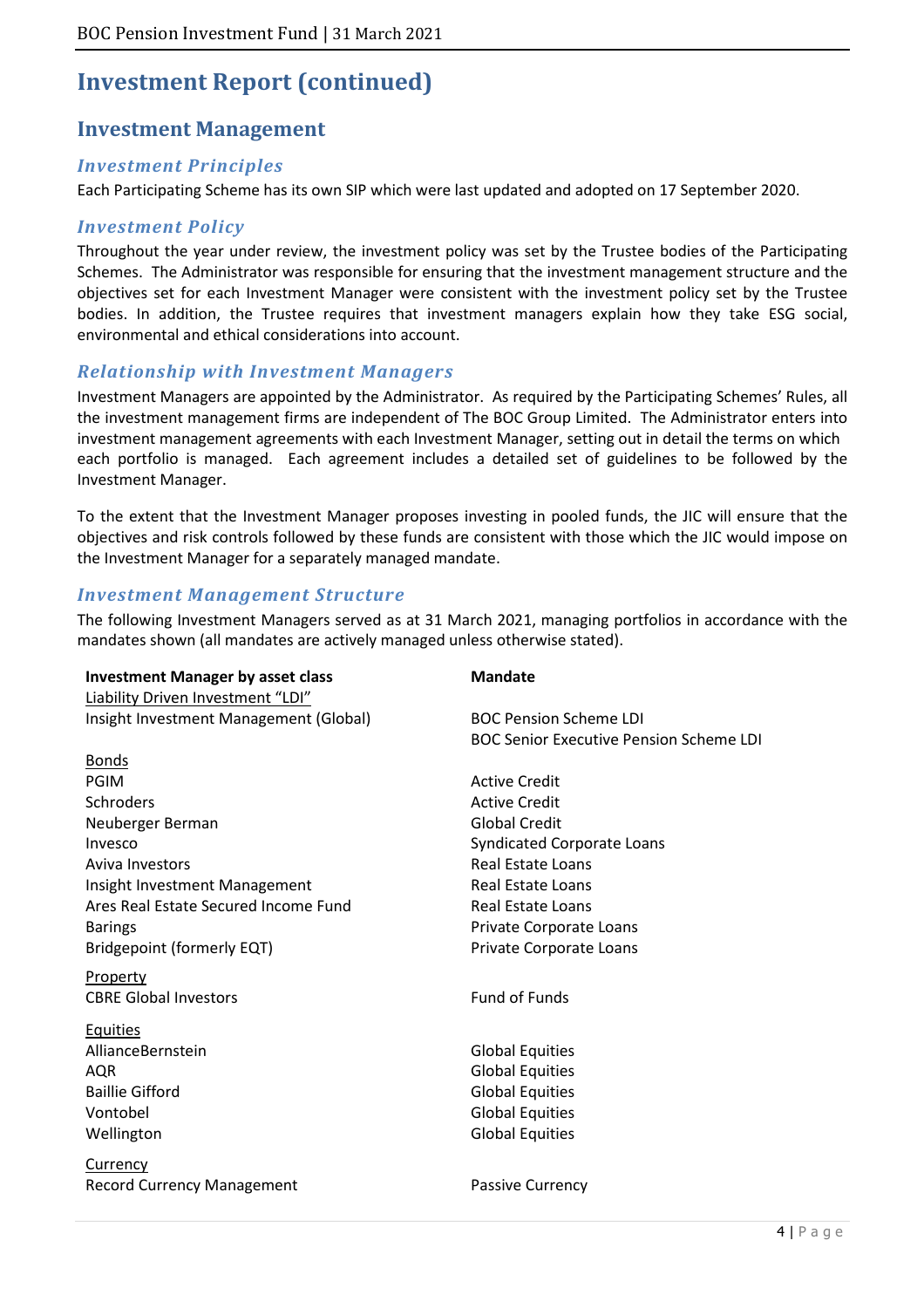# Investment Report (continued)

## Investment Management

### *Investment Principles*

Each Participating Scheme has its own SIP which were last updated and adopted on 17 September 2020.

### *Investment Policy*

Throughout the year under review, the investment policy was set by the Trustee bodies of the Participating Schemes. The Administrator was responsible for ensuring that the investment management structure and the objectives set for each Investment Manager were consistent with the investment policy set by the Trustee bodies. In addition, the Trustee requires that investment managers explain how they take ESG social, environmental and ethical considerations into account.

### *Relationship with Investment Managers*

Investment Managers are appointed by the Administrator. As required by the Participating Schemes' Rules, all the investment management firms are independent of The BOC Group Limited. The Administrator enters into investment management agreements with each Investment Manager, setting out in detail the terms on which each portfolio is managed. Each agreement includes a detailed set of guidelines to be followed by the Investment Manager.

To the extent that the Investment Manager proposes investing in pooled funds, the JIC will ensure that the objectives and risk controls followed by these funds are consistent with those which the JIC would impose on the Investment Manager for a separately managed mandate.

### *Investment Management Structure*

The following Investment Managers served as at 31 March 2021, managing portfolios in accordance with the mandates shown (all mandates are actively managed unless otherwise stated).

| Investment Manager by asset class | Mandate |
|---|---|
| Liability Driven Investment "LDI" | |
| Insight Investment Management (Global) | BOC Pension Scheme LDI<br>BOC Senior Executive Pension Scheme LDI |
| Bonds | |
| PGIM | Active Credit |
| Schroders | Active Credit |
| Neuberger Berman | Global Credit |
| Invesco | Syndicated Corporate Loans |
| Aviva Investors | Real Estate Loans |
| Insight Investment Management | Real Estate Loans |
| Ares Real Estate Secured Income Fund | Real Estate Loans |
| Barings | Private Corporate Loans |
| Bridgepoint (formerly EQT) | Private Corporate Loans |
| Property | |
| CBRE Global Investors | Fund of Funds |
| Equities | |
| AllianceBernstein | Global Equities |
| AQR | Global Equities |
| Baillie Gifford | Global Equities |
| Vontobel | Global Equities |
| Wellington | Global Equities |
| Currency | |
| Record Currency Management | Passive Currency |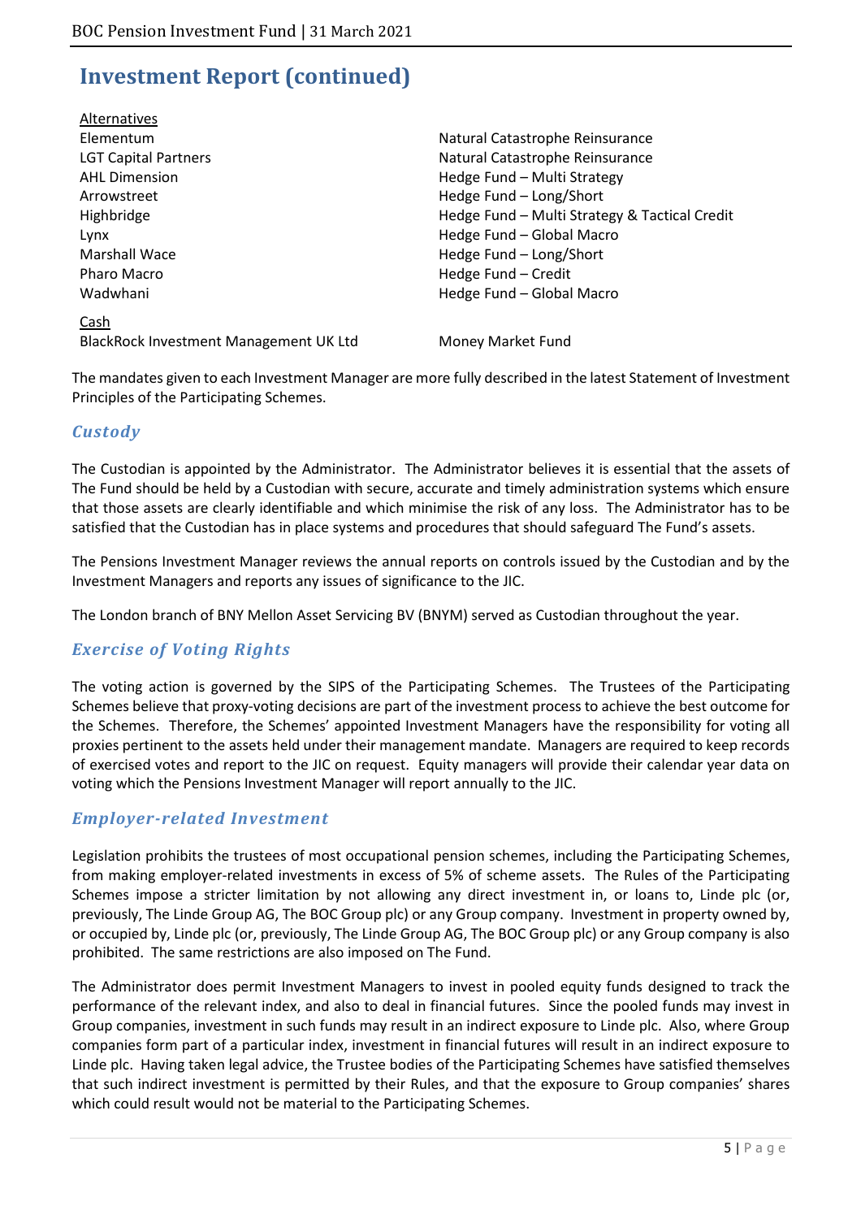## Investment Report (continued)

<u>Alternatives</u>

| | |
|---|---|
| Elementum | Natural Catastrophe Reinsurance |
| LGT Capital Partners | Natural Catastrophe Reinsurance |
| AHL Dimension | Hedge Fund – Multi Strategy |
| Arrowstreet | Hedge Fund – Long/Short |
| Highbridge | Hedge Fund – Multi Strategy & Tactical Credit |
| Lynx | Hedge Fund – Global Macro |
| Marshall Wace | Hedge Fund – Long/Short |
| Pharo Macro | Hedge Fund – Credit |
| Wadwhani | Hedge Fund – Global Macro |

<u>Cash</u>

| | |
|---|---|
| BlackRock Investment Management UK Ltd | Money Market Fund |

The mandates given to each Investment Manager are more fully described in the latest Statement of Investment Principles of the Participating Schemes.

### *Custody*

The Custodian is appointed by the Administrator. The Administrator believes it is essential that the assets of The Fund should be held by a Custodian with secure, accurate and timely administration systems which ensure that those assets are clearly identifiable and which minimise the risk of any loss. The Administrator has to be satisfied that the Custodian has in place systems and procedures that should safeguard The Fund's assets.

The Pensions Investment Manager reviews the annual reports on controls issued by the Custodian and by the Investment Managers and reports any issues of significance to the JIC.

The London branch of BNY Mellon Asset Servicing BV (BNYM) served as Custodian throughout the year.

### *Exercise of Voting Rights*

The voting action is governed by the SIPS of the Participating Schemes. The Trustees of the Participating Schemes believe that proxy-voting decisions are part of the investment process to achieve the best outcome for the Schemes. Therefore, the Schemes' appointed Investment Managers have the responsibility for voting all proxies pertinent to the assets held under their management mandate. Managers are required to keep records of exercised votes and report to the JIC on request. Equity managers will provide their calendar year data on voting which the Pensions Investment Manager will report annually to the JIC.

### *Employer-related Investment*

Legislation prohibits the trustees of most occupational pension schemes, including the Participating Schemes, from making employer-related investments in excess of 5% of scheme assets. The Rules of the Participating Schemes impose a stricter limitation by not allowing any direct investment in, or loans to, Linde plc (or, previously, The Linde Group AG, The BOC Group plc) or any Group company. Investment in property owned by, or occupied by, Linde plc (or, previously, The Linde Group AG, The BOC Group plc) or any Group company is also prohibited. The same restrictions are also imposed on The Fund.

The Administrator does permit Investment Managers to invest in pooled equity funds designed to track the performance of the relevant index, and also to deal in financial futures. Since the pooled funds may invest in Group companies, investment in such funds may result in an indirect exposure to Linde plc. Also, where Group companies form part of a particular index, investment in financial futures will result in an indirect exposure to Linde plc. Having taken legal advice, the Trustee bodies of the Participating Schemes have satisfied themselves that such indirect investment is permitted by their Rules, and that the exposure to Group companies' shares which could result would not be material to the Participating Schemes.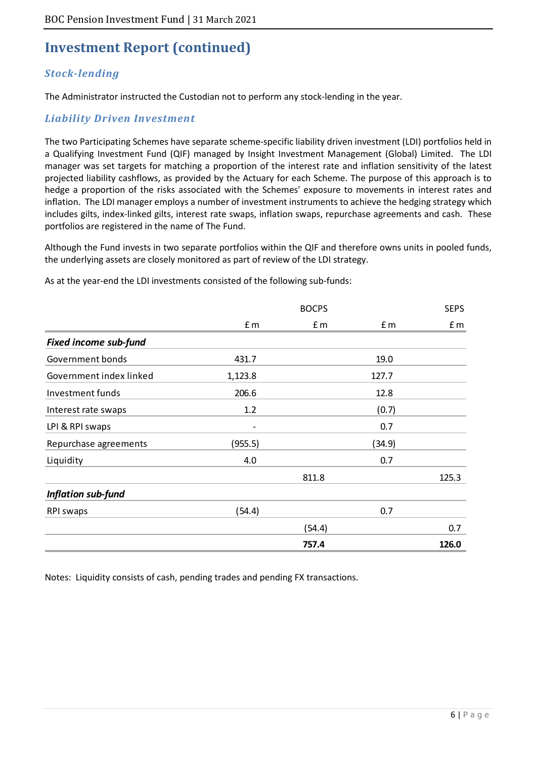# Investment Report (continued)

## *Stock-lending*

The Administrator instructed the Custodian not to perform any stock-lending in the year.

## *Liability Driven Investment*

The two Participating Schemes have separate scheme-specific liability driven investment (LDI) portfolios held in a Qualifying Investment Fund (QIF) managed by Insight Investment Management (Global) Limited. The LDI manager was set targets for matching a proportion of the interest rate and inflation sensitivity of the latest projected liability cashflows, as provided by the Actuary for each Scheme. The purpose of this approach is to hedge a proportion of the risks associated with the Schemes' exposure to movements in interest rates and inflation. The LDI manager employs a number of investment instruments to achieve the hedging strategy which includes gilts, index-linked gilts, interest rate swaps, inflation swaps, repurchase agreements and cash. These portfolios are registered in the name of The Fund.

Although the Fund invests in two separate portfolios within the QIF and therefore owns units in pooled funds, the underlying assets are closely monitored as part of review of the LDI strategy.

As at the year-end the LDI investments consisted of the following sub-funds:

| | | BOCPS | | SEPS |
|---|---|---|---|---|
| | £ m | £ m | £ m | £ m |
| ***Fixed income sub-fund*** | | | | |
| Government bonds | 431.7 | | 19.0 | |
| Government index linked | 1,123.8 | | 127.7 | |
| Investment funds | 206.6 | | 12.8 | |
| Interest rate swaps | 1.2 | | (0.7) | |
| LPI & RPI swaps | - | | 0.7 | |
| Repurchase agreements | (955.5) | | (34.9) | |
| Liquidity | 4.0 | | 0.7 | |
| | | 811.8 | | 125.3 |
| ***Inflation sub-fund*** | | | | |
| RPI swaps | (54.4) | | 0.7 | |
| | | (54.4) | | 0.7 |
| | | **757.4** | | **126.0** |

Notes: Liquidity consists of cash, pending trades and pending FX transactions.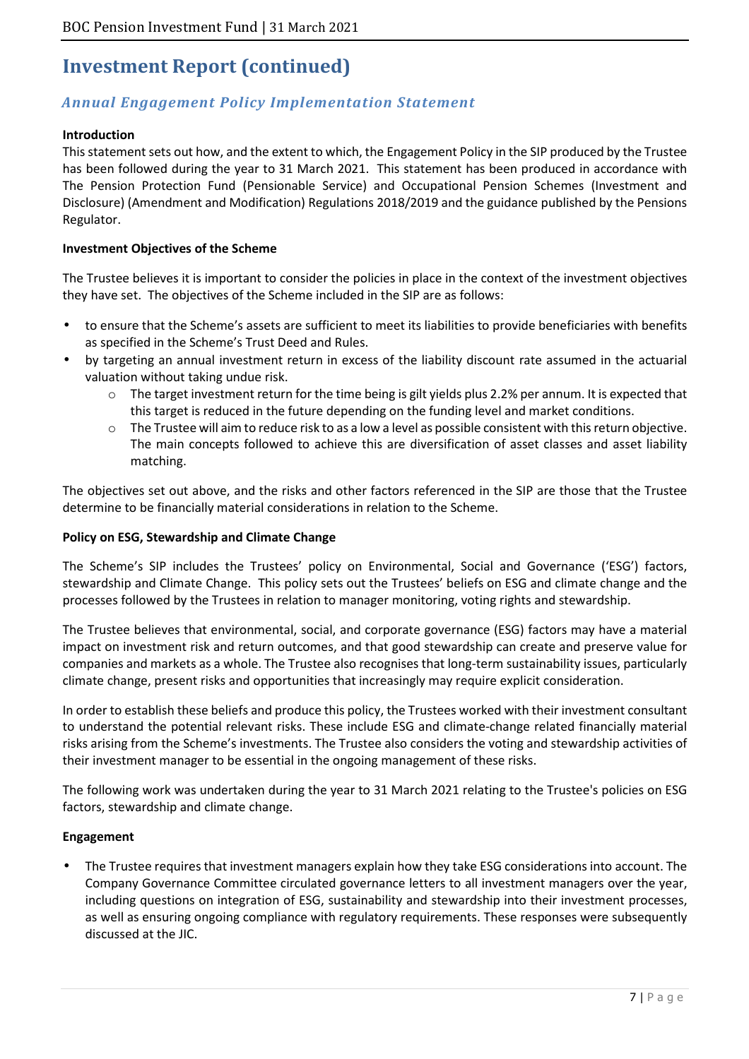# Investment Report (continued)

## *Annual Engagement Policy Implementation Statement*

**Introduction**

This statement sets out how, and the extent to which, the Engagement Policy in the SIP produced by the Trustee has been followed during the year to 31 March 2021. This statement has been produced in accordance with The Pension Protection Fund (Pensionable Service) and Occupational Pension Schemes (Investment and Disclosure) (Amendment and Modification) Regulations 2018/2019 and the guidance published by the Pensions Regulator.

**Investment Objectives of the Scheme**

The Trustee believes it is important to consider the policies in place in the context of the investment objectives they have set. The objectives of the Scheme included in the SIP are as follows:

- to ensure that the Scheme's assets are sufficient to meet its liabilities to provide beneficiaries with benefits as specified in the Scheme's Trust Deed and Rules.
- by targeting an annual investment return in excess of the liability discount rate assumed in the actuarial valuation without taking undue risk.
    - The target investment return for the time being is gilt yields plus 2.2% per annum. It is expected that this target is reduced in the future depending on the funding level and market conditions.
    - The Trustee will aim to reduce risk to as a low a level as possible consistent with this return objective. The main concepts followed to achieve this are diversification of asset classes and asset liability matching.

The objectives set out above, and the risks and other factors referenced in the SIP are those that the Trustee determine to be financially material considerations in relation to the Scheme.

**Policy on ESG, Stewardship and Climate Change**

The Scheme's SIP includes the Trustees' policy on Environmental, Social and Governance ('ESG') factors, stewardship and Climate Change. This policy sets out the Trustees' beliefs on ESG and climate change and the processes followed by the Trustees in relation to manager monitoring, voting rights and stewardship.

The Trustee believes that environmental, social, and corporate governance (ESG) factors may have a material impact on investment risk and return outcomes, and that good stewardship can create and preserve value for companies and markets as a whole. The Trustee also recognises that long-term sustainability issues, particularly climate change, present risks and opportunities that increasingly may require explicit consideration.

In order to establish these beliefs and produce this policy, the Trustees worked with their investment consultant to understand the potential relevant risks. These include ESG and climate-change related financially material risks arising from the Scheme's investments. The Trustee also considers the voting and stewardship activities of their investment manager to be essential in the ongoing management of these risks.

The following work was undertaken during the year to 31 March 2021 relating to the Trustee's policies on ESG factors, stewardship and climate change.

**Engagement**

- The Trustee requires that investment managers explain how they take ESG considerations into account. The Company Governance Committee circulated governance letters to all investment managers over the year, including questions on integration of ESG, sustainability and stewardship into their investment processes, as well as ensuring ongoing compliance with regulatory requirements. These responses were subsequently discussed at the JIC.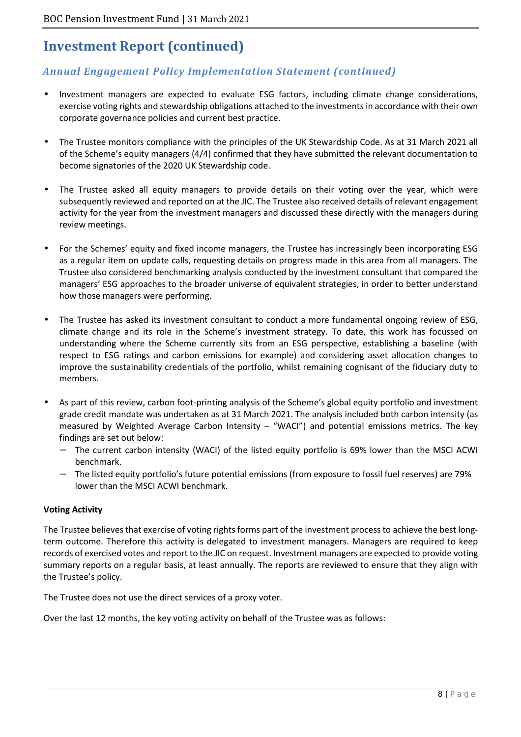## Investment Report (continued)

### *Annual Engagement Policy Implementation Statement (continued)*

- Investment managers are expected to evaluate ESG factors, including climate change considerations, exercise voting rights and stewardship obligations attached to the investments in accordance with their own corporate governance policies and current best practice.

- The Trustee monitors compliance with the principles of the UK Stewardship Code. As at 31 March 2021 all of the Scheme's equity managers (4/4) confirmed that they have submitted the relevant documentation to become signatories of the 2020 UK Stewardship code.

- The Trustee asked all equity managers to provide details on their voting over the year, which were subsequently reviewed and reported on at the JIC. The Trustee also received details of relevant engagement activity for the year from the investment managers and discussed these directly with the managers during review meetings.

- For the Schemes' equity and fixed income managers, the Trustee has increasingly been incorporating ESG as a regular item on update calls, requesting details on progress made in this area from all managers. The Trustee also considered benchmarking analysis conducted by the investment consultant that compared the managers' ESG approaches to the broader universe of equivalent strategies, in order to better understand how those managers were performing.

- The Trustee has asked its investment consultant to conduct a more fundamental ongoing review of ESG, climate change and its role in the Scheme's investment strategy. To date, this work has focussed on understanding where the Scheme currently sits from an ESG perspective, establishing a baseline (with respect to ESG ratings and carbon emissions for example) and considering asset allocation changes to improve the sustainability credentials of the portfolio, whilst remaining cognisant of the fiduciary duty to members.

- As part of this review, carbon foot-printing analysis of the Scheme's global equity portfolio and investment grade credit mandate was undertaken as at 31 March 2021. The analysis included both carbon intensity (as measured by Weighted Average Carbon Intensity – "WACI") and potential emissions metrics. The key findings are set out below:
  - The current carbon intensity (WACI) of the listed equity portfolio is 69% lower than the MSCI ACWI benchmark.
  - The listed equity portfolio's future potential emissions (from exposure to fossil fuel reserves) are 79% lower than the MSCI ACWI benchmark.

**Voting Activity**

The Trustee believes that exercise of voting rights forms part of the investment process to achieve the best long-term outcome. Therefore this activity is delegated to investment managers. Managers are required to keep records of exercised votes and report to the JIC on request. Investment managers are expected to provide voting summary reports on a regular basis, at least annually. The reports are reviewed to ensure that they align with the Trustee's policy.

The Trustee does not use the direct services of a proxy voter.

Over the last 12 months, the key voting activity on behalf of the Trustee was as follows: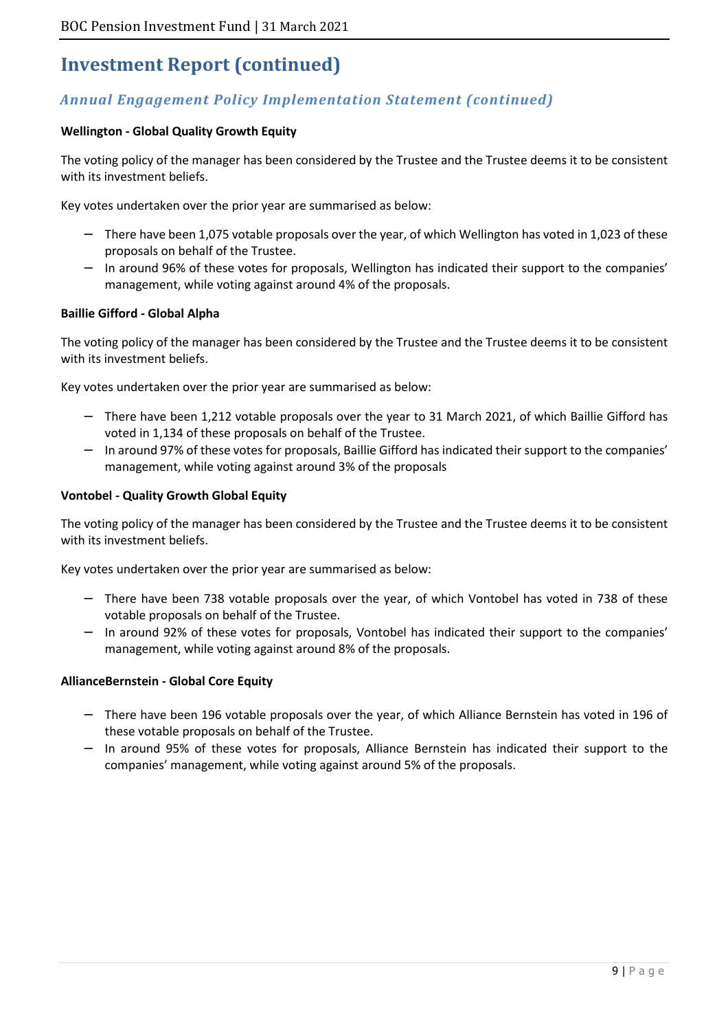# Investment Report (continued)

## *Annual Engagement Policy Implementation Statement (continued)*

**Wellington - Global Quality Growth Equity**

The voting policy of the manager has been considered by the Trustee and the Trustee deems it to be consistent with its investment beliefs.

Key votes undertaken over the prior year are summarised as below:

- There have been 1,075 votable proposals over the year, of which Wellington has voted in 1,023 of these proposals on behalf of the Trustee.
- In around 96% of these votes for proposals, Wellington has indicated their support to the companies' management, while voting against around 4% of the proposals.

**Baillie Gifford - Global Alpha**

The voting policy of the manager has been considered by the Trustee and the Trustee deems it to be consistent with its investment beliefs.

Key votes undertaken over the prior year are summarised as below:

- There have been 1,212 votable proposals over the year to 31 March 2021, of which Baillie Gifford has voted in 1,134 of these proposals on behalf of the Trustee.
- In around 97% of these votes for proposals, Baillie Gifford has indicated their support to the companies' management, while voting against around 3% of the proposals

**Vontobel - Quality Growth Global Equity**

The voting policy of the manager has been considered by the Trustee and the Trustee deems it to be consistent with its investment beliefs.

Key votes undertaken over the prior year are summarised as below:

- There have been 738 votable proposals over the year, of which Vontobel has voted in 738 of these votable proposals on behalf of the Trustee.
- In around 92% of these votes for proposals, Vontobel has indicated their support to the companies' management, while voting against around 8% of the proposals.

**AllianceBernstein - Global Core Equity**

- There have been 196 votable proposals over the year, of which Alliance Bernstein has voted in 196 of these votable proposals on behalf of the Trustee.
- In around 95% of these votes for proposals, Alliance Bernstein has indicated their support to the companies' management, while voting against around 5% of the proposals.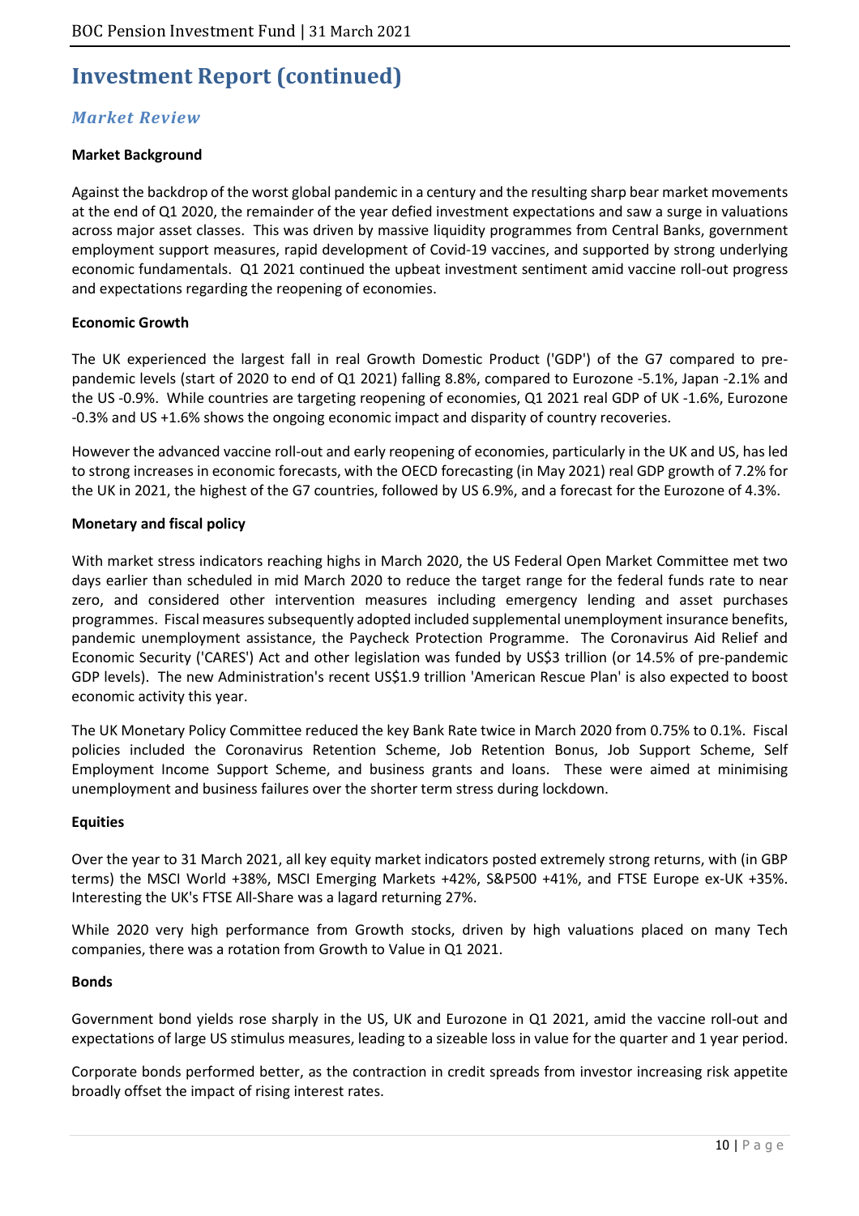# Investment Report (continued)

## *Market Review*

**Market Background**

Against the backdrop of the worst global pandemic in a century and the resulting sharp bear market movements at the end of Q1 2020, the remainder of the year defied investment expectations and saw a surge in valuations across major asset classes. This was driven by massive liquidity programmes from Central Banks, government employment support measures, rapid development of Covid-19 vaccines, and supported by strong underlying economic fundamentals. Q1 2021 continued the upbeat investment sentiment amid vaccine roll-out progress and expectations regarding the reopening of economies.

**Economic Growth**

The UK experienced the largest fall in real Growth Domestic Product ('GDP') of the G7 compared to pre-pandemic levels (start of 2020 to end of Q1 2021) falling 8.8%, compared to Eurozone -5.1%, Japan -2.1% and the US -0.9%. While countries are targeting reopening of economies, Q1 2021 real GDP of UK -1.6%, Eurozone -0.3% and US +1.6% shows the ongoing economic impact and disparity of country recoveries.

However the advanced vaccine roll-out and early reopening of economies, particularly in the UK and US, has led to strong increases in economic forecasts, with the OECD forecasting (in May 2021) real GDP growth of 7.2% for the UK in 2021, the highest of the G7 countries, followed by US 6.9%, and a forecast for the Eurozone of 4.3%.

**Monetary and fiscal policy**

With market stress indicators reaching highs in March 2020, the US Federal Open Market Committee met two days earlier than scheduled in mid March 2020 to reduce the target range for the federal funds rate to near zero, and considered other intervention measures including emergency lending and asset purchases programmes. Fiscal measures subsequently adopted included supplemental unemployment insurance benefits, pandemic unemployment assistance, the Paycheck Protection Programme. The Coronavirus Aid Relief and Economic Security ('CARES') Act and other legislation was funded by US$3 trillion (or 14.5% of pre-pandemic GDP levels). The new Administration's recent US$1.9 trillion 'American Rescue Plan' is also expected to boost economic activity this year.

The UK Monetary Policy Committee reduced the key Bank Rate twice in March 2020 from 0.75% to 0.1%. Fiscal policies included the Coronavirus Retention Scheme, Job Retention Bonus, Job Support Scheme, Self Employment Income Support Scheme, and business grants and loans. These were aimed at minimising unemployment and business failures over the shorter term stress during lockdown.

**Equities**

Over the year to 31 March 2021, all key equity market indicators posted extremely strong returns, with (in GBP terms) the MSCI World +38%, MSCI Emerging Markets +42%, S&P500 +41%, and FTSE Europe ex-UK +35%. Interesting the UK's FTSE All-Share was a lagard returning 27%.

While 2020 very high performance from Growth stocks, driven by high valuations placed on many Tech companies, there was a rotation from Growth to Value in Q1 2021.

**Bonds**

Government bond yields rose sharply in the US, UK and Eurozone in Q1 2021, amid the vaccine roll-out and expectations of large US stimulus measures, leading to a sizeable loss in value for the quarter and 1 year period.

Corporate bonds performed better, as the contraction in credit spreads from investor increasing risk appetite broadly offset the impact of rising interest rates.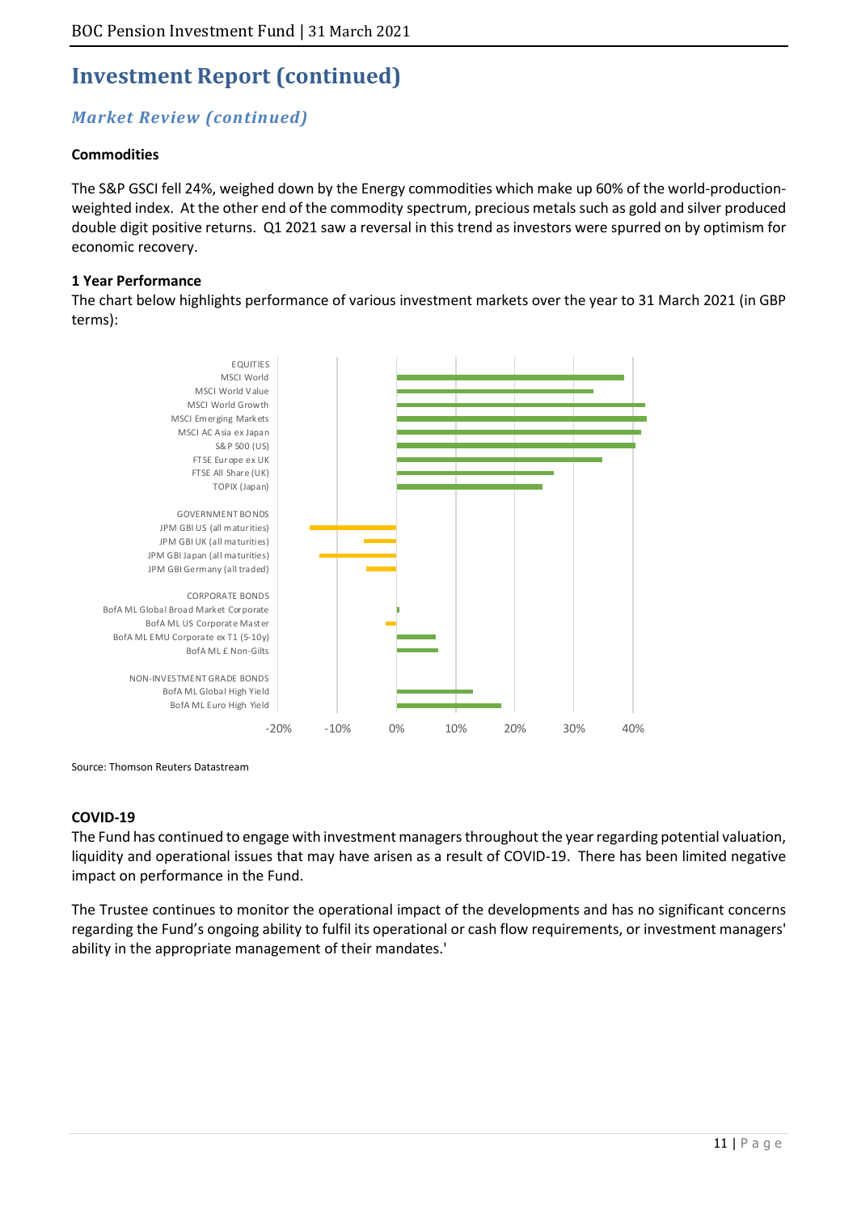# Investment Report (continued)

## *Market Review (continued)*

### Commodities

The S&P GSCI fell 24%, weighed down by the Energy commodities which make up 60% of the world-production-weighted index. At the other end of the commodity spectrum, precious metals such as gold and silver produced double digit positive returns. Q1 2021 saw a reversal in this trend as investors were spurred on by optimism for economic recovery.

### 1 Year Performance

The chart below highlights performance of various investment markets over the year to 31 March 2021 (in GBP terms):

EQUITIES
MSCI World
MSCI World Value
MSCI World Growth
MSCI Emerging Markets
MSCI AC Asia ex Japan
S&P 500 (US)
FTSE Europe ex UK
FTSE All Share (UK)
TOPIX (Japan)

GOVERNMENT BONDS
JPM GBI US (all maturities)
JPM GBI UK (all maturities)
JPM GBI Japan (all maturities)
JPM GBI Germany (all traded)

CORPORATE BONDS
BofA ML Global Broad Market Corporate
BofA ML US Corporate Master
BofA ML EMU Corporate ex T1 (5-10y)
BofA ML £ Non-Gilts

NON-INVESTMENT GRADE BONDS
BofA ML Global High Yield
BofA ML Euro High Yield

-20% -10% 0% 10% 20% 30% 40%

Source: Thomson Reuters Datastream

### COVID-19

The Fund has continued to engage with investment managers throughout the year regarding potential valuation, liquidity and operational issues that may have arisen as a result of COVID-19. There has been limited negative impact on performance in the Fund.

The Trustee continues to monitor the operational impact of the developments and has no significant concerns regarding the Fund's ongoing ability to fulfil its operational or cash flow requirements, or investment managers' ability in the appropriate management of their mandates.'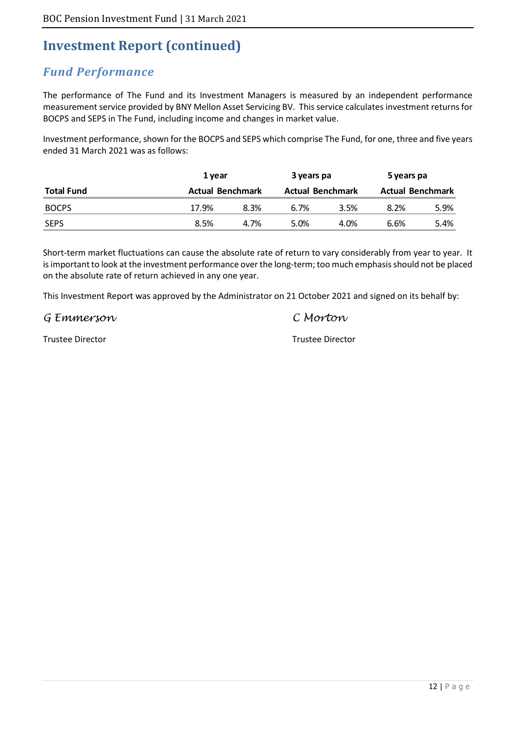# Investment Report (continued)

## *Fund Performance*

The performance of The Fund and its Investment Managers is measured by an independent performance measurement service provided by BNY Mellon Asset Servicing BV. This service calculates investment returns for BOCPS and SEPS in The Fund, including income and changes in market value.

Investment performance, shown for the BOCPS and SEPS which comprise The Fund, for one, three and five years ended 31 March 2021 was as follows:

| | 1 year | | 3 years pa | | 5 years pa | |
|---|---|---|---|---|---|---|
| **Total Fund** | **Actual** | **Benchmark** | **Actual** | **Benchmark** | **Actual** | **Benchmark** |
| BOCPS | 17.9% | 8.3% | 6.7% | 3.5% | 8.2% | 5.9% |
| SEPS | 8.5% | 4.7% | 5.0% | 4.0% | 6.6% | 5.4% |

Short-term market fluctuations can cause the absolute rate of return to vary considerably from year to year. It is important to look at the investment performance over the long-term; too much emphasis should not be placed on the absolute rate of return achieved in any one year.

This Investment Report was approved by the Administrator on 21 October 2021 and signed on its behalf by:

*G Emmerson*
Trustee Director

*C Morton*
Trustee Director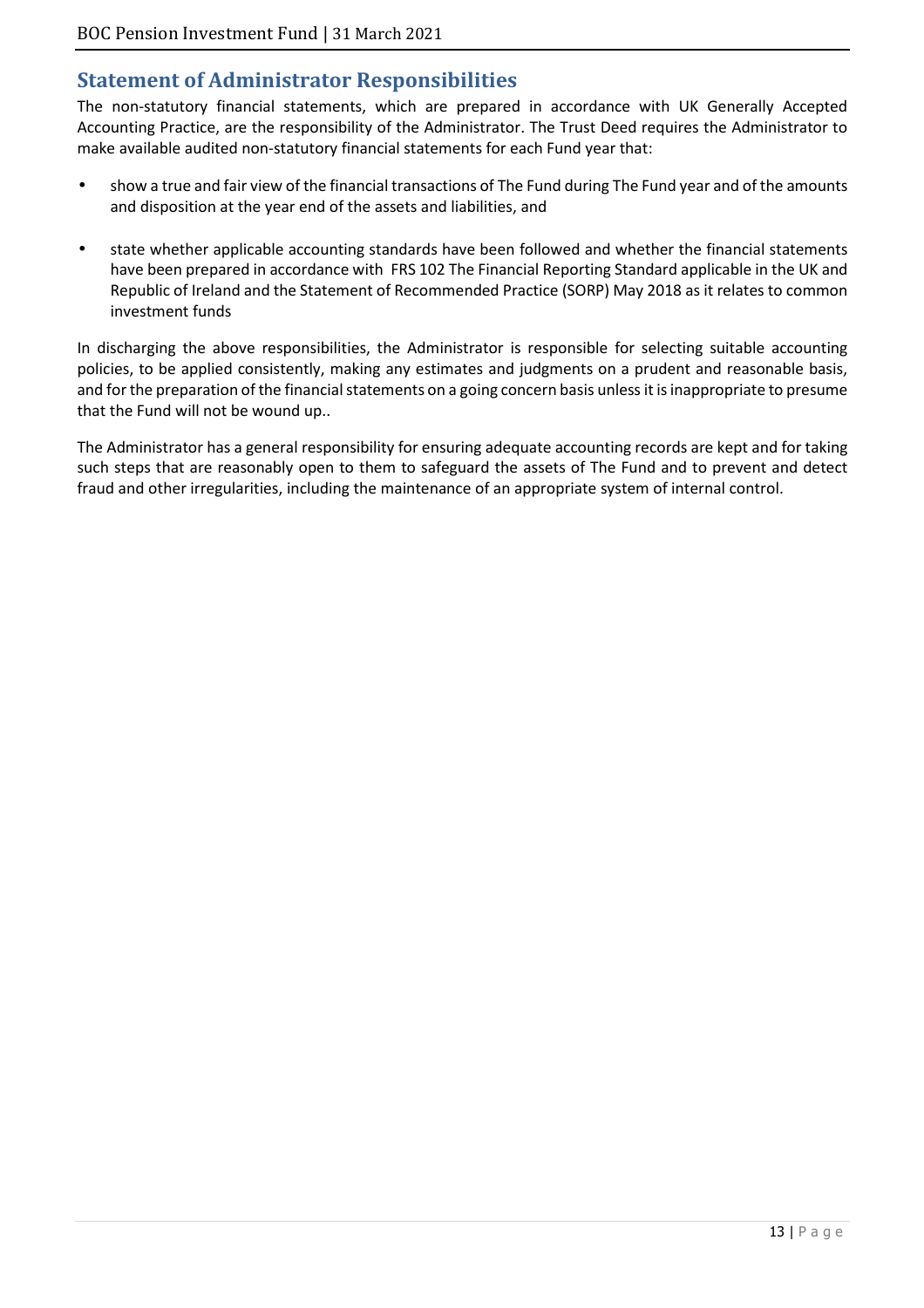## Statement of Administrator Responsibilities

The non-statutory financial statements, which are prepared in accordance with UK Generally Accepted Accounting Practice, are the responsibility of the Administrator. The Trust Deed requires the Administrator to make available audited non-statutory financial statements for each Fund year that:

- show a true and fair view of the financial transactions of The Fund during The Fund year and of the amounts and disposition at the year end of the assets and liabilities, and
- state whether applicable accounting standards have been followed and whether the financial statements have been prepared in accordance with FRS 102 The Financial Reporting Standard applicable in the UK and Republic of Ireland and the Statement of Recommended Practice (SORP) May 2018 as it relates to common investment funds

In discharging the above responsibilities, the Administrator is responsible for selecting suitable accounting policies, to be applied consistently, making any estimates and judgments on a prudent and reasonable basis, and for the preparation of the financial statements on a going concern basis unless it is inappropriate to presume that the Fund will not be wound up..

The Administrator has a general responsibility for ensuring adequate accounting records are kept and for taking such steps that are reasonably open to them to safeguard the assets of The Fund and to prevent and detect fraud and other irregularities, including the maintenance of an appropriate system of internal control.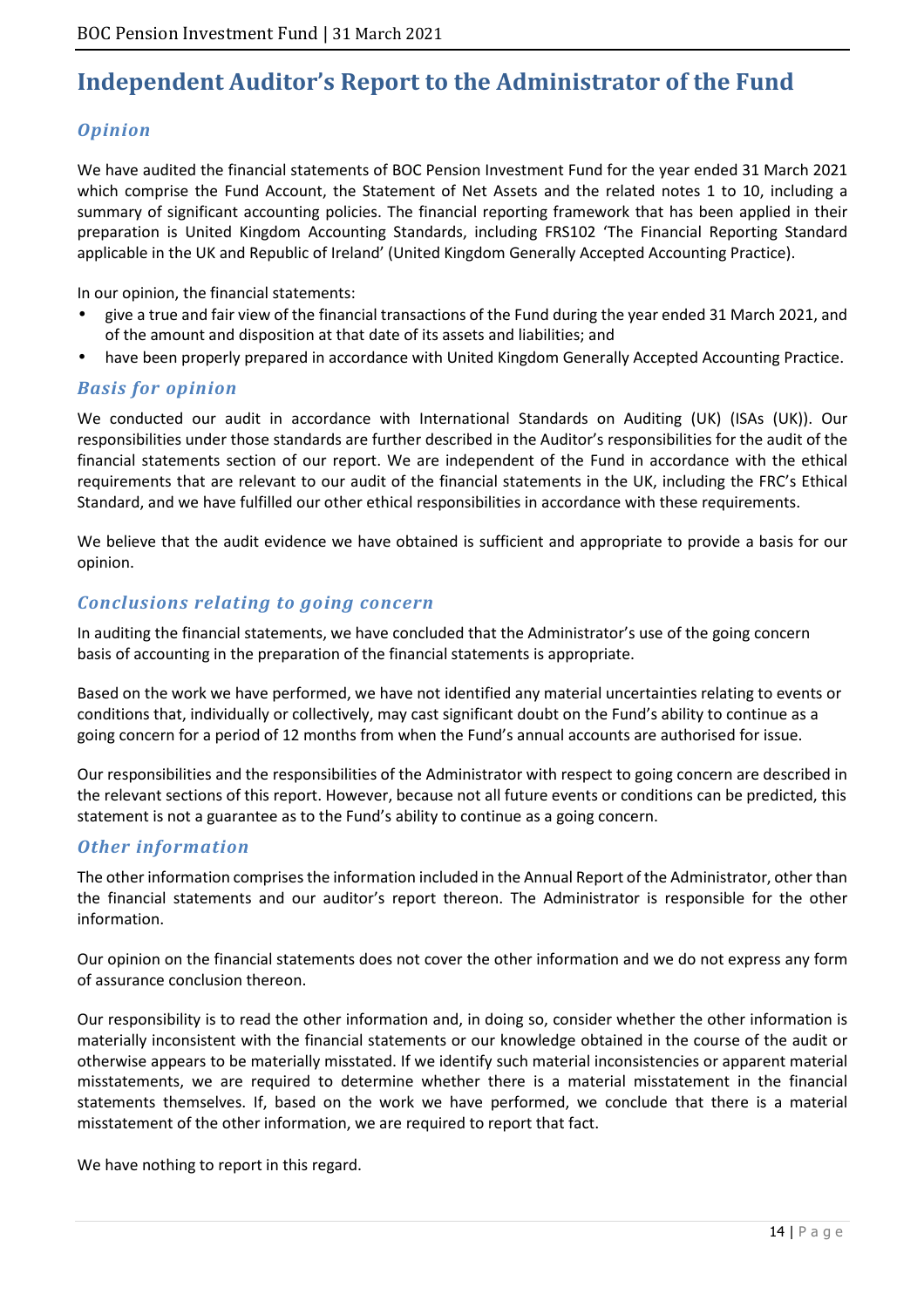# Independent Auditor's Report to the Administrator of the Fund

## *Opinion*

We have audited the financial statements of BOC Pension Investment Fund for the year ended 31 March 2021 which comprise the Fund Account, the Statement of Net Assets and the related notes 1 to 10, including a summary of significant accounting policies. The financial reporting framework that has been applied in their preparation is United Kingdom Accounting Standards, including FRS102 'The Financial Reporting Standard applicable in the UK and Republic of Ireland' (United Kingdom Generally Accepted Accounting Practice).

In our opinion, the financial statements:

- give a true and fair view of the financial transactions of the Fund during the year ended 31 March 2021, and of the amount and disposition at that date of its assets and liabilities; and
- have been properly prepared in accordance with United Kingdom Generally Accepted Accounting Practice.

## *Basis for opinion*

We conducted our audit in accordance with International Standards on Auditing (UK) (ISAs (UK)). Our responsibilities under those standards are further described in the Auditor's responsibilities for the audit of the financial statements section of our report. We are independent of the Fund in accordance with the ethical requirements that are relevant to our audit of the financial statements in the UK, including the FRC's Ethical Standard, and we have fulfilled our other ethical responsibilities in accordance with these requirements.

We believe that the audit evidence we have obtained is sufficient and appropriate to provide a basis for our opinion.

## *Conclusions relating to going concern*

In auditing the financial statements, we have concluded that the Administrator's use of the going concern basis of accounting in the preparation of the financial statements is appropriate.

Based on the work we have performed, we have not identified any material uncertainties relating to events or conditions that, individually or collectively, may cast significant doubt on the Fund's ability to continue as a going concern for a period of 12 months from when the Fund's annual accounts are authorised for issue.

Our responsibilities and the responsibilities of the Administrator with respect to going concern are described in the relevant sections of this report. However, because not all future events or conditions can be predicted, this statement is not a guarantee as to the Fund's ability to continue as a going concern.

## *Other information*

The other information comprises the information included in the Annual Report of the Administrator, other than the financial statements and our auditor's report thereon. The Administrator is responsible for the other information.

Our opinion on the financial statements does not cover the other information and we do not express any form of assurance conclusion thereon.

Our responsibility is to read the other information and, in doing so, consider whether the other information is materially inconsistent with the financial statements or our knowledge obtained in the course of the audit or otherwise appears to be materially misstated. If we identify such material inconsistencies or apparent material misstatements, we are required to determine whether there is a material misstatement in the financial statements themselves. If, based on the work we have performed, we conclude that there is a material misstatement of the other information, we are required to report that fact.

We have nothing to report in this regard.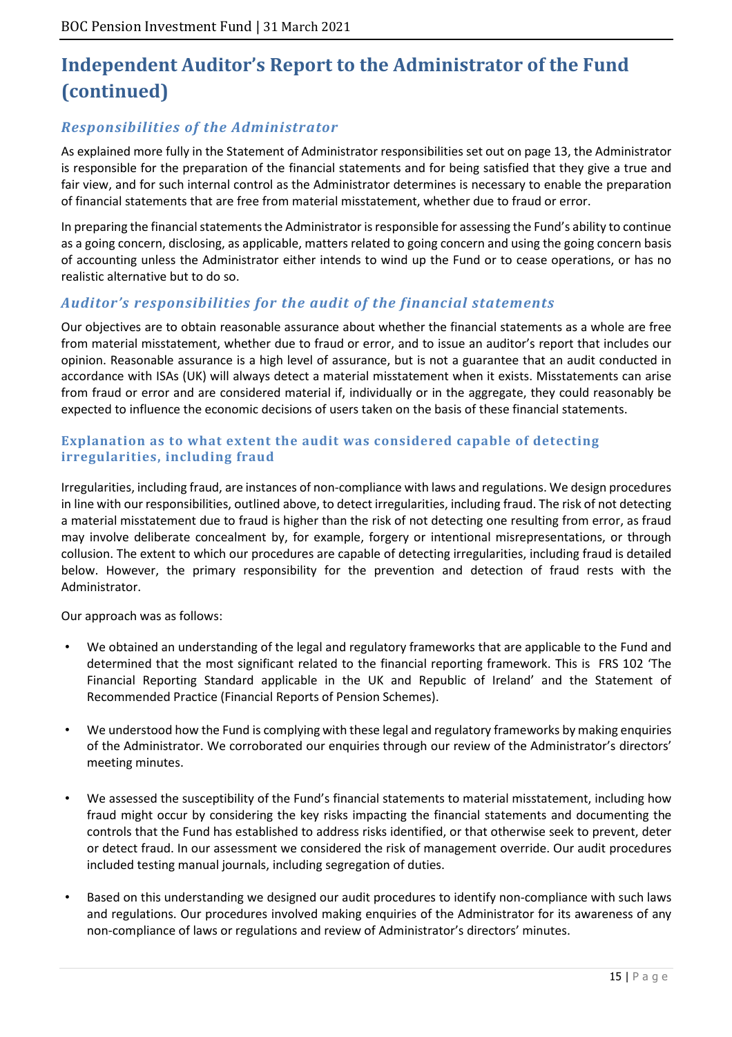# Independent Auditor's Report to the Administrator of the Fund (continued)

## *Responsibilities of the Administrator*

As explained more fully in the Statement of Administrator responsibilities set out on page 13, the Administrator is responsible for the preparation of the financial statements and for being satisfied that they give a true and fair view, and for such internal control as the Administrator determines is necessary to enable the preparation of financial statements that are free from material misstatement, whether due to fraud or error.

In preparing the financial statements the Administrator is responsible for assessing the Fund's ability to continue as a going concern, disclosing, as applicable, matters related to going concern and using the going concern basis of accounting unless the Administrator either intends to wind up the Fund or to cease operations, or has no realistic alternative but to do so.

## *Auditor's responsibilities for the audit of the financial statements*

Our objectives are to obtain reasonable assurance about whether the financial statements as a whole are free from material misstatement, whether due to fraud or error, and to issue an auditor's report that includes our opinion. Reasonable assurance is a high level of assurance, but is not a guarantee that an audit conducted in accordance with ISAs (UK) will always detect a material misstatement when it exists. Misstatements can arise from fraud or error and are considered material if, individually or in the aggregate, they could reasonably be expected to influence the economic decisions of users taken on the basis of these financial statements.

### Explanation as to what extent the audit was considered capable of detecting irregularities, including fraud

Irregularities, including fraud, are instances of non-compliance with laws and regulations. We design procedures in line with our responsibilities, outlined above, to detect irregularities, including fraud. The risk of not detecting a material misstatement due to fraud is higher than the risk of not detecting one resulting from error, as fraud may involve deliberate concealment by, for example, forgery or intentional misrepresentations, or through collusion. The extent to which our procedures are capable of detecting irregularities, including fraud is detailed below. However, the primary responsibility for the prevention and detection of fraud rests with the Administrator.

Our approach was as follows:

- We obtained an understanding of the legal and regulatory frameworks that are applicable to the Fund and determined that the most significant related to the financial reporting framework. This is FRS 102 'The Financial Reporting Standard applicable in the UK and Republic of Ireland' and the Statement of Recommended Practice (Financial Reports of Pension Schemes).

- We understood how the Fund is complying with these legal and regulatory frameworks by making enquiries of the Administrator. We corroborated our enquiries through our review of the Administrator's directors' meeting minutes.

- We assessed the susceptibility of the Fund's financial statements to material misstatement, including how fraud might occur by considering the key risks impacting the financial statements and documenting the controls that the Fund has established to address risks identified, or that otherwise seek to prevent, deter or detect fraud. In our assessment we considered the risk of management override. Our audit procedures included testing manual journals, including segregation of duties.

- Based on this understanding we designed our audit procedures to identify non-compliance with such laws and regulations. Our procedures involved making enquiries of the Administrator for its awareness of any non-compliance of laws or regulations and review of Administrator's directors' minutes.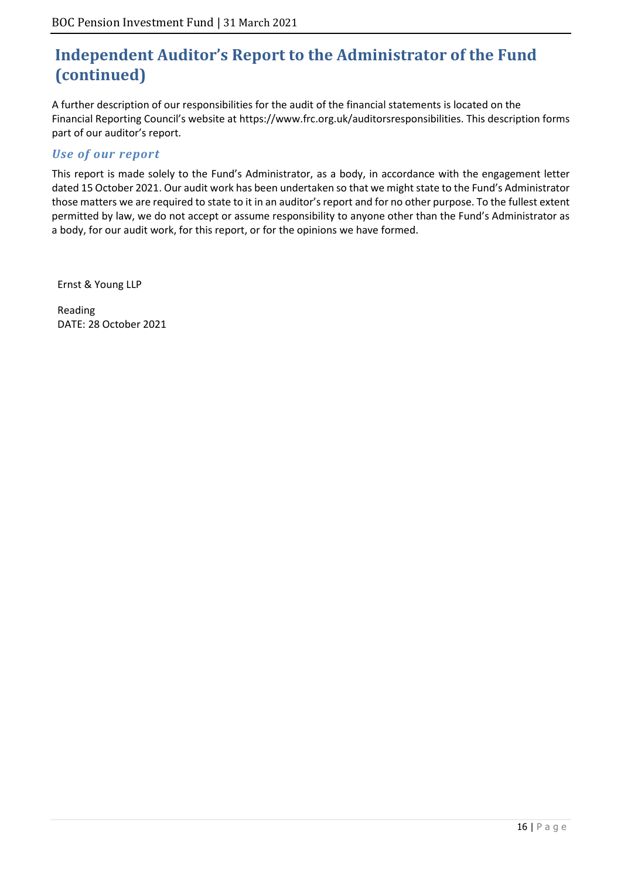# Independent Auditor's Report to the Administrator of the Fund (continued)

A further description of our responsibilities for the audit of the financial statements is located on the Financial Reporting Council's website at https://www.frc.org.uk/auditorsresponsibilities. This description forms part of our auditor's report.

### *Use of our report*

This report is made solely to the Fund's Administrator, as a body, in accordance with the engagement letter dated 15 October 2021. Our audit work has been undertaken so that we might state to the Fund's Administrator those matters we are required to state to it in an auditor's report and for no other purpose. To the fullest extent permitted by law, we do not accept or assume responsibility to anyone other than the Fund's Administrator as a body, for our audit work, for this report, or for the opinions we have formed.

Ernst & Young LLP

Reading
DATE: 28 October 2021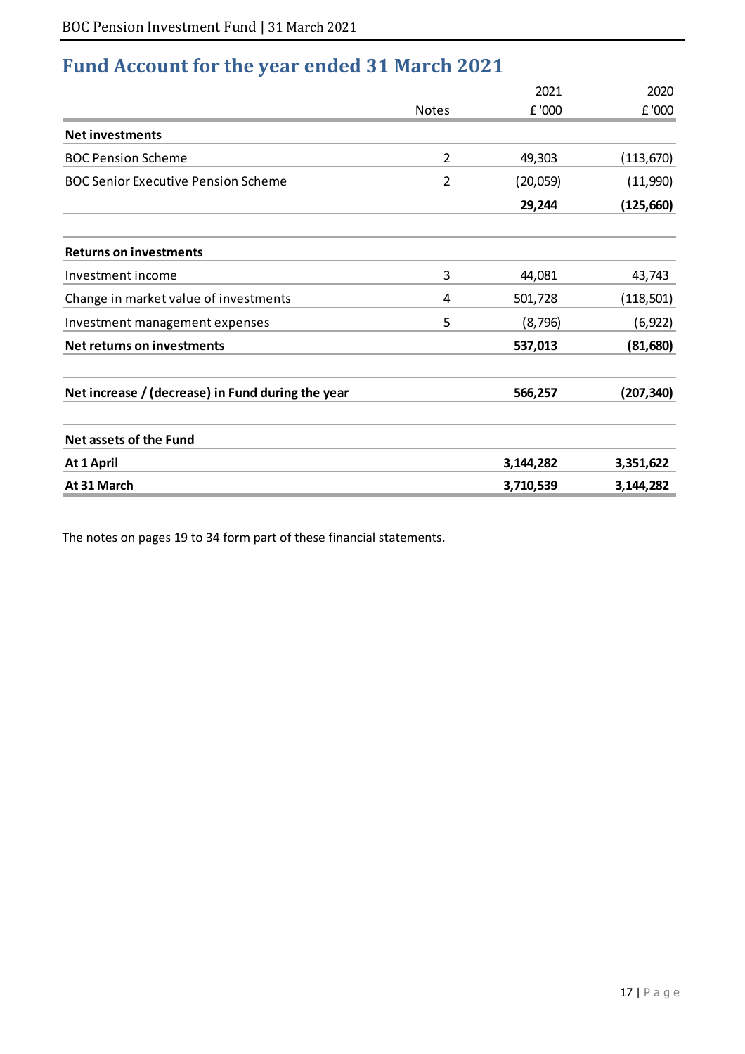# Fund Account for the year ended 31 March 2021

| | Notes | 2021<br>£ '000 | 2020<br>£ '000 |
|---|---|---|---|
| **Net investments** | | | |
| BOC Pension Scheme | 2 | 49,303 | (113,670) |
| BOC Senior Executive Pension Scheme | 2 | (20,059) | (11,990) |
| | | **29,244** | **(125,660)** |
| **Returns on investments** | | | |
| Investment income | 3 | 44,081 | 43,743 |
| Change in market value of investments | 4 | 501,728 | (118,501) |
| Investment management expenses | 5 | (8,796) | (6,922) |
| **Net returns on investments** | | **537,013** | **(81,680)** |
| **Net increase / (decrease) in Fund during the year** | | **566,257** | **(207,340)** |
| **Net assets of the Fund** | | | |
| **At 1 April** | | **3,144,282** | **3,351,622** |
| **At 31 March** | | **3,710,539** | **3,144,282** |

The notes on pages 19 to 34 form part of these financial statements.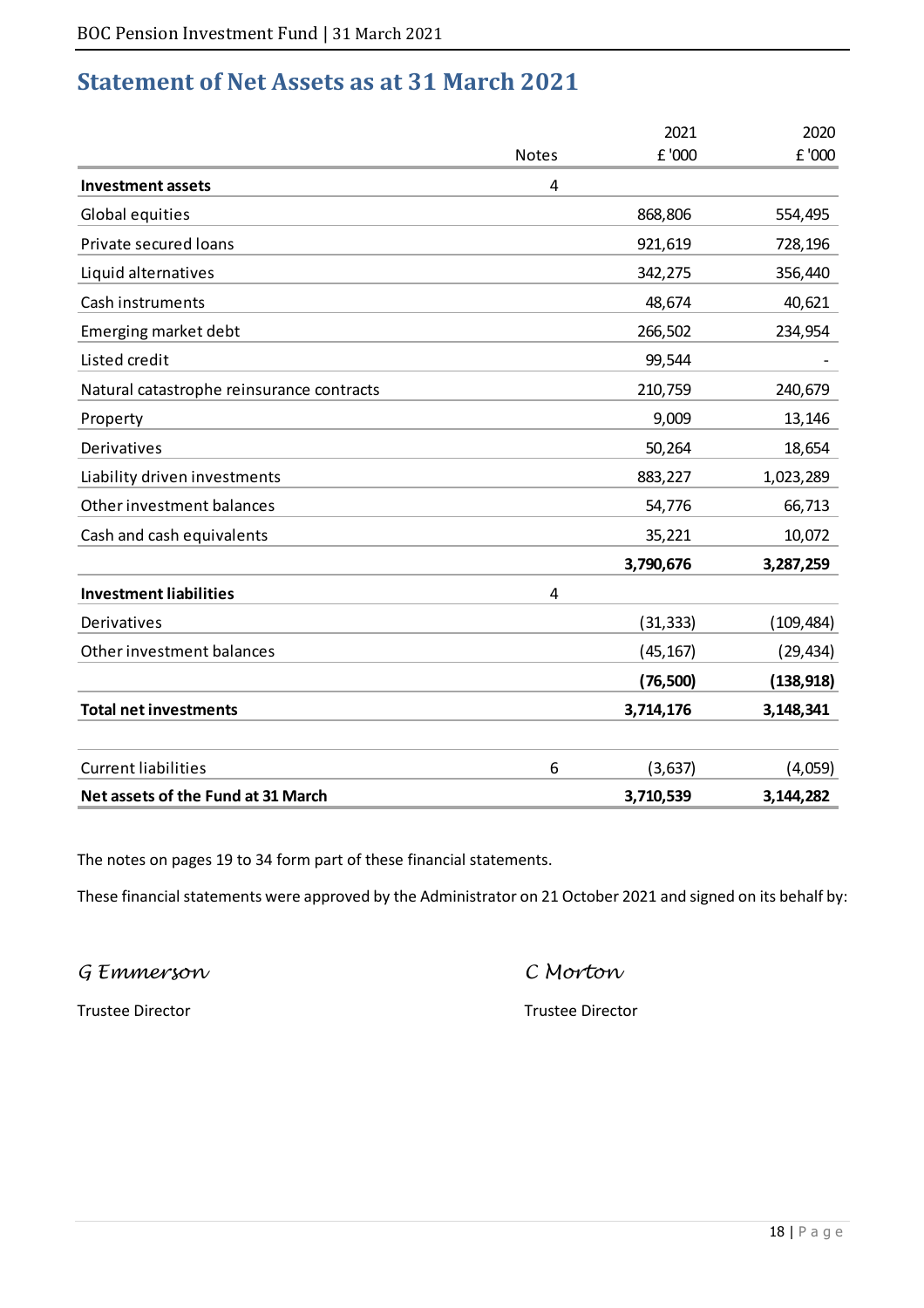## Statement of Net Assets as at 31 March 2021

| | Notes | 2021<br>£ '000 | 2020<br>£ '000 |
|---|---|---|---|
| **Investment assets** | 4 | | |
| Global equities | | 868,806 | 554,495 |
| Private secured loans | | 921,619 | 728,196 |
| Liquid alternatives | | 342,275 | 356,440 |
| Cash instruments | | 48,674 | 40,621 |
| Emerging market debt | | 266,502 | 234,954 |
| Listed credit | | 99,544 | - |
| Natural catastrophe reinsurance contracts | | 210,759 | 240,679 |
| Property | | 9,009 | 13,146 |
| Derivatives | | 50,264 | 18,654 |
| Liability driven investments | | 883,227 | 1,023,289 |
| Other investment balances | | 54,776 | 66,713 |
| Cash and cash equivalents | | 35,221 | 10,072 |
| | | **3,790,676** | **3,287,259** |
| **Investment liabilities** | 4 | | |
| Derivatives | | (31,333) | (109,484) |
| Other investment balances | | (45,167) | (29,434) |
| | | **(76,500)** | **(138,918)** |
| **Total net investments** | | **3,714,176** | **3,148,341** |
| | | | |
| Current liabilities | 6 | (3,637) | (4,059) |
| **Net assets of the Fund at 31 March** | | **3,710,539** | **3,144,282** |

The notes on pages 19 to 34 form part of these financial statements.

These financial statements were approved by the Administrator on 21 October 2021 and signed on its behalf by:

*G Emmerson*

Trustee Director

*C Morton*

Trustee Director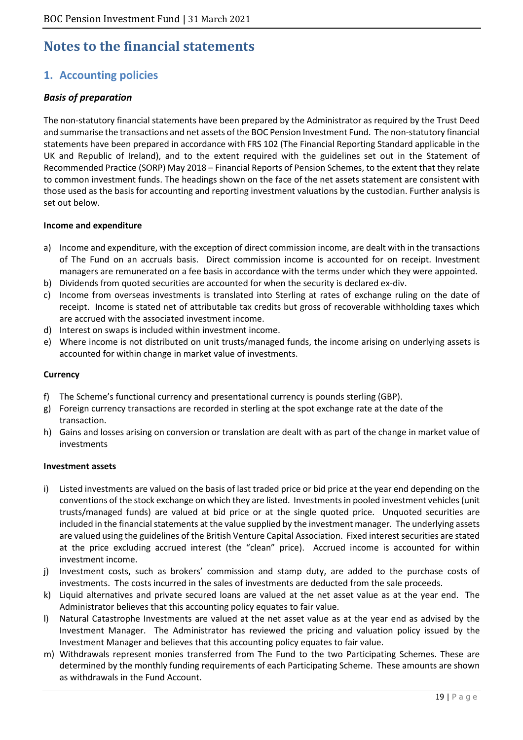# Notes to the financial statements

## 1. Accounting policies

### *Basis of preparation*

The non-statutory financial statements have been prepared by the Administrator as required by the Trust Deed and summarise the transactions and net assets of the BOC Pension Investment Fund. The non-statutory financial statements have been prepared in accordance with FRS 102 (The Financial Reporting Standard applicable in the UK and Republic of Ireland), and to the extent required with the guidelines set out in the Statement of Recommended Practice (SORP) May 2018 – Financial Reports of Pension Schemes, to the extent that they relate to common investment funds. The headings shown on the face of the net assets statement are consistent with those used as the basis for accounting and reporting investment valuations by the custodian. Further analysis is set out below.

**Income and expenditure**

a) Income and expenditure, with the exception of direct commission income, are dealt with in the transactions of The Fund on an accruals basis. Direct commission income is accounted for on receipt. Investment managers are remunerated on a fee basis in accordance with the terms under which they were appointed.
b) Dividends from quoted securities are accounted for when the security is declared ex-div.
c) Income from overseas investments is translated into Sterling at rates of exchange ruling on the date of receipt. Income is stated net of attributable tax credits but gross of recoverable withholding taxes which are accrued with the associated investment income.
d) Interest on swaps is included within investment income.
e) Where income is not distributed on unit trusts/managed funds, the income arising on underlying assets is accounted for within change in market value of investments.

**Currency**

f) The Scheme's functional currency and presentational currency is pounds sterling (GBP).
g) Foreign currency transactions are recorded in sterling at the spot exchange rate at the date of the transaction.
h) Gains and losses arising on conversion or translation are dealt with as part of the change in market value of investments

**Investment assets**

i) Listed investments are valued on the basis of last traded price or bid price at the year end depending on the conventions of the stock exchange on which they are listed. Investments in pooled investment vehicles (unit trusts/managed funds) are valued at bid price or at the single quoted price. Unquoted securities are included in the financial statements at the value supplied by the investment manager. The underlying assets are valued using the guidelines of the British Venture Capital Association. Fixed interest securities are stated at the price excluding accrued interest (the "clean" price). Accrued income is accounted for within investment income.
j) Investment costs, such as brokers' commission and stamp duty, are added to the purchase costs of investments. The costs incurred in the sales of investments are deducted from the sale proceeds.
k) Liquid alternatives and private secured loans are valued at the net asset value as at the year end. The Administrator believes that this accounting policy equates to fair value.
l) Natural Catastrophe Investments are valued at the net asset value as at the year end as advised by the Investment Manager. The Administrator has reviewed the pricing and valuation policy issued by the Investment Manager and believes that this accounting policy equates to fair value.
m) Withdrawals represent monies transferred from The Fund to the two Participating Schemes. These are determined by the monthly funding requirements of each Participating Scheme. These amounts are shown as withdrawals in the Fund Account.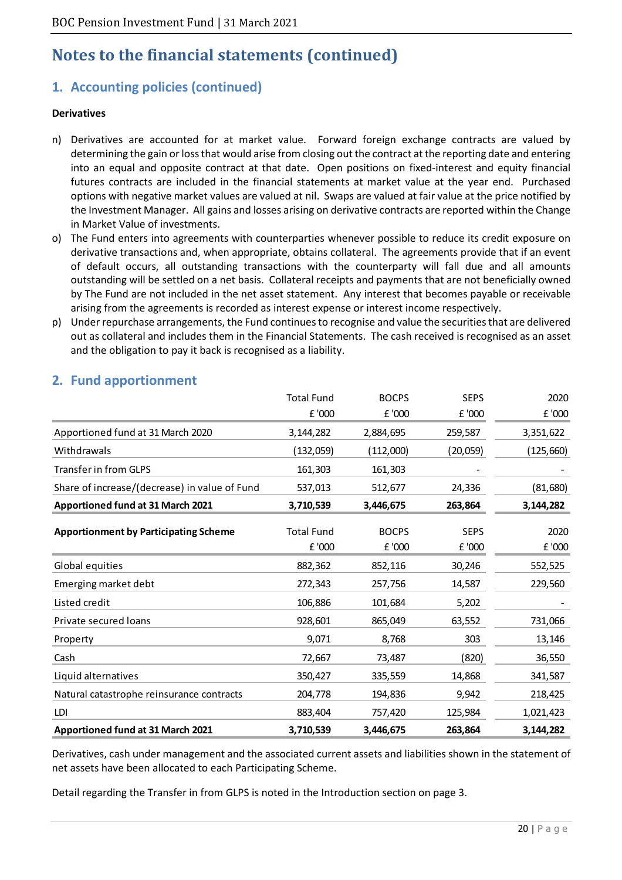# Notes to the financial statements (continued)

## 1. Accounting policies (continued)

**Derivatives**

n) Derivatives are accounted for at market value. Forward foreign exchange contracts are valued by determining the gain or loss that would arise from closing out the contract at the reporting date and entering into an equal and opposite contract at that date. Open positions on fixed-interest and equity financial futures contracts are included in the financial statements at market value at the year end. Purchased options with negative market values are valued at nil. Swaps are valued at fair value at the price notified by the Investment Manager. All gains and losses arising on derivative contracts are reported within the Change in Market Value of investments.

o) The Fund enters into agreements with counterparties whenever possible to reduce its credit exposure on derivative transactions and, when appropriate, obtains collateral. The agreements provide that if an event of default occurs, all outstanding transactions with the counterparty will fall due and all amounts outstanding will be settled on a net basis. Collateral receipts and payments that are not beneficially owned by The Fund are not included in the net asset statement. Any interest that becomes payable or receivable arising from the agreements is recorded as interest expense or interest income respectively.

p) Under repurchase arrangements, the Fund continues to recognise and value the securities that are delivered out as collateral and includes them in the Financial Statements. The cash received is recognised as an asset and the obligation to pay it back is recognised as a liability.

## 2. Fund apportionment

| | Total Fund £ '000 | BOCPS £ '000 | SEPS £ '000 | 2020 £ '000 |
|---|---|---|---|---|
| Apportioned fund at 31 March 2020 | 3,144,282 | 2,884,695 | 259,587 | 3,351,622 |
| Withdrawals | (132,059) | (112,000) | (20,059) | (125,660) |
| Transfer in from GLPS | 161,303 | 161,303 | - | - |
| Share of increase/(decrease) in value of Fund | 537,013 | 512,677 | 24,336 | (81,680) |
| **Apportioned fund at 31 March 2021** | **3,710,539** | **3,446,675** | **263,864** | **3,144,282** |

| **Apportionment by Participating Scheme** | Total Fund £ '000 | BOCPS £ '000 | SEPS £ '000 | 2020 £ '000 |
|---|---|---|---|---|
| Global equities | 882,362 | 852,116 | 30,246 | 552,525 |
| Emerging market debt | 272,343 | 257,756 | 14,587 | 229,560 |
| Listed credit | 106,886 | 101,684 | 5,202 | - |
| Private secured loans | 928,601 | 865,049 | 63,552 | 731,066 |
| Property | 9,071 | 8,768 | 303 | 13,146 |
| Cash | 72,667 | 73,487 | (820) | 36,550 |
| Liquid alternatives | 350,427 | 335,559 | 14,868 | 341,587 |
| Natural catastrophe reinsurance contracts | 204,778 | 194,836 | 9,942 | 218,425 |
| LDI | 883,404 | 757,420 | 125,984 | 1,021,423 |
| **Apportioned fund at 31 March 2021** | **3,710,539** | **3,446,675** | **263,864** | **3,144,282** |

Derivatives, cash under management and the associated current assets and liabilities shown in the statement of net assets have been allocated to each Participating Scheme.

Detail regarding the Transfer in from GLPS is noted in the Introduction section on page 3.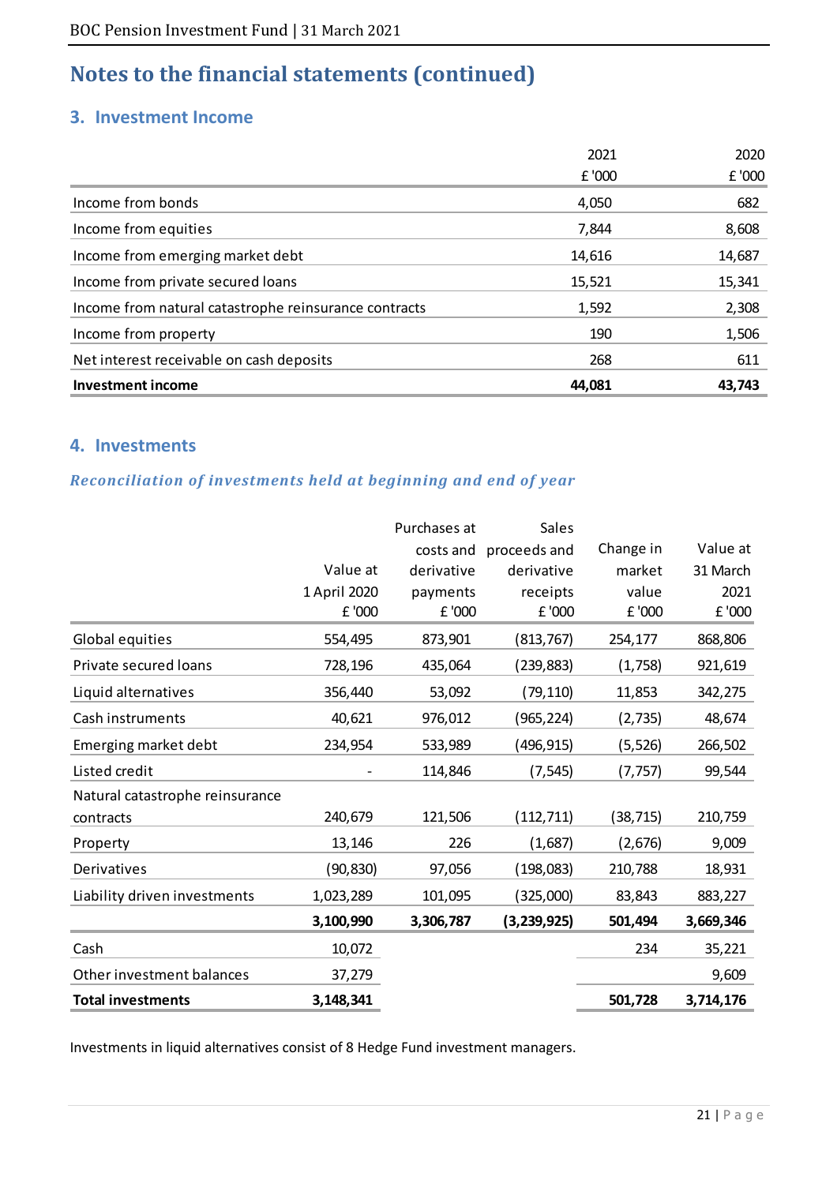# Notes to the financial statements (continued)

## 3. Investment Income

| | 2021<br>£ '000 | 2020<br>£ '000 |
|---|---|---|
| Income from bonds | 4,050 | 682 |
| Income from equities | 7,844 | 8,608 |
| Income from emerging market debt | 14,616 | 14,687 |
| Income from private secured loans | 15,521 | 15,341 |
| Income from natural catastrophe reinsurance contracts | 1,592 | 2,308 |
| Income from property | 190 | 1,506 |
| Net interest receivable on cash deposits | 268 | 611 |
| **Investment income** | **44,081** | **43,743** |

## 4. Investments

### *Reconciliation of investments held at beginning and end of year*

| | Value at 1 April 2020<br>£ '000 | Purchases at costs and derivative payments<br>£ '000 | Sales proceeds and derivative receipts<br>£ '000 | Change in market value<br>£ '000 | Value at 31 March 2021<br>£ '000 |
|---|---|---|---|---|---|
| Global equities | 554,495 | 873,901 | (813,767) | 254,177 | 868,806 |
| Private secured loans | 728,196 | 435,064 | (239,883) | (1,758) | 921,619 |
| Liquid alternatives | 356,440 | 53,092 | (79,110) | 11,853 | 342,275 |
| Cash instruments | 40,621 | 976,012 | (965,224) | (2,735) | 48,674 |
| Emerging market debt | 234,954 | 533,989 | (496,915) | (5,526) | 266,502 |
| Listed credit | - | 114,846 | (7,545) | (7,757) | 99,544 |
| Natural catastrophe reinsurance contracts | 240,679 | 121,506 | (112,711) | (38,715) | 210,759 |
| Property | 13,146 | 226 | (1,687) | (2,676) | 9,009 |
| Derivatives | (90,830) | 97,056 | (198,083) | 210,788 | 18,931 |
| Liability driven investments | 1,023,289 | 101,095 | (325,000) | 83,843 | 883,227 |
| | **3,100,990** | **3,306,787** | **(3,239,925)** | **501,494** | **3,669,346** |
| Cash | 10,072 | | | 234 | 35,221 |
| Other investment balances | 37,279 | | | | 9,609 |
| **Total investments** | **3,148,341** | | | **501,728** | **3,714,176** |

Investments in liquid alternatives consist of 8 Hedge Fund investment managers.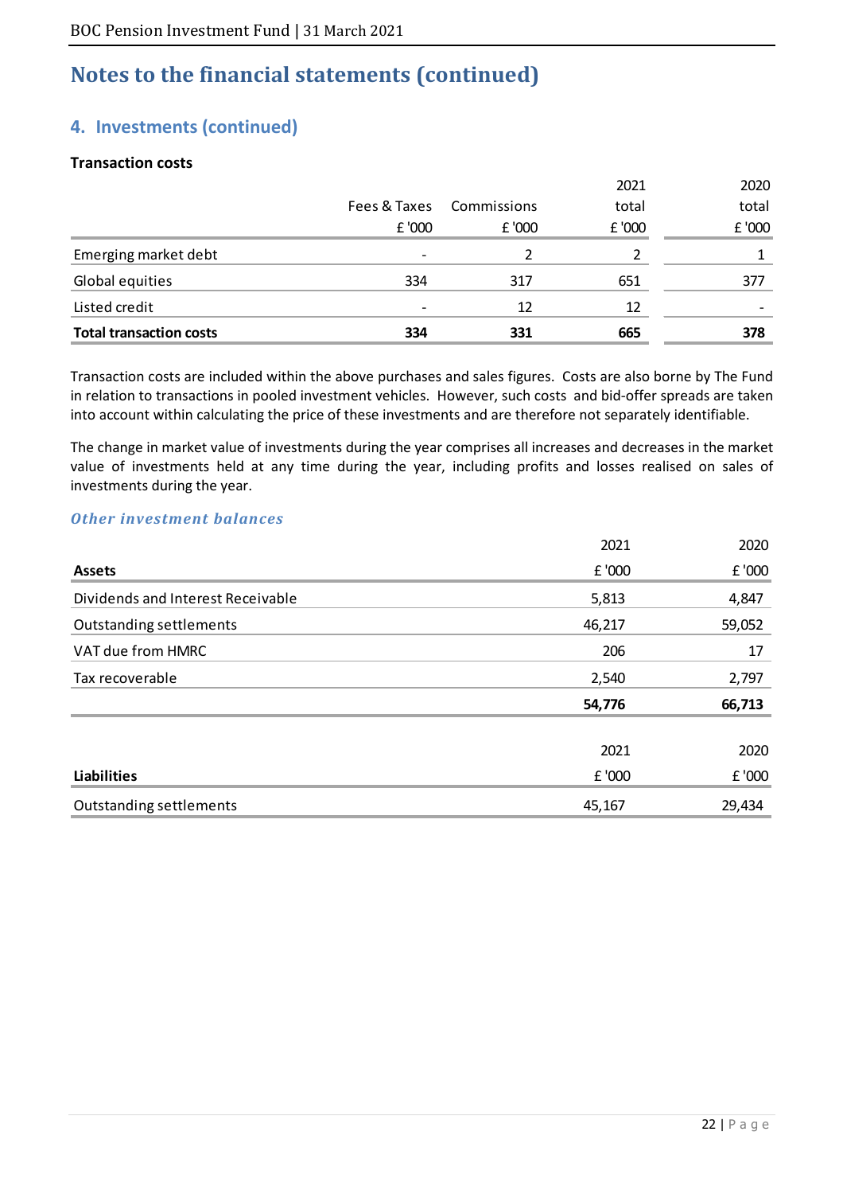# Notes to the financial statements (continued)

## 4. Investments (continued)

**Transaction costs**

| | Fees & Taxes | Commissions | 2021 total | 2020 total |
|---|---|---|---|---|
| | £ '000 | £ '000 | £ '000 | £ '000 |
| Emerging market debt | - | 2 | 2 | 1 |
| Global equities | 334 | 317 | 651 | 377 |
| Listed credit | - | 12 | 12 | - |
| **Total transaction costs** | **334** | **331** | **665** | **378** |

Transaction costs are included within the above purchases and sales figures. Costs are also borne by The Fund in relation to transactions in pooled investment vehicles. However, such costs and bid-offer spreads are taken into account within calculating the price of these investments and are therefore not separately identifiable.

The change in market value of investments during the year comprises all increases and decreases in the market value of investments held at any time during the year, including profits and losses realised on sales of investments during the year.

### *Other investment balances*

| | 2021 | 2020 |
|---|---|---|
| **Assets** | £ '000 | £ '000 |
| Dividends and Interest Receivable | 5,813 | 4,847 |
| Outstanding settlements | 46,217 | 59,052 |
| VAT due from HMRC | 206 | 17 |
| Tax recoverable | 2,540 | 2,797 |
| | **54,776** | **66,713** |

| | 2021 | 2020 |
|---|---|---|
| **Liabilities** | £ '000 | £ '000 |
| Outstanding settlements | 45,167 | 29,434 |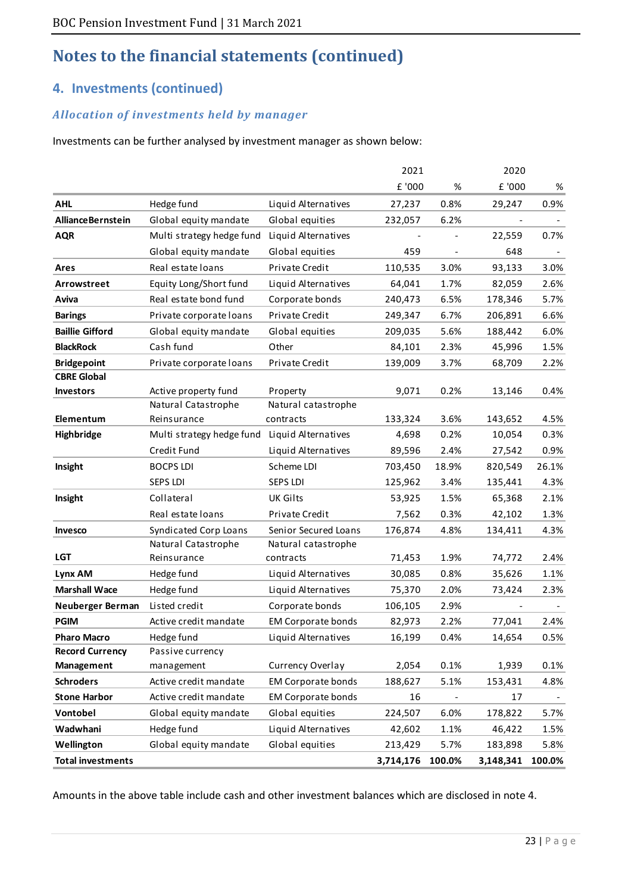# Notes to the financial statements (continued)

## 4. Investments (continued)

### *Allocation of investments held by manager*

Investments can be further analysed by investment manager as shown below:

| | | | 2021 | | 2020 | |
|---|---|---|---|---|---|---|
| | | | £ '000 | % | £ '000 | % |
| **AHL** | Hedge fund | Liquid Alternatives | 27,237 | 0.8% | 29,247 | 0.9% |
| **AllianceBernstein** | Global equity mandate | Global equities | 232,057 | 6.2% | - | - |
| **AQR** | Multi strategy hedge fund | Liquid Alternatives | - | - | 22,559 | 0.7% |
| | Global equity mandate | Global equities | 459 | - | 648 | - |
| **Ares** | Real estate loans | Private Credit | 110,535 | 3.0% | 93,133 | 3.0% |
| **Arrowstreet** | Equity Long/Short fund | Liquid Alternatives | 64,041 | 1.7% | 82,059 | 2.6% |
| **Aviva** | Real estate bond fund | Corporate bonds | 240,473 | 6.5% | 178,346 | 5.7% |
| **Barings** | Private corporate loans | Private Credit | 249,347 | 6.7% | 206,891 | 6.6% |
| **Baillie Gifford** | Global equity mandate | Global equities | 209,035 | 5.6% | 188,442 | 6.0% |
| **BlackRock** | Cash fund | Other | 84,101 | 2.3% | 45,996 | 1.5% |
| **Bridgepoint** | Private corporate loans | Private Credit | 139,009 | 3.7% | 68,709 | 2.2% |
| **CBRE Global Investors** | Active property fund | Property | 9,071 | 0.2% | 13,146 | 0.4% |
| **Elementum** | Natural Catastrophe Reinsurance | Natural catastrophe contracts | 133,324 | 3.6% | 143,652 | 4.5% |
| **Highbridge** | Multi strategy hedge fund | Liquid Alternatives | 4,698 | 0.2% | 10,054 | 0.3% |
| | Credit Fund | Liquid Alternatives | 89,596 | 2.4% | 27,542 | 0.9% |
| **Insight** | BOCPS LDI | Scheme LDI | 703,450 | 18.9% | 820,549 | 26.1% |
| | SEPS LDI | SEPS LDI | 125,962 | 3.4% | 135,441 | 4.3% |
| **Insight** | Collateral | UK Gilts | 53,925 | 1.5% | 65,368 | 2.1% |
| | Real estate loans | Private Credit | 7,562 | 0.3% | 42,102 | 1.3% |
| **Invesco** | Syndicated Corp Loans | Senior Secured Loans | 176,874 | 4.8% | 134,411 | 4.3% |
| **LGT** | Natural Catastrophe Reinsurance | Natural catastrophe contracts | 71,453 | 1.9% | 74,772 | 2.4% |
| **Lynx AM** | Hedge fund | Liquid Alternatives | 30,085 | 0.8% | 35,626 | 1.1% |
| **Marshall Wace** | Hedge fund | Liquid Alternatives | 75,370 | 2.0% | 73,424 | 2.3% |
| **Neuberger Berman** | Listed credit | Corporate bonds | 106,105 | 2.9% | - | - |
| **PGIM** | Active credit mandate | EM Corporate bonds | 82,973 | 2.2% | 77,041 | 2.4% |
| **Pharo Macro** | Hedge fund | Liquid Alternatives | 16,199 | 0.4% | 14,654 | 0.5% |
| **Record Currency Management** | Passive currency management | Currency Overlay | 2,054 | 0.1% | 1,939 | 0.1% |
| **Schroders** | Active credit mandate | EM Corporate bonds | 188,627 | 5.1% | 153,431 | 4.8% |
| **Stone Harbor** | Active credit mandate | EM Corporate bonds | 16 | - | 17 | - |
| **Vontobel** | Global equity mandate | Global equities | 224,507 | 6.0% | 178,822 | 5.7% |
| **Wadwhani** | Hedge fund | Liquid Alternatives | 42,602 | 1.1% | 46,422 | 1.5% |
| **Wellington** | Global equity mandate | Global equities | 213,429 | 5.7% | 183,898 | 5.8% |
| **Total investments** | | | **3,714,176** | **100.0%** | **3,148,341** | **100.0%** |

Amounts in the above table include cash and other investment balances which are disclosed in note 4.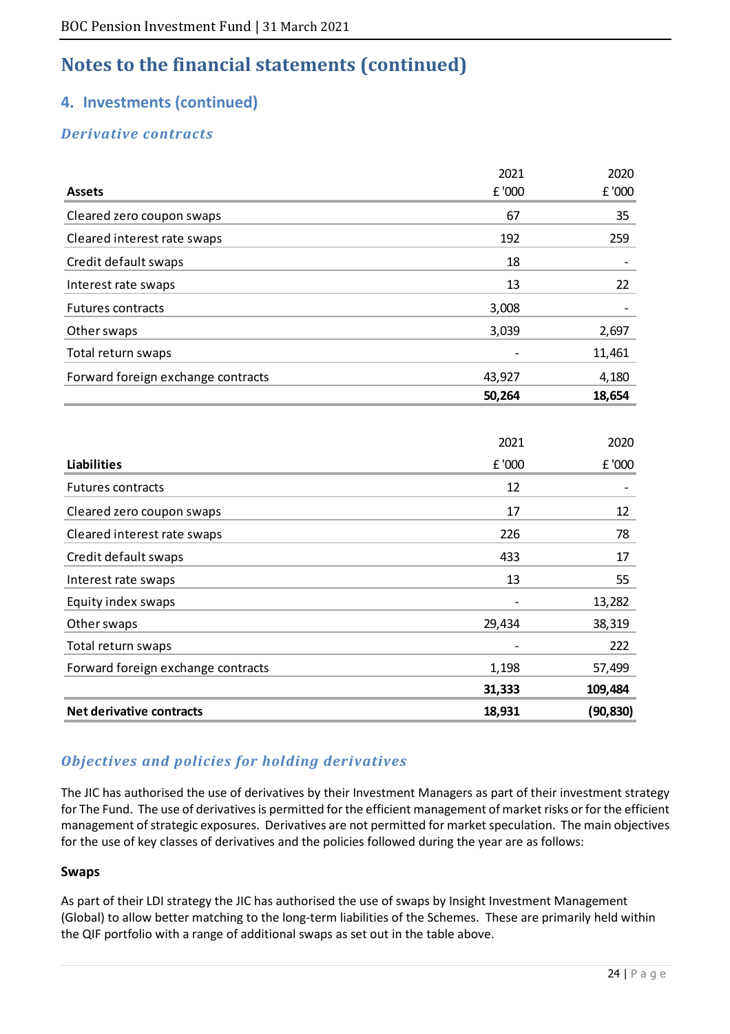# Notes to the financial statements (continued)

## 4. Investments (continued)

### *Derivative contracts*

| Assets | 2021<br>£ '000 | 2020<br>£ '000 |
|---|---|---|
| Cleared zero coupon swaps | 67 | 35 |
| Cleared interest rate swaps | 192 | 259 |
| Credit default swaps | 18 | - |
| Interest rate swaps | 13 | 22 |
| Futures contracts | 3,008 | - |
| Other swaps | 3,039 | 2,697 |
| Total return swaps | - | 11,461 |
| Forward foreign exchange contracts | 43,927 | 4,180 |
| | **50,264** | **18,654** |

| Liabilities | 2021<br>£ '000 | 2020<br>£ '000 |
|---|---|---|
| Futures contracts | 12 | - |
| Cleared zero coupon swaps | 17 | 12 |
| Cleared interest rate swaps | 226 | 78 |
| Credit default swaps | 433 | 17 |
| Interest rate swaps | 13 | 55 |
| Equity index swaps | - | 13,282 |
| Other swaps | 29,434 | 38,319 |
| Total return swaps | - | 222 |
| Forward foreign exchange contracts | 1,198 | 57,499 |
| | **31,333** | **109,484** |
| **Net derivative contracts** | **18,931** | **(90,830)** |

### *Objectives and policies for holding derivatives*

The JIC has authorised the use of derivatives by their Investment Managers as part of their investment strategy for The Fund. The use of derivatives is permitted for the efficient management of market risks or for the efficient management of strategic exposures. Derivatives are not permitted for market speculation. The main objectives for the use of key classes of derivatives and the policies followed during the year are as follows:

#### Swaps

As part of their LDI strategy the JIC has authorised the use of swaps by Insight Investment Management (Global) to allow better matching to the long-term liabilities of the Schemes. These are primarily held within the QIF portfolio with a range of additional swaps as set out in the table above.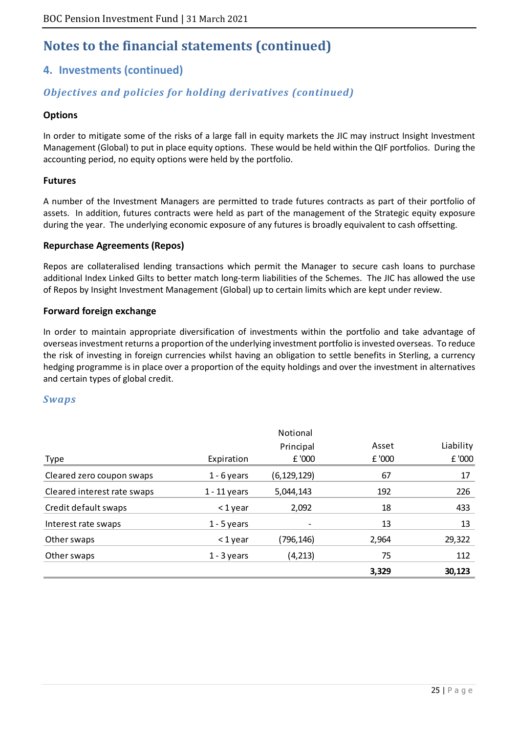# Notes to the financial statements (continued)

## 4. Investments (continued)

### *Objectives and policies for holding derivatives (continued)*

#### Options

In order to mitigate some of the risks of a large fall in equity markets the JIC may instruct Insight Investment Management (Global) to put in place equity options. These would be held within the QIF portfolios. During the accounting period, no equity options were held by the portfolio.

#### Futures

A number of the Investment Managers are permitted to trade futures contracts as part of their portfolio of assets. In addition, futures contracts were held as part of the management of the Strategic equity exposure during the year. The underlying economic exposure of any futures is broadly equivalent to cash offsetting.

#### Repurchase Agreements (Repos)

Repos are collateralised lending transactions which permit the Manager to secure cash loans to purchase additional Index Linked Gilts to better match long-term liabilities of the Schemes. The JIC has allowed the use of Repos by Insight Investment Management (Global) up to certain limits which are kept under review.

#### Forward foreign exchange

In order to maintain appropriate diversification of investments within the portfolio and take advantage of overseas investment returns a proportion of the underlying investment portfolio is invested overseas. To reduce the risk of investing in foreign currencies whilst having an obligation to settle benefits in Sterling, a currency hedging programme is in place over a proportion of the equity holdings and over the investment in alternatives and certain types of global credit.

### *Swaps*

| Type | Expiration | Notional Principal £ '000 | Asset £ '000 | Liability £ '000 |
|---|---|---|---|---|
| Cleared zero coupon swaps | 1 - 6 years | (6,129,129) | 67 | 17 |
| Cleared interest rate swaps | 1 - 11 years | 5,044,143 | 192 | 226 |
| Credit default swaps | < 1 year | 2,092 | 18 | 433 |
| Interest rate swaps | 1 - 5 years | - | 13 | 13 |
| Other swaps | < 1 year | (796,146) | 2,964 | 29,322 |
| Other swaps | 1 - 3 years | (4,213) | 75 | 112 |
| | | | **3,329** | **30,123** |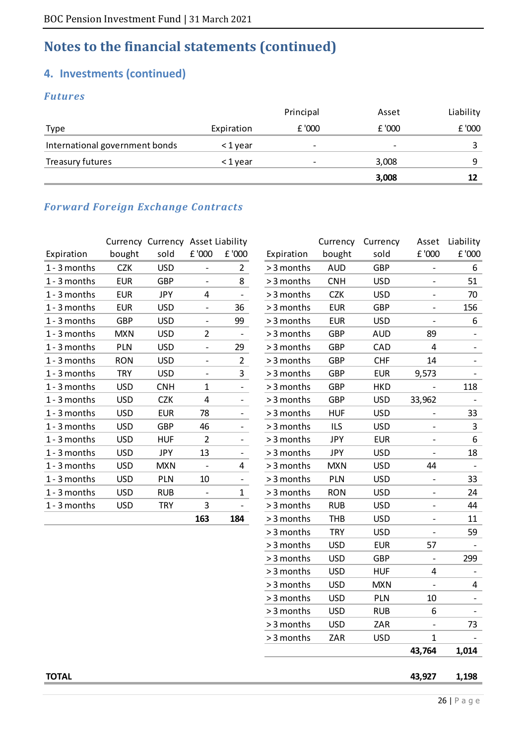# Notes to the financial statements (continued)

## 4. Investments (continued)

### *Futures*

| Type | Expiration | Principal £ '000 | Asset £ '000 | Liability £ '000 |
|---|---|---|---|---|
| International government bonds | < 1 year | - | - | 3 |
| Treasury futures | < 1 year | - | 3,008 | 9 |
| | | | **3,008** | **12** |

### *Forward Foreign Exchange Contracts*

| Expiration | Currency bought | Currency sold | Asset £ '000 | Liability £ '000 |
|---|---|---|---|---|
| 1 - 3 months | CZK | USD | - | 2 |
| 1 - 3 months | EUR | GBP | - | 8 |
| 1 - 3 months | EUR | JPY | 4 | - |
| 1 - 3 months | EUR | USD | - | 36 |
| 1 - 3 months | GBP | USD | - | 99 |
| 1 - 3 months | MXN | USD | 2 | - |
| 1 - 3 months | PLN | USD | - | 29 |
| 1 - 3 months | RON | USD | - | 2 |
| 1 - 3 months | TRY | USD | - | 3 |
| 1 - 3 months | USD | CNH | 1 | - |
| 1 - 3 months | USD | CZK | 4 | - |
| 1 - 3 months | USD | EUR | 78 | - |
| 1 - 3 months | USD | GBP | 46 | - |
| 1 - 3 months | USD | HUF | 2 | - |
| 1 - 3 months | USD | JPY | 13 | - |
| 1 - 3 months | USD | MXN | - | 4 |
| 1 - 3 months | USD | PLN | 10 | - |
| 1 - 3 months | USD | RUB | - | 1 |
| 1 - 3 months | USD | TRY | 3 | - |
| | | | **163** | **184** |

| Expiration | Currency bought | Currency sold | Asset £ '000 | Liability £ '000 |
|---|---|---|---|---|
| > 3 months | AUD | GBP | - | 6 |
| > 3 months | CNH | USD | - | 51 |
| > 3 months | CZK | USD | - | 70 |
| > 3 months | EUR | GBP | - | 156 |
| > 3 months | EUR | USD | - | 6 |
| > 3 months | GBP | AUD | 89 | - |
| > 3 months | GBP | CAD | 4 | - |
| > 3 months | GBP | CHF | 14 | - |
| > 3 months | GBP | EUR | 9,573 | - |
| > 3 months | GBP | HKD | - | 118 |
| > 3 months | GBP | USD | 33,962 | - |
| > 3 months | HUF | USD | - | 33 |
| > 3 months | ILS | USD | - | 3 |
| > 3 months | JPY | EUR | - | 6 |
| > 3 months | JPY | USD | - | 18 |
| > 3 months | MXN | USD | 44 | - |
| > 3 months | PLN | USD | - | 33 |
| > 3 months | RON | USD | - | 24 |
| > 3 months | RUB | USD | - | 44 |
| > 3 months | THB | USD | - | 11 |
| > 3 months | TRY | USD | - | 59 |
| > 3 months | USD | EUR | 57 | - |
| > 3 months | USD | GBP | - | 299 |
| > 3 months | USD | HUF | 4 | - |
| > 3 months | USD | MXN | - | 4 |
| > 3 months | USD | PLN | 10 | - |
| > 3 months | USD | RUB | 6 | - |
| > 3 months | USD | ZAR | - | 73 |
| > 3 months | ZAR | USD | 1 | - |
| | | | **43,764** | **1,014** |

| | Asset £ '000 | Liability £ '000 |
|---|---|---|
| **TOTAL** | **43,927** | **1,198** |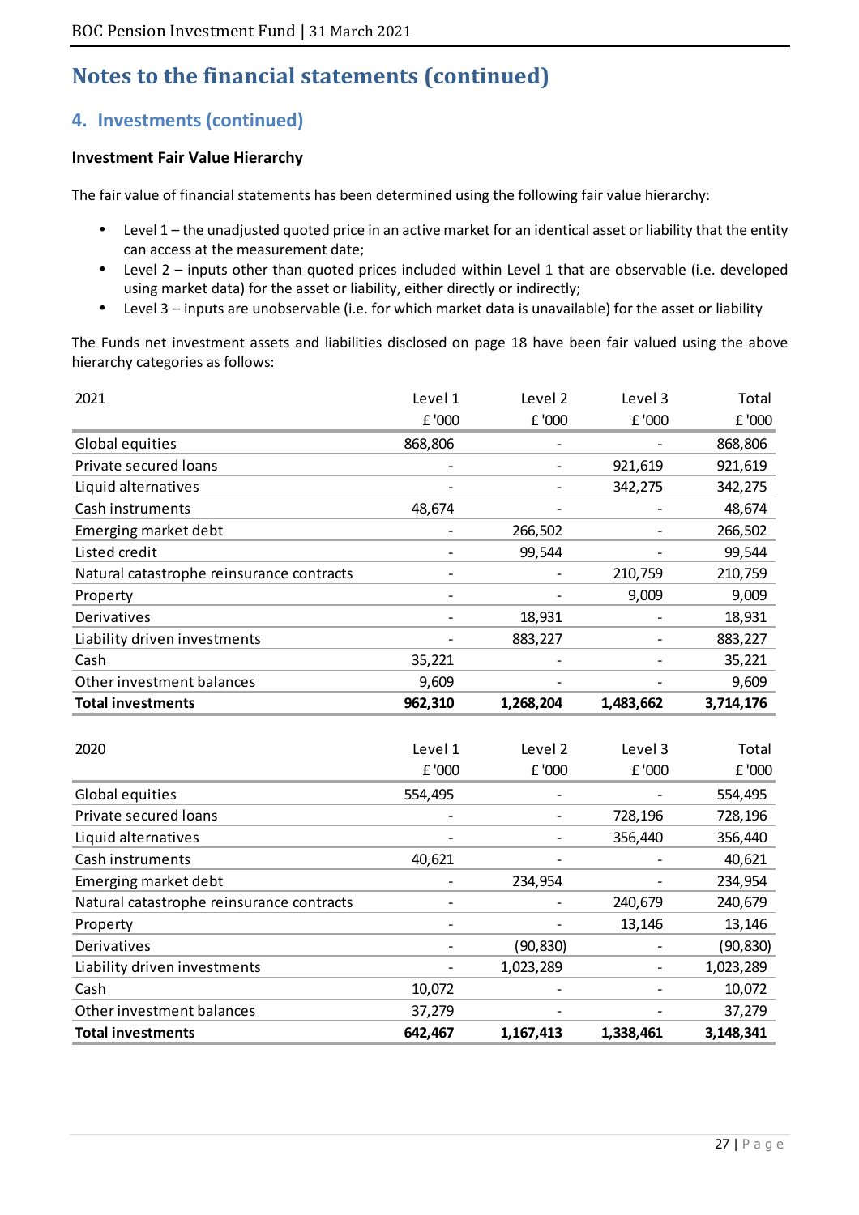# Notes to the financial statements (continued)

## 4. Investments (continued)

### Investment Fair Value Hierarchy

The fair value of financial statements has been determined using the following fair value hierarchy:

- Level 1 – the unadjusted quoted price in an active market for an identical asset or liability that the entity can access at the measurement date;
- Level 2 – inputs other than quoted prices included within Level 1 that are observable (i.e. developed using market data) for the asset or liability, either directly or indirectly;
- Level 3 – inputs are unobservable (i.e. for which market data is unavailable) for the asset or liability

The Funds net investment assets and liabilities disclosed on page 18 have been fair valued using the above hierarchy categories as follows:

| 2021 | Level 1 | Level 2 | Level 3 | Total |
|---|---|---|---|---|
| | £ '000 | £ '000 | £ '000 | £ '000 |
| Global equities | 868,806 | - | - | 868,806 |
| Private secured loans | - | - | 921,619 | 921,619 |
| Liquid alternatives | - | - | 342,275 | 342,275 |
| Cash instruments | 48,674 | - | - | 48,674 |
| Emerging market debt | - | 266,502 | - | 266,502 |
| Listed credit | - | 99,544 | - | 99,544 |
| Natural catastrophe reinsurance contracts | - | - | 210,759 | 210,759 |
| Property | - | - | 9,009 | 9,009 |
| Derivatives | - | 18,931 | - | 18,931 |
| Liability driven investments | - | 883,227 | - | 883,227 |
| Cash | 35,221 | - | - | 35,221 |
| Other investment balances | 9,609 | - | - | 9,609 |
| **Total investments** | **962,310** | **1,268,204** | **1,483,662** | **3,714,176** |

| 2020 | Level 1 | Level 2 | Level 3 | Total |
|---|---|---|---|---|
| | £ '000 | £ '000 | £ '000 | £ '000 |
| Global equities | 554,495 | - | - | 554,495 |
| Private secured loans | - | - | 728,196 | 728,196 |
| Liquid alternatives | - | - | 356,440 | 356,440 |
| Cash instruments | 40,621 | - | - | 40,621 |
| Emerging market debt | - | 234,954 | - | 234,954 |
| Natural catastrophe reinsurance contracts | - | - | 240,679 | 240,679 |
| Property | - | - | 13,146 | 13,146 |
| Derivatives | - | (90,830) | - | (90,830) |
| Liability driven investments | - | 1,023,289 | - | 1,023,289 |
| Cash | 10,072 | - | - | 10,072 |
| Other investment balances | 37,279 | - | - | 37,279 |
| **Total investments** | **642,467** | **1,167,413** | **1,338,461** | **3,148,341** |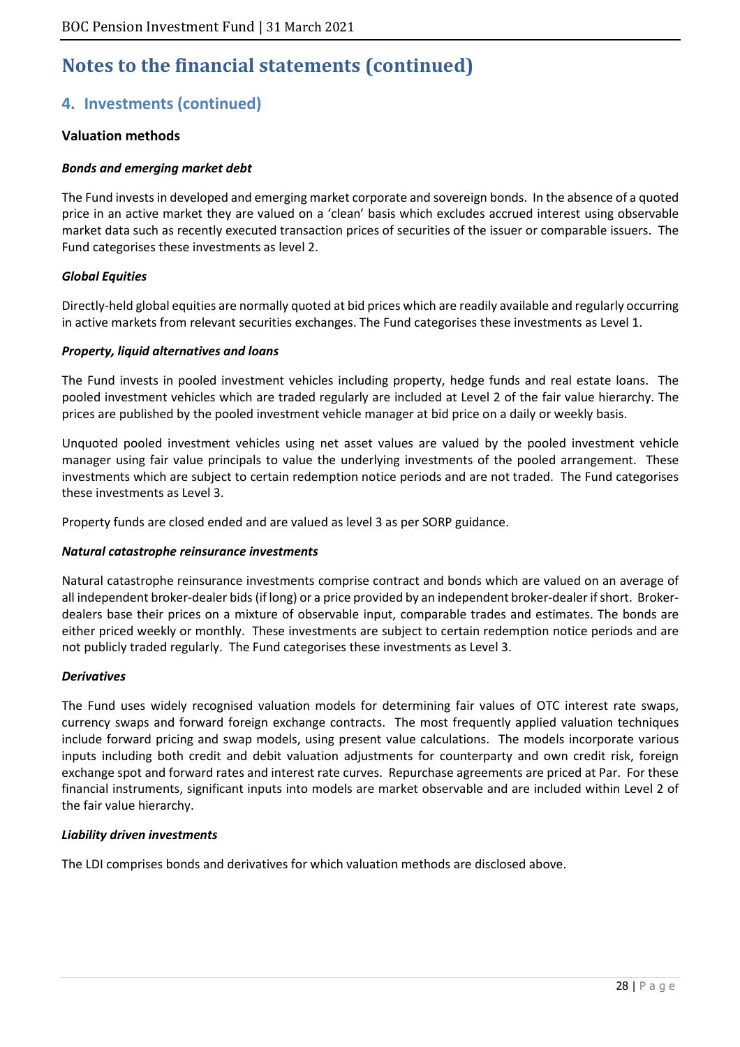# Notes to the financial statements (continued)

## 4. Investments (continued)

### Valuation methods

***Bonds and emerging market debt***

The Fund invests in developed and emerging market corporate and sovereign bonds. In the absence of a quoted price in an active market they are valued on a 'clean' basis which excludes accrued interest using observable market data such as recently executed transaction prices of securities of the issuer or comparable issuers. The Fund categorises these investments as level 2.

***Global Equities***

Directly-held global equities are normally quoted at bid prices which are readily available and regularly occurring in active markets from relevant securities exchanges. The Fund categorises these investments as Level 1.

***Property, liquid alternatives and loans***

The Fund invests in pooled investment vehicles including property, hedge funds and real estate loans. The pooled investment vehicles which are traded regularly are included at Level 2 of the fair value hierarchy. The prices are published by the pooled investment vehicle manager at bid price on a daily or weekly basis.

Unquoted pooled investment vehicles using net asset values are valued by the pooled investment vehicle manager using fair value principals to value the underlying investments of the pooled arrangement. These investments which are subject to certain redemption notice periods and are not traded. The Fund categorises these investments as Level 3.

Property funds are closed ended and are valued as level 3 as per SORP guidance.

***Natural catastrophe reinsurance investments***

Natural catastrophe reinsurance investments comprise contract and bonds which are valued on an average of all independent broker-dealer bids (if long) or a price provided by an independent broker-dealer if short. Broker-dealers base their prices on a mixture of observable input, comparable trades and estimates. The bonds are either priced weekly or monthly. These investments are subject to certain redemption notice periods and are not publicly traded regularly. The Fund categorises these investments as Level 3.

***Derivatives***

The Fund uses widely recognised valuation models for determining fair values of OTC interest rate swaps, currency swaps and forward foreign exchange contracts. The most frequently applied valuation techniques include forward pricing and swap models, using present value calculations. The models incorporate various inputs including both credit and debit valuation adjustments for counterparty and own credit risk, foreign exchange spot and forward rates and interest rate curves. Repurchase agreements are priced at Par. For these financial instruments, significant inputs into models are market observable and are included within Level 2 of the fair value hierarchy.

***Liability driven investments***

The LDI comprises bonds and derivatives for which valuation methods are disclosed above.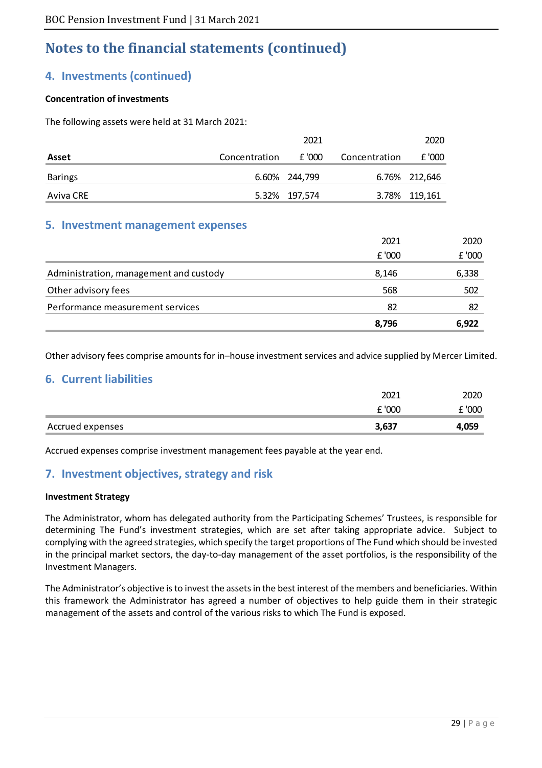# Notes to the financial statements (continued)

## 4. Investments (continued)

**Concentration of investments**

The following assets were held at 31 March 2021:

| | 2021 | | 2020 | |
|---|---|---|---|---|
| **Asset** | Concentration | £ '000 | Concentration | £ '000 |
| Barings | 6.60% | 244,799 | 6.76% | 212,646 |
| Aviva CRE | 5.32% | 197,574 | 3.78% | 119,161 |

## 5. Investment management expenses

| | 2021 | 2020 |
|---|---|---|
| | £ '000 | £ '000 |
| Administration, management and custody | 8,146 | 6,338 |
| Other advisory fees | 568 | 502 |
| Performance measurement services | 82 | 82 |
| | **8,796** | **6,922** |

Other advisory fees comprise amounts for in–house investment services and advice supplied by Mercer Limited.

## 6. Current liabilities

| | 2021 | 2020 |
|---|---|---|
| | £ '000 | £ '000 |
| Accrued expenses | **3,637** | **4,059** |

Accrued expenses comprise investment management fees payable at the year end.

## 7. Investment objectives, strategy and risk

**Investment Strategy**

The Administrator, whom has delegated authority from the Participating Schemes' Trustees, is responsible for determining The Fund's investment strategies, which are set after taking appropriate advice. Subject to complying with the agreed strategies, which specify the target proportions of The Fund which should be invested in the principal market sectors, the day-to-day management of the asset portfolios, is the responsibility of the Investment Managers.

The Administrator's objective is to invest the assets in the best interest of the members and beneficiaries. Within this framework the Administrator has agreed a number of objectives to help guide them in their strategic management of the assets and control of the various risks to which The Fund is exposed.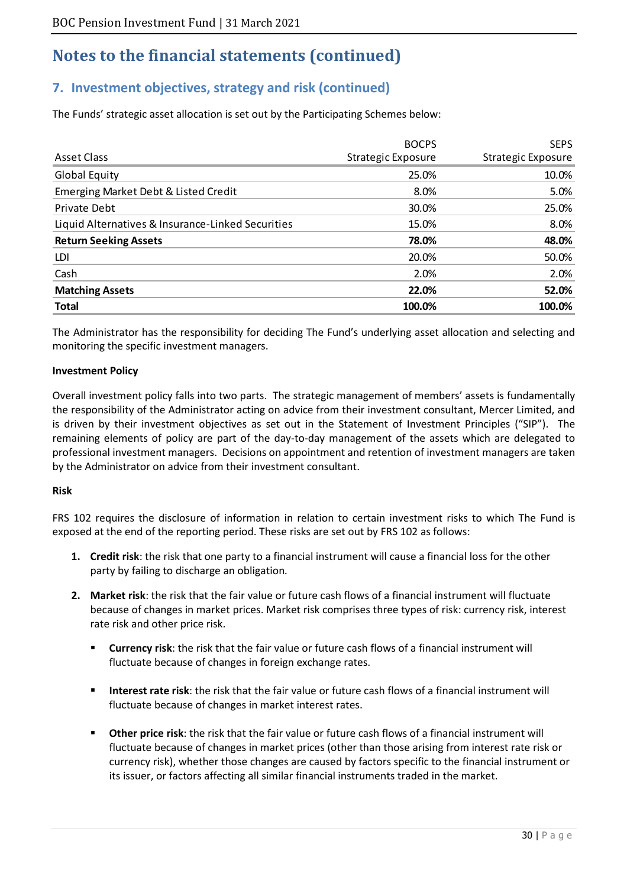# Notes to the financial statements (continued)

## 7. Investment objectives, strategy and risk (continued)

The Funds' strategic asset allocation is set out by the Participating Schemes below:

| Asset Class | BOCPS Strategic Exposure | SEPS Strategic Exposure |
|---|---|---|
| Global Equity | 25.0% | 10.0% |
| Emerging Market Debt & Listed Credit | 8.0% | 5.0% |
| Private Debt | 30.0% | 25.0% |
| Liquid Alternatives & Insurance-Linked Securities | 15.0% | 8.0% |
| **Return Seeking Assets** | **78.0%** | **48.0%** |
| LDI | 20.0% | 50.0% |
| Cash | 2.0% | 2.0% |
| **Matching Assets** | **22.0%** | **52.0%** |
| **Total** | **100.0%** | **100.0%** |

The Administrator has the responsibility for deciding The Fund's underlying asset allocation and selecting and monitoring the specific investment managers.

**Investment Policy**

Overall investment policy falls into two parts. The strategic management of members' assets is fundamentally the responsibility of the Administrator acting on advice from their investment consultant, Mercer Limited, and is driven by their investment objectives as set out in the Statement of Investment Principles ("SIP"). The remaining elements of policy are part of the day-to-day management of the assets which are delegated to professional investment managers. Decisions on appointment and retention of investment managers are taken by the Administrator on advice from their investment consultant.

**Risk**

FRS 102 requires the disclosure of information in relation to certain investment risks to which The Fund is exposed at the end of the reporting period. These risks are set out by FRS 102 as follows:

1. **Credit risk**: the risk that one party to a financial instrument will cause a financial loss for the other party by failing to discharge an obligation.
2. **Market risk**: the risk that the fair value or future cash flows of a financial instrument will fluctuate because of changes in market prices. Market risk comprises three types of risk: currency risk, interest rate risk and other price risk.
   - **Currency risk**: the risk that the fair value or future cash flows of a financial instrument will fluctuate because of changes in foreign exchange rates.
   - **Interest rate risk**: the risk that the fair value or future cash flows of a financial instrument will fluctuate because of changes in market interest rates.
   - **Other price risk**: the risk that the fair value or future cash flows of a financial instrument will fluctuate because of changes in market prices (other than those arising from interest rate risk or currency risk), whether those changes are caused by factors specific to the financial instrument or its issuer, or factors affecting all similar financial instruments traded in the market.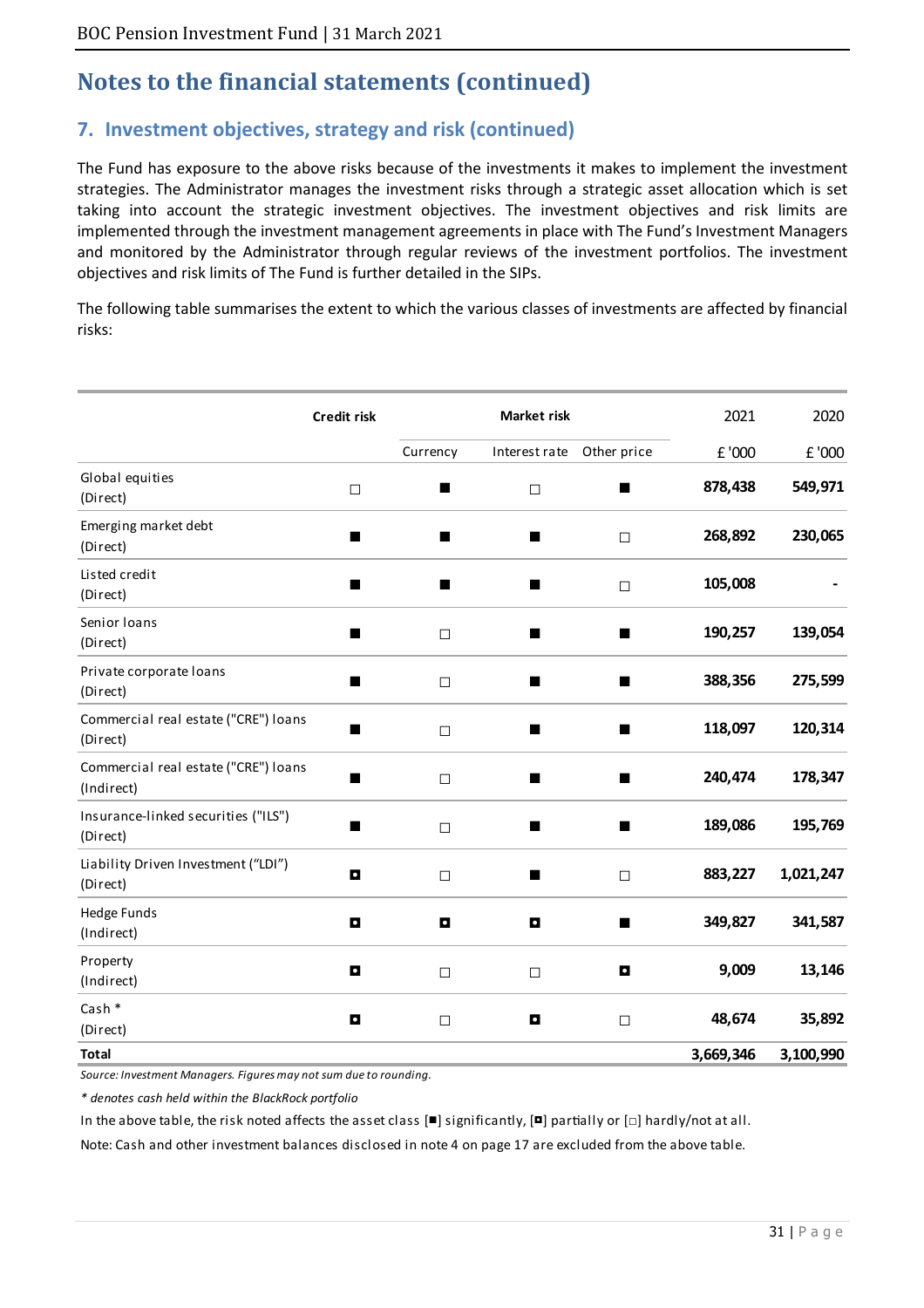# Notes to the financial statements (continued)

## 7. Investment objectives, strategy and risk (continued)

The Fund has exposure to the above risks because of the investments it makes to implement the investment strategies. The Administrator manages the investment risks through a strategic asset allocation which is set taking into account the strategic investment objectives. The investment objectives and risk limits are implemented through the investment management agreements in place with The Fund's Investment Managers and monitored by the Administrator through regular reviews of the investment portfolios. The investment objectives and risk limits of The Fund is further detailed in the SIPs.

The following table summarises the extent to which the various classes of investments are affected by financial risks:

| | **Credit risk** | **Market risk** | | | 2021 | 2020 |
|---|---|---|---|---|---|---|
| | | Currency | Interest rate | Other price | £ '000 | £ '000 |
| Global equities (Direct) | □ | ■ | □ | ■ | **878,438** | **549,971** |
| Emerging market debt (Direct) | ■ | ■ | ■ | □ | **268,892** | **230,065** |
| Listed credit (Direct) | ■ | ■ | ■ | □ | **105,008** | **-** |
| Senior loans (Direct) | ■ | □ | ■ | ■ | **190,257** | **139,054** |
| Private corporate loans (Direct) | ■ | □ | ■ | ■ | **388,356** | **275,599** |
| Commercial real estate ("CRE") loans (Direct) | ■ | □ | ■ | ■ | **118,097** | **120,314** |
| Commercial real estate ("CRE") loans (Indirect) | ■ | □ | ■ | ■ | **240,474** | **178,347** |
| Insurance-linked securities ("ILS") (Direct) | ■ | □ | ■ | ■ | **189,086** | **195,769** |
| Liability Driven Investment ("LDI") (Direct) | ◘ | □ | ■ | □ | **883,227** | **1,021,247** |
| Hedge Funds (Indirect) | ◘ | ◘ | ◘ | ■ | **349,827** | **341,587** |
| Property (Indirect) | ◘ | □ | □ | ◘ | **9,009** | **13,146** |
| Cash * (Direct) | ◘ | □ | ◘ | □ | **48,674** | **35,892** |
| **Total** | | | | | **3,669,346** | **3,100,990** |

*Source: Investment Managers. Figures may not sum due to rounding.*

*\* denotes cash held within the BlackRock portfolio*

In the above table, the risk noted affects the asset class [■] significantly, [◘] partially or [□] hardly/not at all.

Note: Cash and other investment balances disclosed in note 4 on page 17 are excluded from the above table.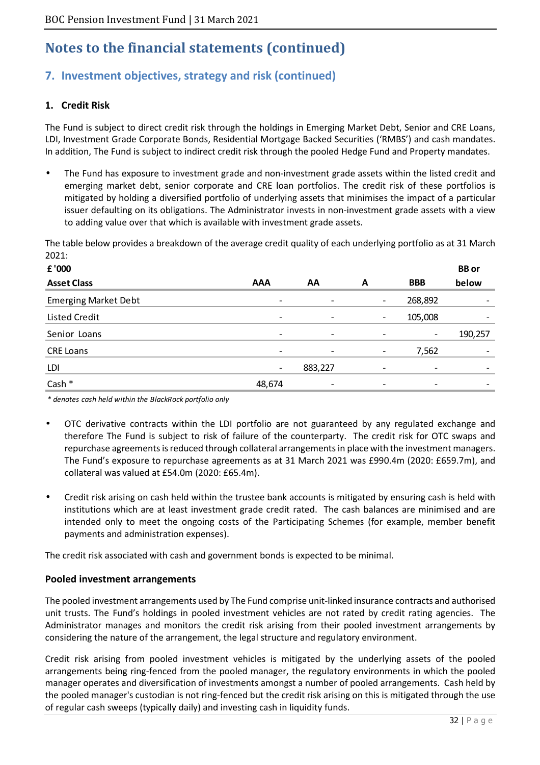# Notes to the financial statements (continued)

## 7. Investment objectives, strategy and risk (continued)

### 1. Credit Risk

The Fund is subject to direct credit risk through the holdings in Emerging Market Debt, Senior and CRE Loans, LDI, Investment Grade Corporate Bonds, Residential Mortgage Backed Securities ('RMBS') and cash mandates. In addition, The Fund is subject to indirect credit risk through the pooled Hedge Fund and Property mandates.

- The Fund has exposure to investment grade and non-investment grade assets within the listed credit and emerging market debt, senior corporate and CRE loan portfolios. The credit risk of these portfolios is mitigated by holding a diversified portfolio of underlying assets that minimises the impact of a particular issuer defaulting on its obligations. The Administrator invests in non-investment grade assets with a view to adding value over that which is available with investment grade assets.

The table below provides a breakdown of the average credit quality of each underlying portfolio as at 31 March 2021:

| £ '000<br>Asset Class | AAA | AA | A | BBB | BB or below |
|---|---|---|---|---|---|
| Emerging Market Debt | - | - | - | 268,892 | - |
| Listed Credit | - | - | - | 105,008 | - |
| Senior Loans | - | - | - | - | 190,257 |
| CRE Loans | - | - | - | 7,562 | - |
| LDI | - | 883,227 | - | - | - |
| Cash * | 48,674 | - | - | - | - |

*\* denotes cash held within the BlackRock portfolio only*

- OTC derivative contracts within the LDI portfolio are not guaranteed by any regulated exchange and therefore The Fund is subject to risk of failure of the counterparty. The credit risk for OTC swaps and repurchase agreements is reduced through collateral arrangements in place with the investment managers. The Fund's exposure to repurchase agreements as at 31 March 2021 was £990.4m (2020: £659.7m), and collateral was valued at £54.0m (2020: £65.4m).

- Credit risk arising on cash held within the trustee bank accounts is mitigated by ensuring cash is held with institutions which are at least investment grade credit rated. The cash balances are minimised and are intended only to meet the ongoing costs of the Participating Schemes (for example, member benefit payments and administration expenses).

The credit risk associated with cash and government bonds is expected to be minimal.

### Pooled investment arrangements

The pooled investment arrangements used by The Fund comprise unit-linked insurance contracts and authorised unit trusts. The Fund's holdings in pooled investment vehicles are not rated by credit rating agencies. The Administrator manages and monitors the credit risk arising from their pooled investment arrangements by considering the nature of the arrangement, the legal structure and regulatory environment.

Credit risk arising from pooled investment vehicles is mitigated by the underlying assets of the pooled arrangements being ring-fenced from the pooled manager, the regulatory environments in which the pooled manager operates and diversification of investments amongst a number of pooled arrangements. Cash held by the pooled manager's custodian is not ring-fenced but the credit risk arising on this is mitigated through the use of regular cash sweeps (typically daily) and investing cash in liquidity funds.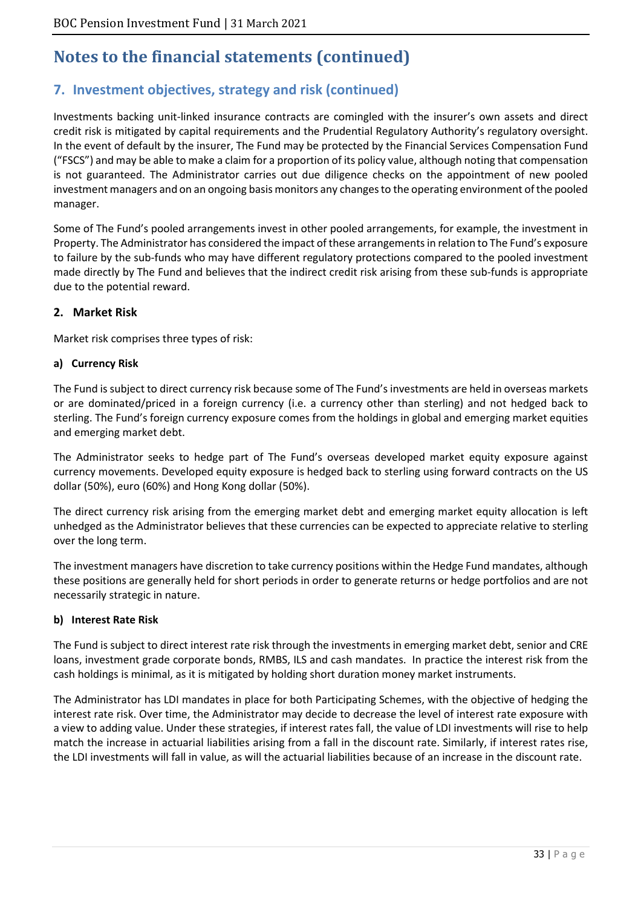# Notes to the financial statements (continued)

## 7. Investment objectives, strategy and risk (continued)

Investments backing unit-linked insurance contracts are comingled with the insurer's own assets and direct credit risk is mitigated by capital requirements and the Prudential Regulatory Authority's regulatory oversight. In the event of default by the insurer, The Fund may be protected by the Financial Services Compensation Fund ("FSCS") and may be able to make a claim for a proportion of its policy value, although noting that compensation is not guaranteed. The Administrator carries out due diligence checks on the appointment of new pooled investment managers and on an ongoing basis monitors any changes to the operating environment of the pooled manager.

Some of The Fund's pooled arrangements invest in other pooled arrangements, for example, the investment in Property. The Administrator has considered the impact of these arrangements in relation to The Fund's exposure to failure by the sub-funds who may have different regulatory protections compared to the pooled investment made directly by The Fund and believes that the indirect credit risk arising from these sub-funds is appropriate due to the potential reward.

### 2. Market Risk

Market risk comprises three types of risk:

#### a) Currency Risk

The Fund is subject to direct currency risk because some of The Fund's investments are held in overseas markets or are dominated/priced in a foreign currency (i.e. a currency other than sterling) and not hedged back to sterling. The Fund's foreign currency exposure comes from the holdings in global and emerging market equities and emerging market debt.

The Administrator seeks to hedge part of The Fund's overseas developed market equity exposure against currency movements. Developed equity exposure is hedged back to sterling using forward contracts on the US dollar (50%), euro (60%) and Hong Kong dollar (50%).

The direct currency risk arising from the emerging market debt and emerging market equity allocation is left unhedged as the Administrator believes that these currencies can be expected to appreciate relative to sterling over the long term.

The investment managers have discretion to take currency positions within the Hedge Fund mandates, although these positions are generally held for short periods in order to generate returns or hedge portfolios and are not necessarily strategic in nature.

#### b) Interest Rate Risk

The Fund is subject to direct interest rate risk through the investments in emerging market debt, senior and CRE loans, investment grade corporate bonds, RMBS, ILS and cash mandates. In practice the interest risk from the cash holdings is minimal, as it is mitigated by holding short duration money market instruments.

The Administrator has LDI mandates in place for both Participating Schemes, with the objective of hedging the interest rate risk. Over time, the Administrator may decide to decrease the level of interest rate exposure with a view to adding value. Under these strategies, if interest rates fall, the value of LDI investments will rise to help match the increase in actuarial liabilities arising from a fall in the discount rate. Similarly, if interest rates rise, the LDI investments will fall in value, as will the actuarial liabilities because of an increase in the discount rate.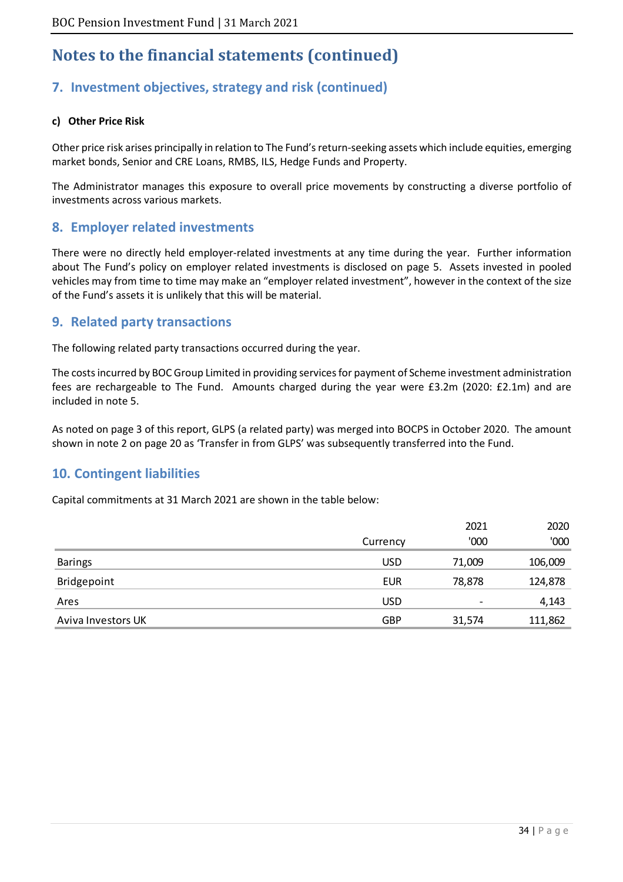# Notes to the financial statements (continued)

## 7. Investment objectives, strategy and risk (continued)

**c) Other Price Risk**

Other price risk arises principally in relation to The Fund's return-seeking assets which include equities, emerging market bonds, Senior and CRE Loans, RMBS, ILS, Hedge Funds and Property.

The Administrator manages this exposure to overall price movements by constructing a diverse portfolio of investments across various markets.

## 8. Employer related investments

There were no directly held employer-related investments at any time during the year. Further information about The Fund's policy on employer related investments is disclosed on page 5. Assets invested in pooled vehicles may from time to time may make an "employer related investment", however in the context of the size of the Fund's assets it is unlikely that this will be material.

## 9. Related party transactions

The following related party transactions occurred during the year.

The costs incurred by BOC Group Limited in providing services for payment of Scheme investment administration fees are rechargeable to The Fund. Amounts charged during the year were £3.2m (2020: £2.1m) and are included in note 5.

As noted on page 3 of this report, GLPS (a related party) was merged into BOCPS in October 2020. The amount shown in note 2 on page 20 as 'Transfer in from GLPS' was subsequently transferred into the Fund.

## 10. Contingent liabilities

Capital commitments at 31 March 2021 are shown in the table below:

| | Currency | 2021<br>'000 | 2020<br>'000 |
|---|---|---|---|
| Barings | USD | 71,009 | 106,009 |
| Bridgepoint | EUR | 78,878 | 124,878 |
| Ares | USD | - | 4,143 |
| Aviva Investors UK | GBP | 31,574 | 111,862 |